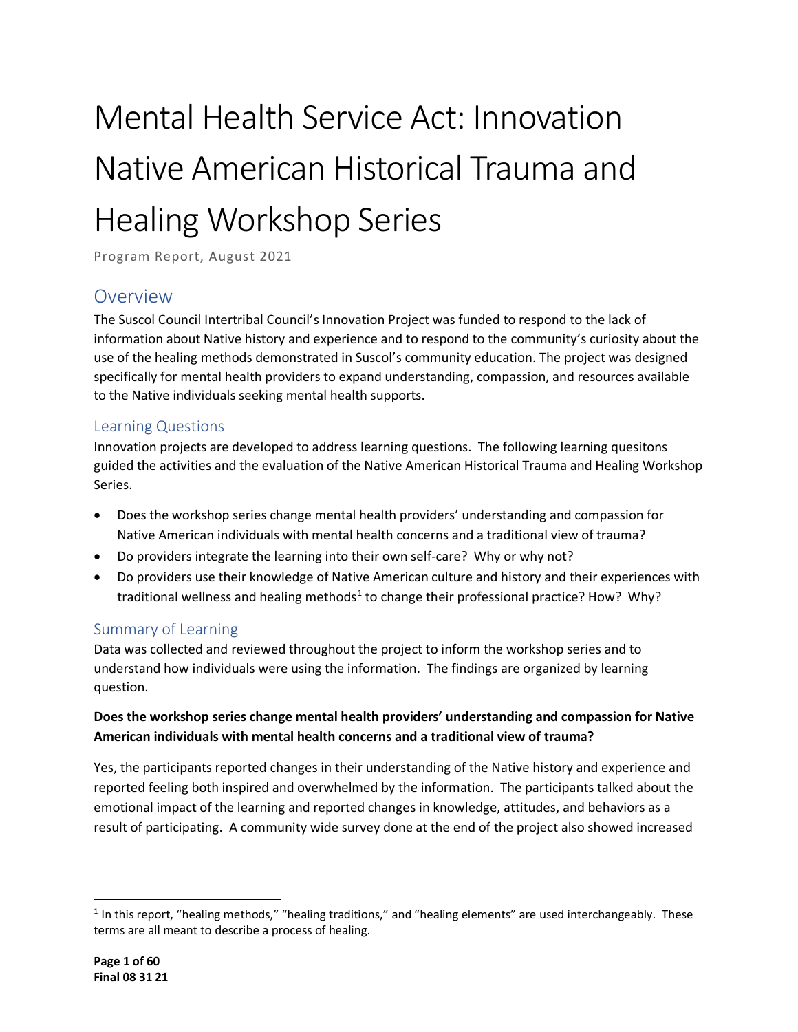# Mental Health Service Act: Innovation Native American Historical Trauma and Healing Workshop Series

Program Report, August 2021

## Overview

The Suscol Council Intertribal Council's Innovation Project was funded to respond to the lack of information about Native history and experience and to respond to the community's curiosity about the use of the healing methods demonstrated in Suscol's community education. The project was designed specifically for mental health providers to expand understanding, compassion, and resources available to the Native individuals seeking mental health supports.

### Learning Questions

Innovation projects are developed to address learning questions. The following learning quesitons guided the activities and the evaluation of the Native American Historical Trauma and Healing Workshop Series.

- Does the workshop series change mental health providers' understanding and compassion for Native American individuals with mental health concerns and a traditional view of trauma?
- Do providers integrate the learning into their own self-care? Why or why not?
- Do providers use their knowledge of Native American culture and history and their experiences with traditional wellness and healing methods[1] to change their professional practice? How? Why?

### Summary of Learning

Data was collected and reviewed throughout the project to inform the workshop series and to understand how individuals were using the information. The findings are organized by learning question.

**Does the workshop series change mental health providers' understanding and compassion for Native American individuals with mental health concerns and a traditional view of trauma?**

Yes, the participants reported changes in their understanding of the Native history and experience and reported feeling both inspired and overwhelmed by the information. The participants talked about the emotional impact of the learning and reported changes in knowledge, attitudes, and behaviors as a result of participating. A community wide survey done at the end of the project also showed increased

[1] In this report, "healing methods," "healing traditions," and "healing elements" are used interchangeably. These terms are all meant to describe a process of healing.

**Final 08 31 21**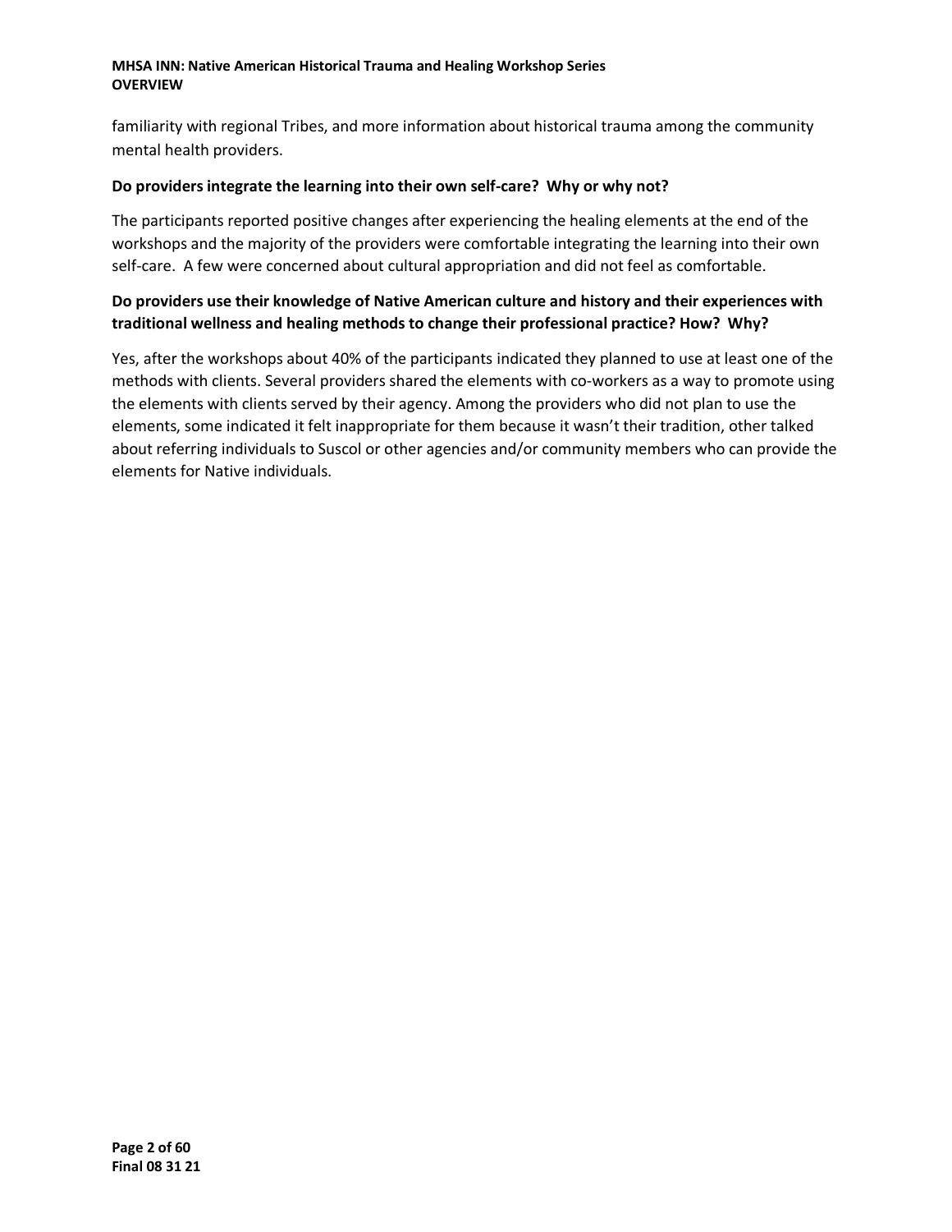familiarity with regional Tribes, and more information about historical trauma among the community mental health providers.

**Do providers integrate the learning into their own self-care? Why or why not?**

The participants reported positive changes after experiencing the healing elements at the end of the workshops and the majority of the providers were comfortable integrating the learning into their own self-care. A few were concerned about cultural appropriation and did not feel as comfortable.

**Do providers use their knowledge of Native American culture and history and their experiences with traditional wellness and healing methods to change their professional practice? How? Why?**

Yes, after the workshops about 40% of the participants indicated they planned to use at least one of the methods with clients. Several providers shared the elements with co-workers as a way to promote using the elements with clients served by their agency. Among the providers who did not plan to use the elements, some indicated it felt inappropriate for them because it wasn't their tradition, other talked about referring individuals to Suscol or other agencies and/or community members who can provide the elements for Native individuals.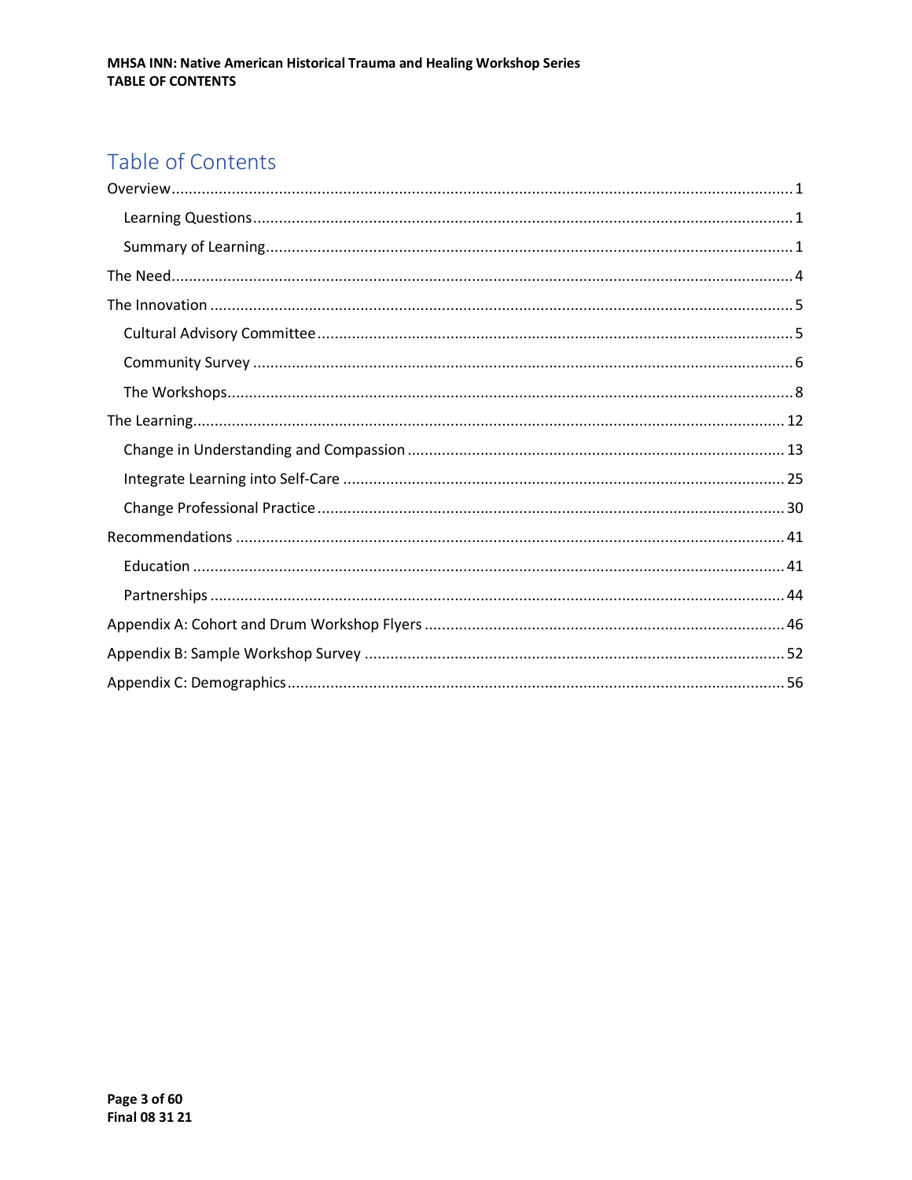# Table of Contents

- Overview ... 1
  - Learning Questions ... 1
  - Summary of Learning ... 1
- The Need ... 4
- The Innovation ... 5
  - Cultural Advisory Committee ... 5
  - Community Survey ... 6
  - The Workshops ... 8
- The Learning ... 12
  - Change in Understanding and Compassion ... 13
  - Integrate Learning into Self-Care ... 25
  - Change Professional Practice ... 30
- Recommendations ... 41
  - Education ... 41
  - Partnerships ... 44
- Appendix A: Cohort and Drum Workshop Flyers ... 46
- Appendix B: Sample Workshop Survey ... 52
- Appendix C: Demographics ... 56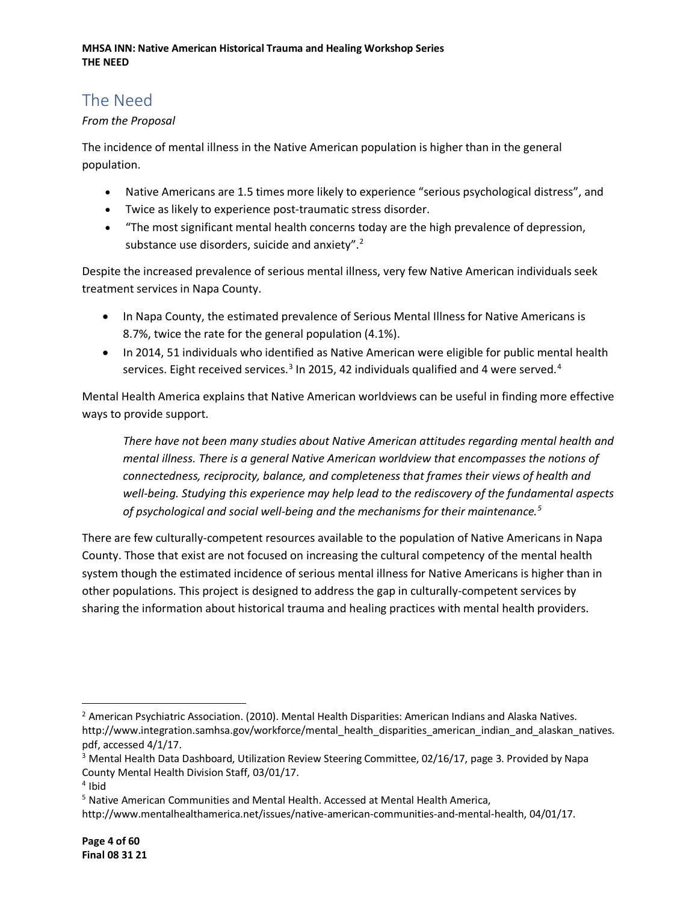## The Need

*From the Proposal*

The incidence of mental illness in the Native American population is higher than in the general population.

- Native Americans are 1.5 times more likely to experience "serious psychological distress", and
- Twice as likely to experience post-traumatic stress disorder.
- "The most significant mental health concerns today are the high prevalence of depression, substance use disorders, suicide and anxiety".[2]

Despite the increased prevalence of serious mental illness, very few Native American individuals seek treatment services in Napa County.

- In Napa County, the estimated prevalence of Serious Mental Illness for Native Americans is 8.7%, twice the rate for the general population (4.1%).
- In 2014, 51 individuals who identified as Native American were eligible for public mental health services. Eight received services.[3] In 2015, 42 individuals qualified and 4 were served.[4]

Mental Health America explains that Native American worldviews can be useful in finding more effective ways to provide support.

> *There have not been many studies about Native American attitudes regarding mental health and mental illness. There is a general Native American worldview that encompasses the notions of connectedness, reciprocity, balance, and completeness that frames their views of health and well-being. Studying this experience may help lead to the rediscovery of the fundamental aspects of psychological and social well-being and the mechanisms for their maintenance.*[5]

There are few culturally-competent resources available to the population of Native Americans in Napa County. Those that exist are not focused on increasing the cultural competency of the mental health system though the estimated incidence of serious mental illness for Native Americans is higher than in other populations. This project is designed to address the gap in culturally-competent services by sharing the information about historical trauma and healing practices with mental health providers.

---

[2] American Psychiatric Association. (2010). Mental Health Disparities: American Indians and Alaska Natives. http://www.integration.samhsa.gov/workforce/mental_health_disparities_american_indian_and_alaskan_natives.pdf, accessed 4/1/17.

[3] Mental Health Data Dashboard, Utilization Review Steering Committee, 02/16/17, page 3. Provided by Napa County Mental Health Division Staff, 03/01/17.

[4] Ibid

[5] Native American Communities and Mental Health. Accessed at Mental Health America, http://www.mentalhealthamerica.net/issues/native-american-communities-and-mental-health, 04/01/17.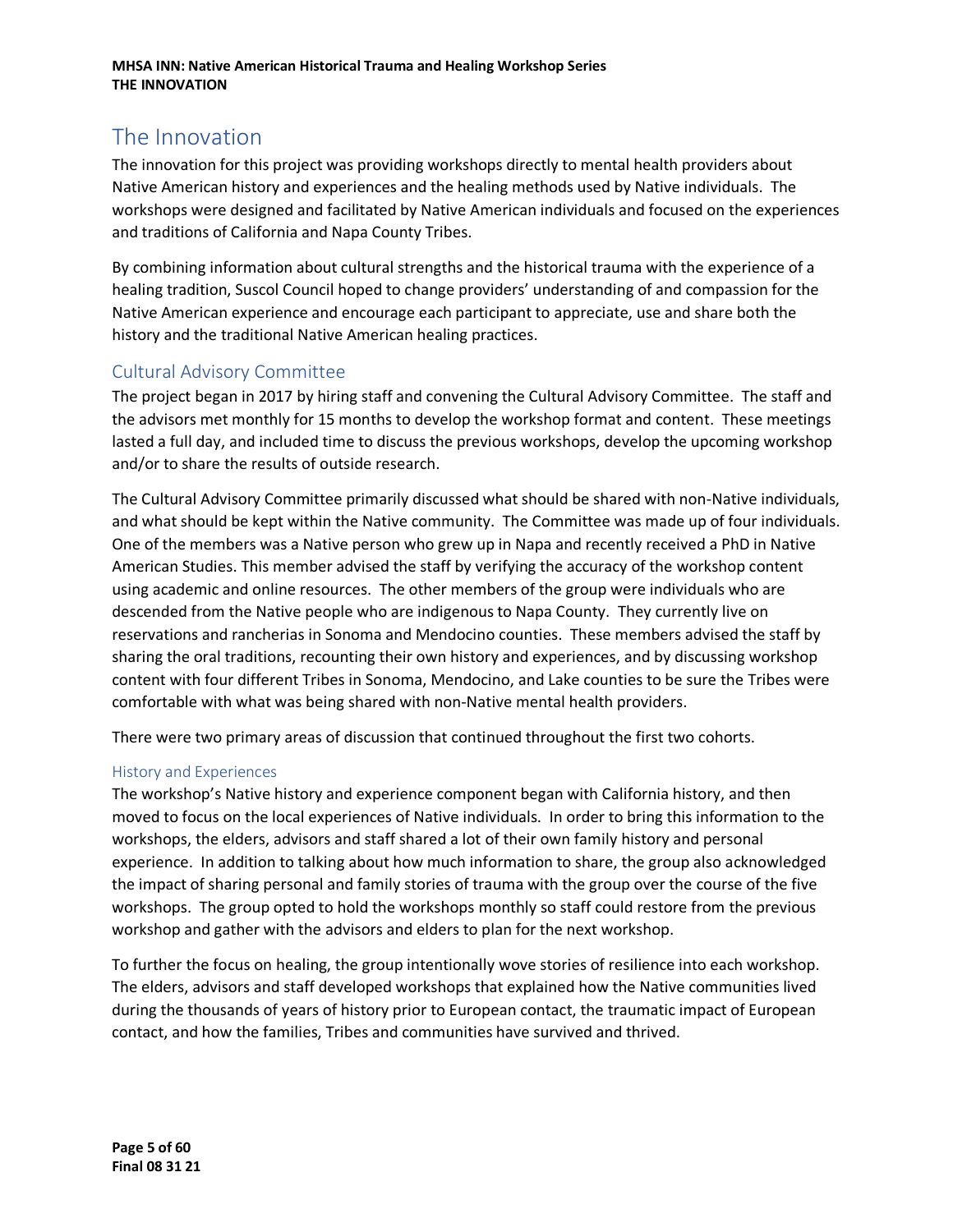# The Innovation

The innovation for this project was providing workshops directly to mental health providers about Native American history and experiences and the healing methods used by Native individuals. The workshops were designed and facilitated by Native American individuals and focused on the experiences and traditions of California and Napa County Tribes.

By combining information about cultural strengths and the historical trauma with the experience of a healing tradition, Suscol Council hoped to change providers' understanding of and compassion for the Native American experience and encourage each participant to appreciate, use and share both the history and the traditional Native American healing practices.

## Cultural Advisory Committee

The project began in 2017 by hiring staff and convening the Cultural Advisory Committee. The staff and the advisors met monthly for 15 months to develop the workshop format and content. These meetings lasted a full day, and included time to discuss the previous workshops, develop the upcoming workshop and/or to share the results of outside research.

The Cultural Advisory Committee primarily discussed what should be shared with non-Native individuals, and what should be kept within the Native community. The Committee was made up of four individuals. One of the members was a Native person who grew up in Napa and recently received a PhD in Native American Studies. This member advised the staff by verifying the accuracy of the workshop content using academic and online resources. The other members of the group were individuals who are descended from the Native people who are indigenous to Napa County. They currently live on reservations and rancherias in Sonoma and Mendocino counties. These members advised the staff by sharing the oral traditions, recounting their own history and experiences, and by discussing workshop content with four different Tribes in Sonoma, Mendocino, and Lake counties to be sure the Tribes were comfortable with what was being shared with non-Native mental health providers.

There were two primary areas of discussion that continued throughout the first two cohorts.

### History and Experiences

The workshop's Native history and experience component began with California history, and then moved to focus on the local experiences of Native individuals. In order to bring this information to the workshops, the elders, advisors and staff shared a lot of their own family history and personal experience. In addition to talking about how much information to share, the group also acknowledged the impact of sharing personal and family stories of trauma with the group over the course of the five workshops. The group opted to hold the workshops monthly so staff could restore from the previous workshop and gather with the advisors and elders to plan for the next workshop.

To further the focus on healing, the group intentionally wove stories of resilience into each workshop. The elders, advisors and staff developed workshops that explained how the Native communities lived during the thousands of years of history prior to European contact, the traumatic impact of European contact, and how the families, Tribes and communities have survived and thrived.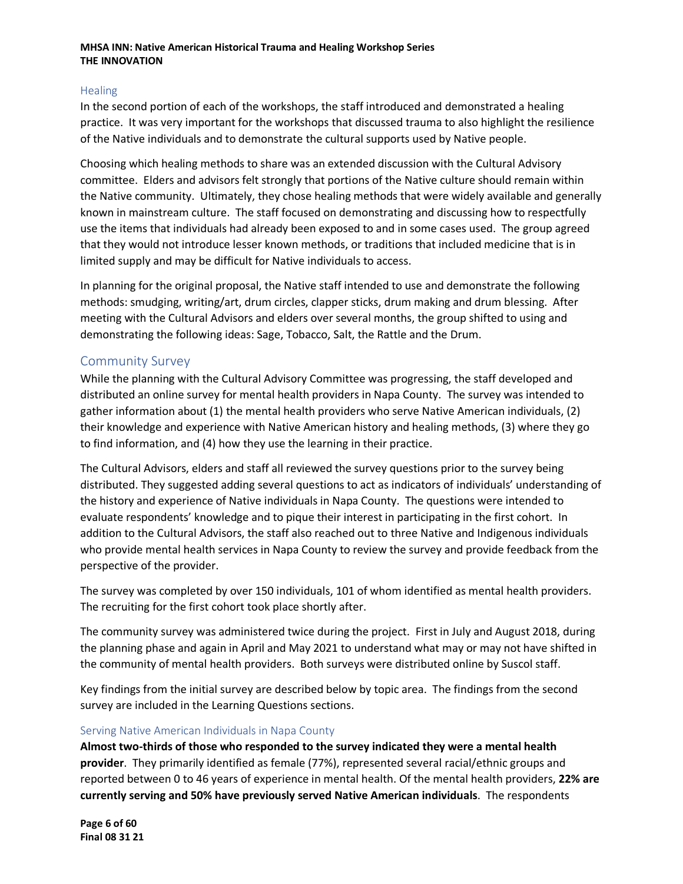### Healing

In the second portion of each of the workshops, the staff introduced and demonstrated a healing practice. It was very important for the workshops that discussed trauma to also highlight the resilience of the Native individuals and to demonstrate the cultural supports used by Native people.

Choosing which healing methods to share was an extended discussion with the Cultural Advisory committee. Elders and advisors felt strongly that portions of the Native culture should remain within the Native community. Ultimately, they chose healing methods that were widely available and generally known in mainstream culture. The staff focused on demonstrating and discussing how to respectfully use the items that individuals had already been exposed to and in some cases used. The group agreed that they would not introduce lesser known methods, or traditions that included medicine that is in limited supply and may be difficult for Native individuals to access.

In planning for the original proposal, the Native staff intended to use and demonstrate the following methods: smudging, writing/art, drum circles, clapper sticks, drum making and drum blessing. After meeting with the Cultural Advisors and elders over several months, the group shifted to using and demonstrating the following ideas: Sage, Tobacco, Salt, the Rattle and the Drum.

## Community Survey

While the planning with the Cultural Advisory Committee was progressing, the staff developed and distributed an online survey for mental health providers in Napa County. The survey was intended to gather information about (1) the mental health providers who serve Native American individuals, (2) their knowledge and experience with Native American history and healing methods, (3) where they go to find information, and (4) how they use the learning in their practice.

The Cultural Advisors, elders and staff all reviewed the survey questions prior to the survey being distributed. They suggested adding several questions to act as indicators of individuals' understanding of the history and experience of Native individuals in Napa County. The questions were intended to evaluate respondents' knowledge and to pique their interest in participating in the first cohort. In addition to the Cultural Advisors, the staff also reached out to three Native and Indigenous individuals who provide mental health services in Napa County to review the survey and provide feedback from the perspective of the provider.

The survey was completed by over 150 individuals, 101 of whom identified as mental health providers. The recruiting for the first cohort took place shortly after.

The community survey was administered twice during the project. First in July and August 2018, during the planning phase and again in April and May 2021 to understand what may or may not have shifted in the community of mental health providers. Both surveys were distributed online by Suscol staff.

Key findings from the initial survey are described below by topic area. The findings from the second survey are included in the Learning Questions sections.

### Serving Native American Individuals in Napa County

**Almost two-thirds of those who responded to the survey indicated they were a mental health provider**. They primarily identified as female (77%), represented several racial/ethnic groups and reported between 0 to 46 years of experience in mental health. Of the mental health providers, **22% are currently serving and 50% have previously served Native American individuals**. The respondents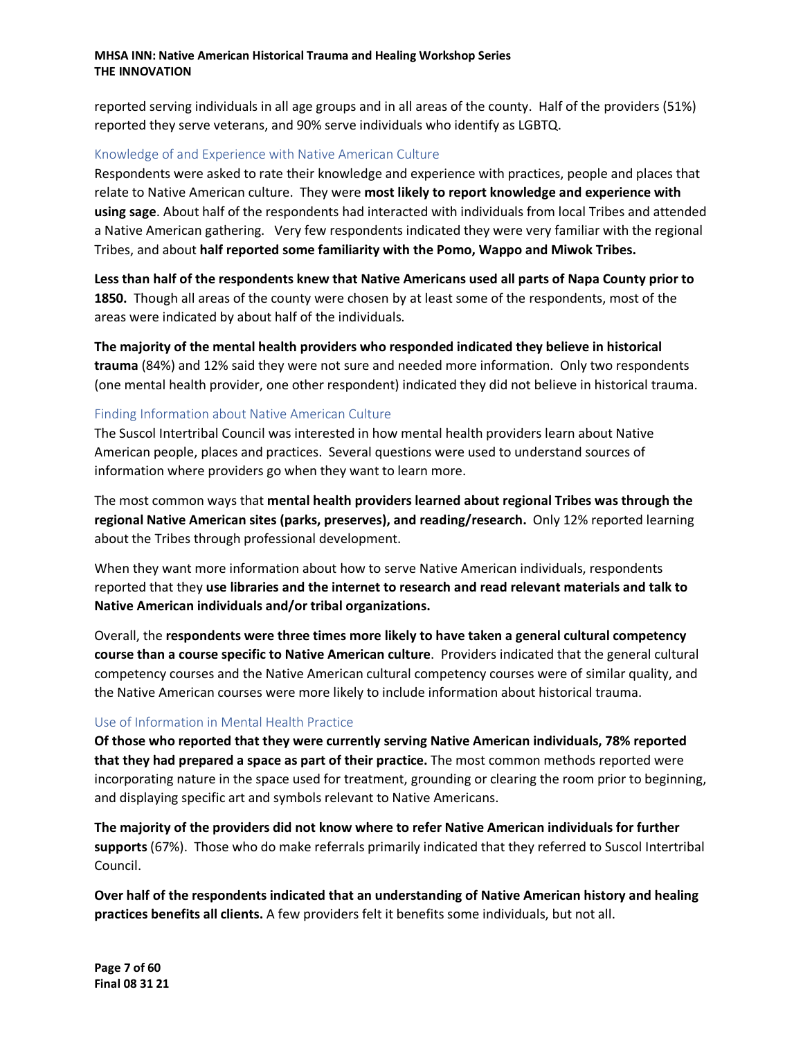reported serving individuals in all age groups and in all areas of the county. Half of the providers (51%) reported they serve veterans, and 90% serve individuals who identify as LGBTQ.

### Knowledge of and Experience with Native American Culture

Respondents were asked to rate their knowledge and experience with practices, people and places that relate to Native American culture. They were **most likely to report knowledge and experience with using sage**. About half of the respondents had interacted with individuals from local Tribes and attended a Native American gathering. Very few respondents indicated they were very familiar with the regional Tribes, and about **half reported some familiarity with the Pomo, Wappo and Miwok Tribes.**

**Less than half of the respondents knew that Native Americans used all parts of Napa County prior to 1850.** Though all areas of the county were chosen by at least some of the respondents, most of the areas were indicated by about half of the individuals.

**The majority of the mental health providers who responded indicated they believe in historical trauma** (84%) and 12% said they were not sure and needed more information. Only two respondents (one mental health provider, one other respondent) indicated they did not believe in historical trauma.

### Finding Information about Native American Culture

The Suscol Intertribal Council was interested in how mental health providers learn about Native American people, places and practices. Several questions were used to understand sources of information where providers go when they want to learn more.

The most common ways that **mental health providers learned about regional Tribes was through the regional Native American sites (parks, preserves), and reading/research.** Only 12% reported learning about the Tribes through professional development.

When they want more information about how to serve Native American individuals, respondents reported that they **use libraries and the internet to research and read relevant materials and talk to Native American individuals and/or tribal organizations.**

Overall, the **respondents were three times more likely to have taken a general cultural competency course than a course specific to Native American culture**. Providers indicated that the general cultural competency courses and the Native American cultural competency courses were of similar quality, and the Native American courses were more likely to include information about historical trauma.

### Use of Information in Mental Health Practice

**Of those who reported that they were currently serving Native American individuals, 78% reported that they had prepared a space as part of their practice.** The most common methods reported were incorporating nature in the space used for treatment, grounding or clearing the room prior to beginning, and displaying specific art and symbols relevant to Native Americans.

**The majority of the providers did not know where to refer Native American individuals for further supports** (67%). Those who do make referrals primarily indicated that they referred to Suscol Intertribal Council.

**Over half of the respondents indicated that an understanding of Native American history and healing practices benefits all clients.** A few providers felt it benefits some individuals, but not all.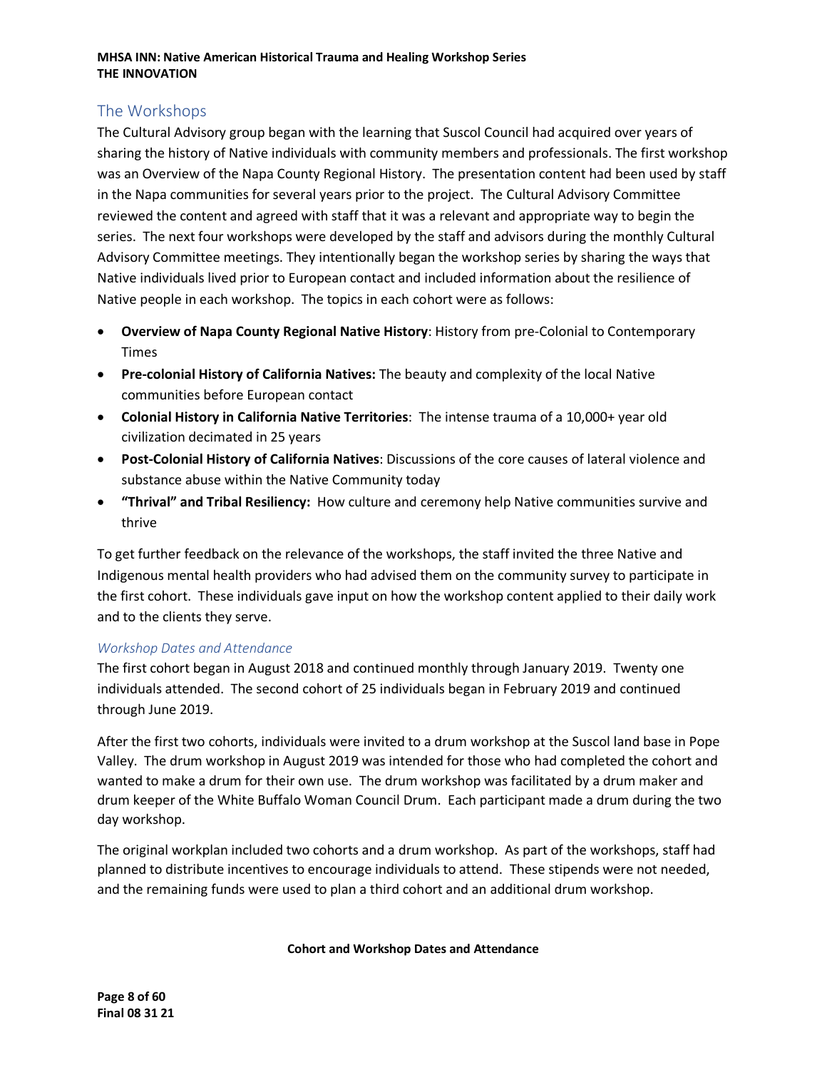## The Workshops

The Cultural Advisory group began with the learning that Suscol Council had acquired over years of sharing the history of Native individuals with community members and professionals. The first workshop was an Overview of the Napa County Regional History. The presentation content had been used by staff in the Napa communities for several years prior to the project. The Cultural Advisory Committee reviewed the content and agreed with staff that it was a relevant and appropriate way to begin the series. The next four workshops were developed by the staff and advisors during the monthly Cultural Advisory Committee meetings. They intentionally began the workshop series by sharing the ways that Native individuals lived prior to European contact and included information about the resilience of Native people in each workshop. The topics in each cohort were as follows:

- **Overview of Napa County Regional Native History**: History from pre-Colonial to Contemporary Times
- **Pre-colonial History of California Natives:** The beauty and complexity of the local Native communities before European contact
- **Colonial History in California Native Territories**: The intense trauma of a 10,000+ year old civilization decimated in 25 years
- **Post-Colonial History of California Natives**: Discussions of the core causes of lateral violence and substance abuse within the Native Community today
- **"Thrival" and Tribal Resiliency:** How culture and ceremony help Native communities survive and thrive

To get further feedback on the relevance of the workshops, the staff invited the three Native and Indigenous mental health providers who had advised them on the community survey to participate in the first cohort. These individuals gave input on how the workshop content applied to their daily work and to the clients they serve.

### *Workshop Dates and Attendance*

The first cohort began in August 2018 and continued monthly through January 2019. Twenty one individuals attended. The second cohort of 25 individuals began in February 2019 and continued through June 2019.

After the first two cohorts, individuals were invited to a drum workshop at the Suscol land base in Pope Valley. The drum workshop in August 2019 was intended for those who had completed the cohort and wanted to make a drum for their own use. The drum workshop was facilitated by a drum maker and drum keeper of the White Buffalo Woman Council Drum. Each participant made a drum during the two day workshop.

The original workplan included two cohorts and a drum workshop. As part of the workshops, staff had planned to distribute incentives to encourage individuals to attend. These stipends were not needed, and the remaining funds were used to plan a third cohort and an additional drum workshop.

**Cohort and Workshop Dates and Attendance**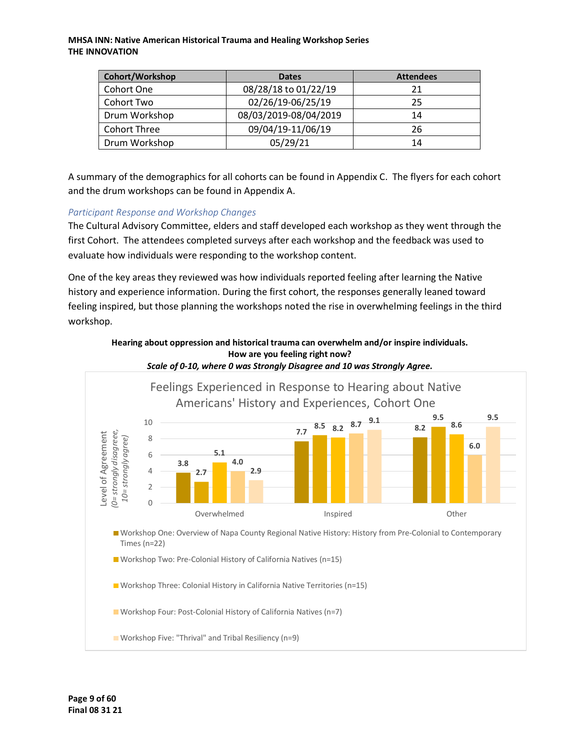**MHSA INN: Native American Historical Trauma and Healing Workshop Series**
**THE INNOVATION**

| Cohort/Workshop | Dates | Attendees |
|---|---|---|
| Cohort One | 08/28/18 to 01/22/19 | 21 |
| Cohort Two | 02/26/19-06/25/19 | 25 |
| Drum Workshop | 08/03/2019-08/04/2019 | 14 |
| Cohort Three | 09/04/19-11/06/19 | 26 |
| Drum Workshop | 05/29/21 | 14 |

A summary of the demographics for all cohorts can be found in Appendix C. The flyers for each cohort and the drum workshops can be found in Appendix A.

### *Participant Response and Workshop Changes*

The Cultural Advisory Committee, elders and staff developed each workshop as they went through the first Cohort. The attendees completed surveys after each workshop and the feedback was used to evaluate how individuals were responding to the workshop content.

One of the key areas they reviewed was how individuals reported feeling after learning the Native history and experience information. During the first cohort, the responses generally leaned toward feeling inspired, but those planning the workshops noted the rise in overwhelming feelings in the third workshop.

**Hearing about oppression and historical trauma can overwhelm and/or inspire individuals. How are you feeling right now?**
***Scale of 0-10, where 0 was Strongly Disagree and 10 was Strongly Agree.***

Feelings Experienced in Response to Hearing about Native Americans' History and Experiences, Cohort One

| Workshop | Overwhelmed | Inspired | Other |
|---|---|---|---|
| Workshop One: Overview of Napa County Regional Native History: History from Pre-Colonial to Contemporary Times (n=22) | 3.8 | 7.7 | 8.2 |
| Workshop Two: Pre-Colonial History of California Natives (n=15) | 2.7 | 8.5 | 9.5 |
| Workshop Three: Colonial History in California Native Territories (n=15) | 5.1 | 8.2 | 8.6 |
| Workshop Four: Post-Colonial History of California Natives (n=7) | 4.0 | 8.7 | 6.0 |
| Workshop Five: "Thrival" and Tribal Resiliency (n=9) | 2.9 | 9.1 | 9.5 |

Level of Agreement (0= strongly disagree, 10= strongly agree)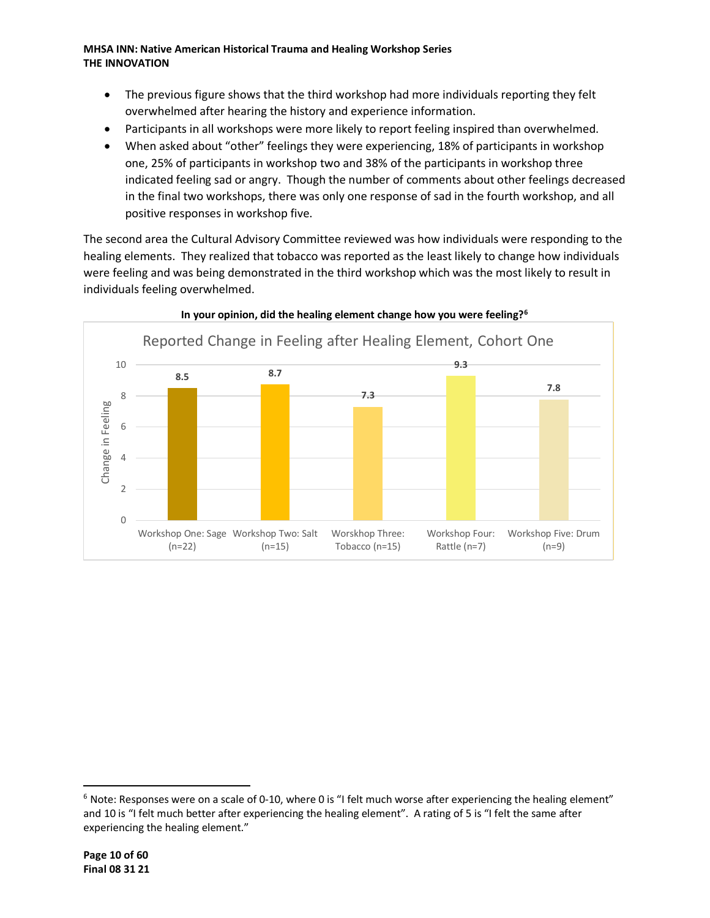- The previous figure shows that the third workshop had more individuals reporting they felt overwhelmed after hearing the history and experience information.
- Participants in all workshops were more likely to report feeling inspired than overwhelmed.
- When asked about "other" feelings they were experiencing, 18% of participants in workshop one, 25% of participants in workshop two and 38% of the participants in workshop three indicated feeling sad or angry. Though the number of comments about other feelings decreased in the final two workshops, there was only one response of sad in the fourth workshop, and all positive responses in workshop five.

The second area the Cultural Advisory Committee reviewed was how individuals were responding to the healing elements. They realized that tobacco was reported as the least likely to change how individuals were feeling and was being demonstrated in the third workshop which was the most likely to result in individuals feeling overwhelmed.

**In your opinion, did the healing element change how you were feeling?**[6]

Reported Change in Feeling after Healing Element, Cohort One

| Workshop | Change in Feeling |
| --- | --- |
| Workshop One: Sage (n=22) | 8.5 |
| Workshop Two: Salt (n=15) | 8.7 |
| Worskhop Three: Tobacco (n=15) | 7.3 |
| Workshop Four: Rattle (n=7) | 9.3 |
| Workshop Five: Drum (n=9) | 7.8 |

[6] Note: Responses were on a scale of 0-10, where 0 is "I felt much worse after experiencing the healing element" and 10 is "I felt much better after experiencing the healing element". A rating of 5 is "I felt the same after experiencing the healing element."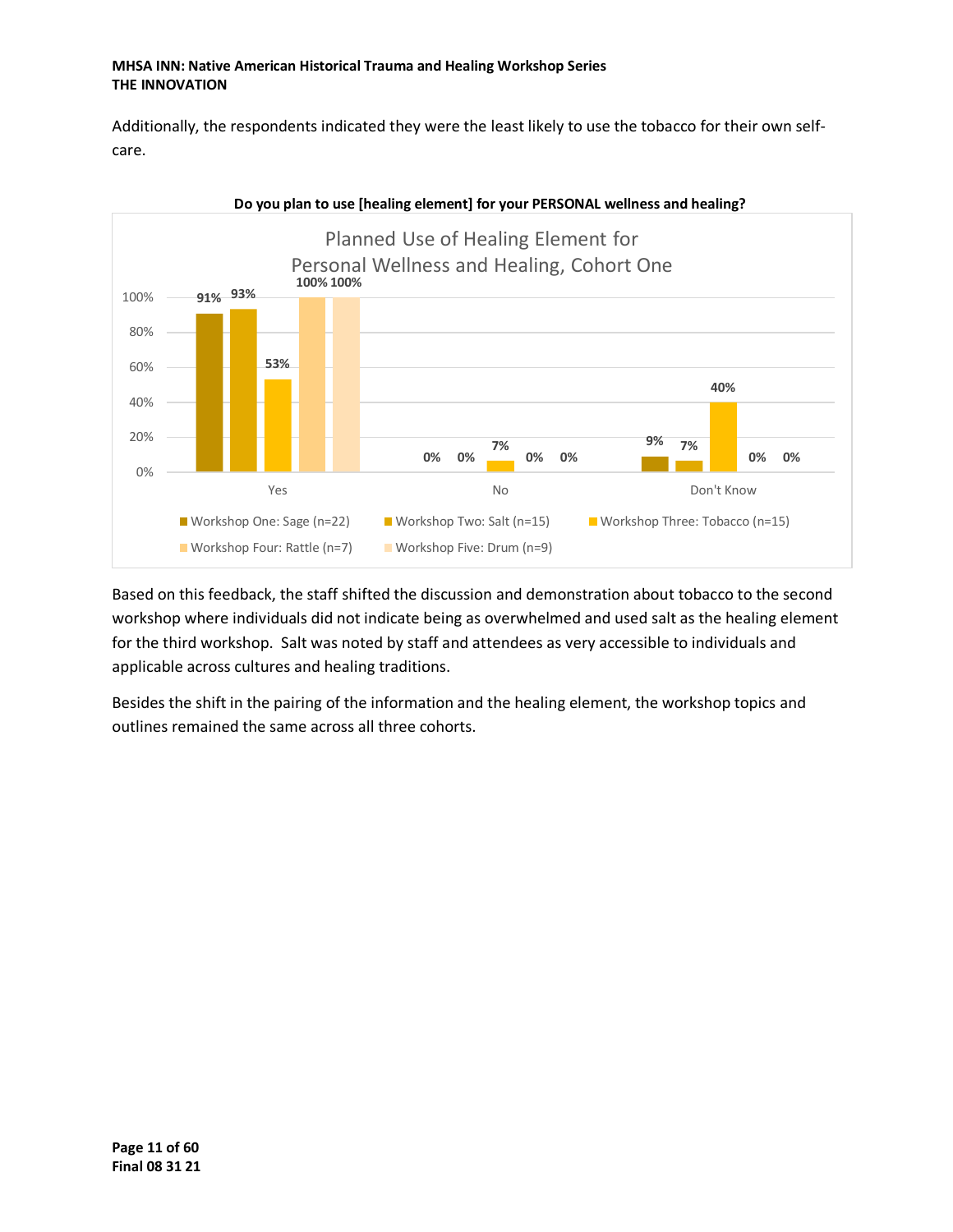Additionally, the respondents indicated they were the least likely to use the tobacco for their own self-care.

**Do you plan to use [healing element] for your PERSONAL wellness and healing?**

Planned Use of Healing Element for Personal Wellness and Healing, Cohort One

| | Workshop One: Sage (n=22) | Workshop Two: Salt (n=15) | Workshop Three: Tobacco (n=15) | Workshop Four: Rattle (n=7) | Workshop Five: Drum (n=9) |
|---|---|---|---|---|---|
| Yes | 91% | 93% | 53% | 100% | 100% |
| No | 0% | 0% | 7% | 0% | 0% |
| Don't Know | 9% | 7% | 40% | 0% | 0% |

Based on this feedback, the staff shifted the discussion and demonstration about tobacco to the second workshop where individuals did not indicate being as overwhelmed and used salt as the healing element for the third workshop. Salt was noted by staff and attendees as very accessible to individuals and applicable across cultures and healing traditions.

Besides the shift in the pairing of the information and the healing element, the workshop topics and outlines remained the same across all three cohorts.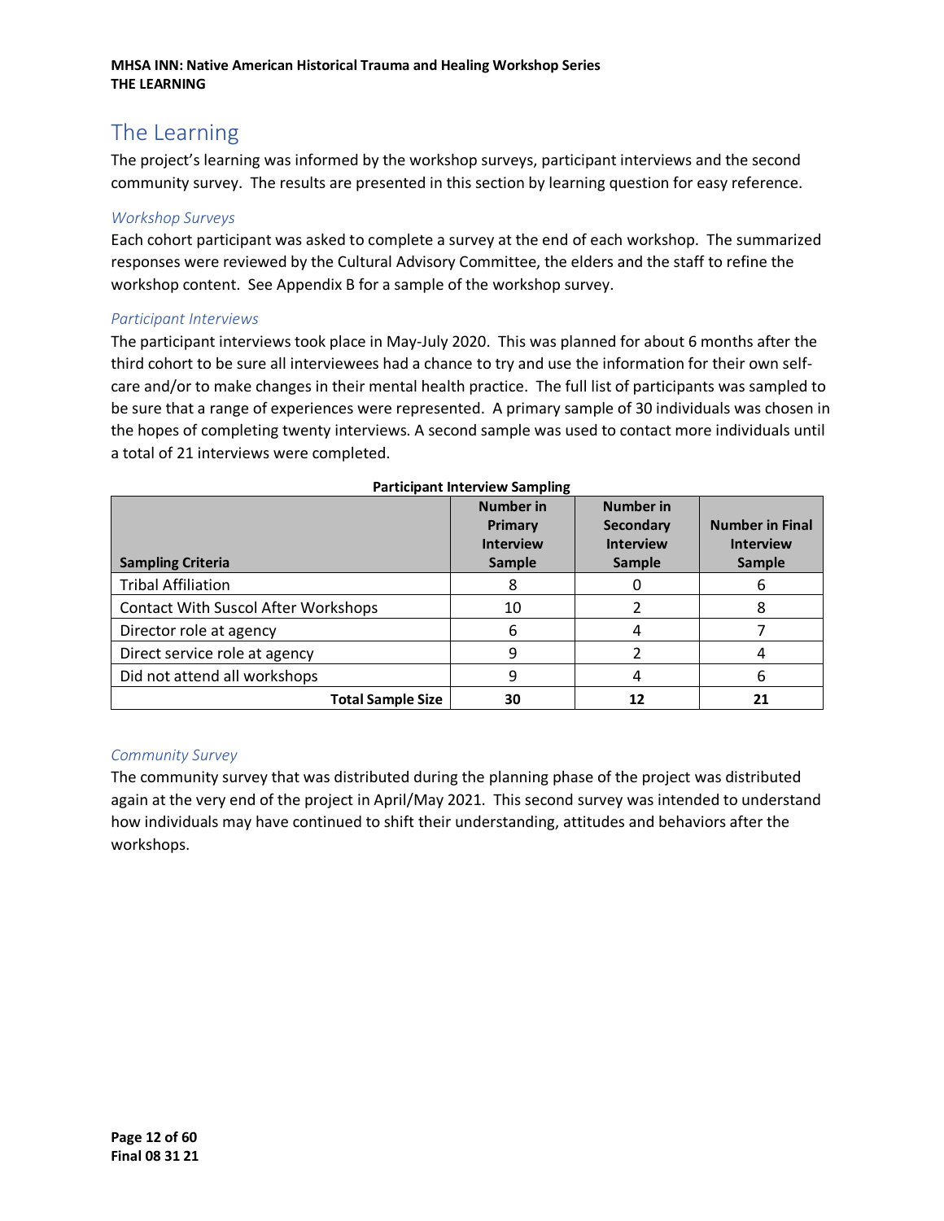# The Learning

The project's learning was informed by the workshop surveys, participant interviews and the second community survey. The results are presented in this section by learning question for easy reference.

### *Workshop Surveys*

Each cohort participant was asked to complete a survey at the end of each workshop. The summarized responses were reviewed by the Cultural Advisory Committee, the elders and the staff to refine the workshop content. See Appendix B for a sample of the workshop survey.

### *Participant Interviews*

The participant interviews took place in May-July 2020. This was planned for about 6 months after the third cohort to be sure all interviewees had a chance to try and use the information for their own self-care and/or to make changes in their mental health practice. The full list of participants was sampled to be sure that a range of experiences were represented. A primary sample of 30 individuals was chosen in the hopes of completing twenty interviews. A second sample was used to contact more individuals until a total of 21 interviews were completed.

**Participant Interview Sampling**

| Sampling Criteria | Number in Primary Interview Sample | Number in Secondary Interview Sample | Number in Final Interview Sample |
|---|---|---|---|
| Tribal Affiliation | 8 | 0 | 6 |
| Contact With Suscol After Workshops | 10 | 2 | 8 |
| Director role at agency | 6 | 4 | 7 |
| Direct service role at agency | 9 | 2 | 4 |
| Did not attend all workshops | 9 | 4 | 6 |
| **Total Sample Size** | **30** | **12** | **21** |

### *Community Survey*

The community survey that was distributed during the planning phase of the project was distributed again at the very end of the project in April/May 2021. This second survey was intended to understand how individuals may have continued to shift their understanding, attitudes and behaviors after the workshops.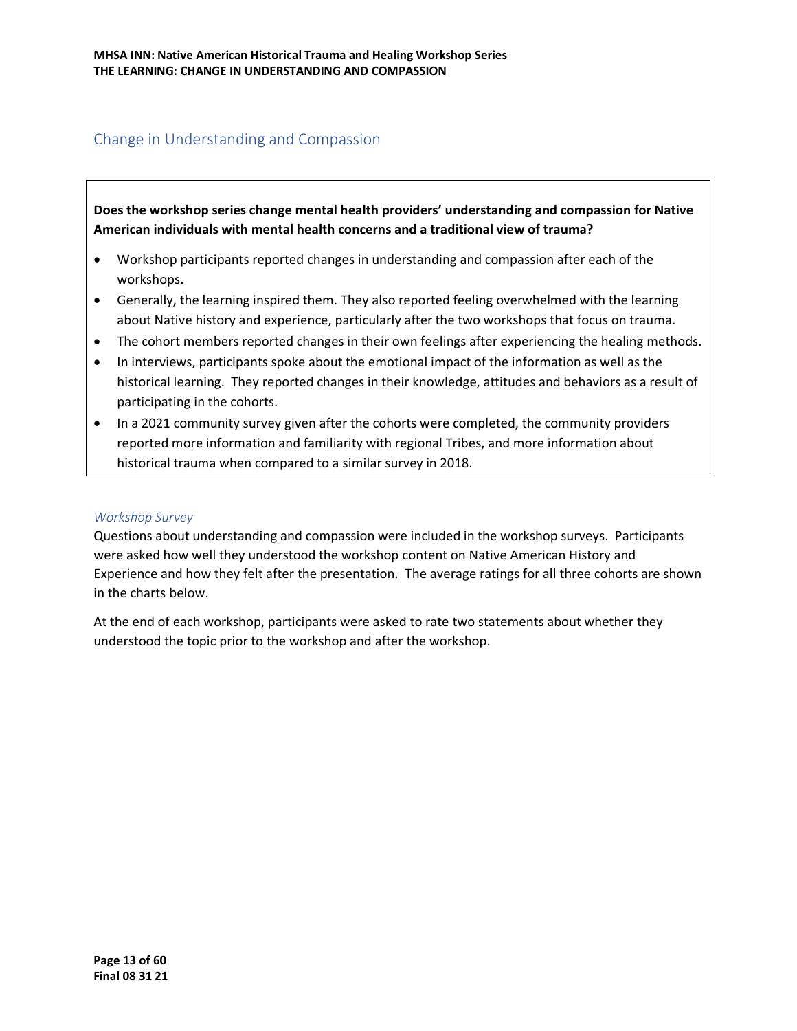## Change in Understanding and Compassion

**Does the workshop series change mental health providers' understanding and compassion for Native American individuals with mental health concerns and a traditional view of trauma?**

- Workshop participants reported changes in understanding and compassion after each of the workshops.
- Generally, the learning inspired them. They also reported feeling overwhelmed with the learning about Native history and experience, particularly after the two workshops that focus on trauma.
- The cohort members reported changes in their own feelings after experiencing the healing methods.
- In interviews, participants spoke about the emotional impact of the information as well as the historical learning. They reported changes in their knowledge, attitudes and behaviors as a result of participating in the cohorts.
- In a 2021 community survey given after the cohorts were completed, the community providers reported more information and familiarity with regional Tribes, and more information about historical trauma when compared to a similar survey in 2018.

### *Workshop Survey*

Questions about understanding and compassion were included in the workshop surveys. Participants were asked how well they understood the workshop content on Native American History and Experience and how they felt after the presentation. The average ratings for all three cohorts are shown in the charts below.

At the end of each workshop, participants were asked to rate two statements about whether they understood the topic prior to the workshop and after the workshop.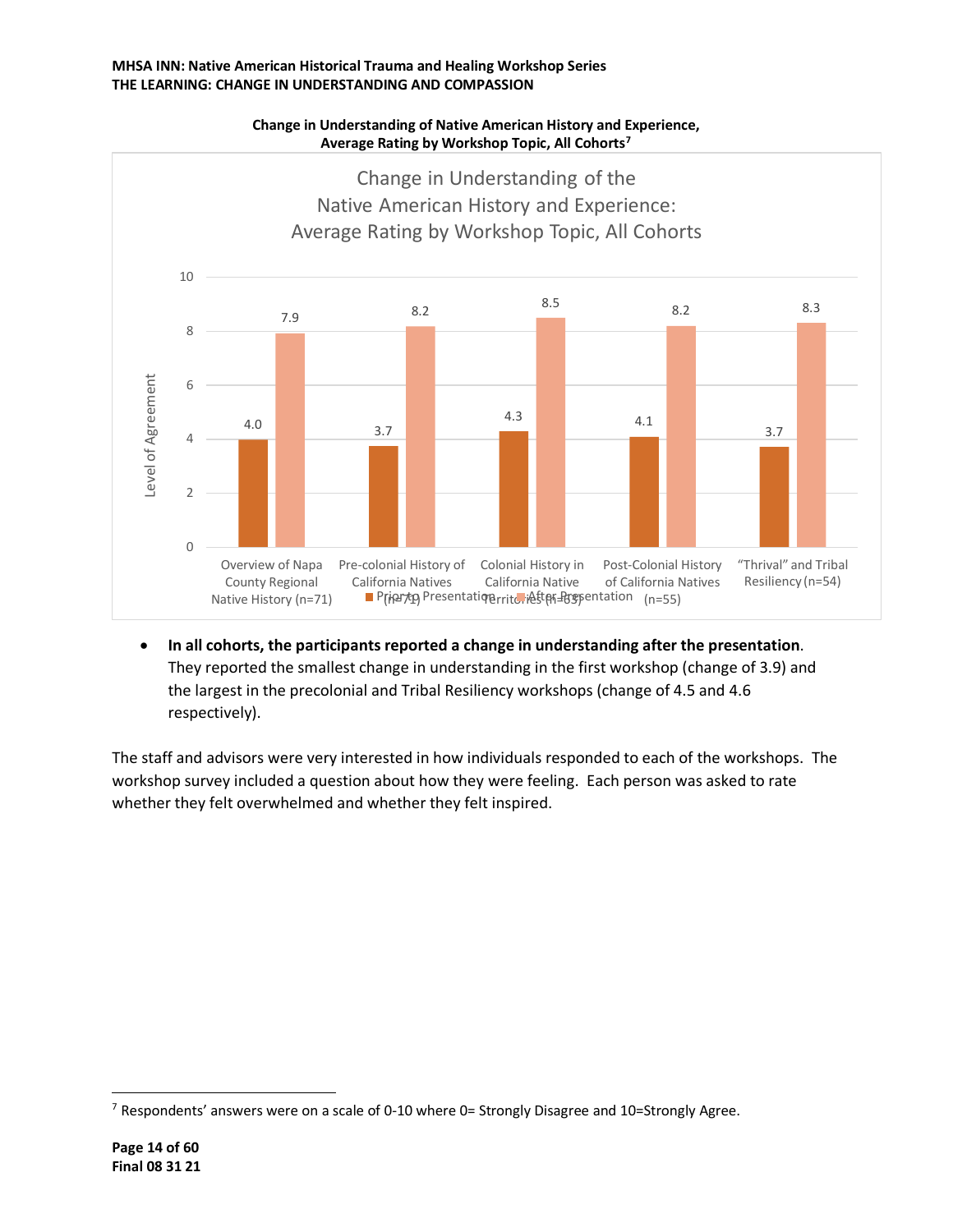**Change in Understanding of Native American History and Experience, Average Rating by Workshop Topic, All Cohorts**[7]

| Workshop Topic | Prior to Presentation | After Presentation |
| --- | --- | --- |
| Overview of Napa County Regional Native History (n=71) | 4.0 | 7.9 |
| Pre-colonial History of California Natives (n=71) | 3.7 | 8.2 |
| Colonial History in California Native Territories (n=63) | 4.3 | 8.5 |
| Post-Colonial History of California Natives (n=55) | 4.1 | 8.2 |
| "Thrival" and Tribal Resiliency (n=54) | 3.7 | 8.3 |

- **In all cohorts, the participants reported a change in understanding after the presentation**. They reported the smallest change in understanding in the first workshop (change of 3.9) and the largest in the precolonial and Tribal Resiliency workshops (change of 4.5 and 4.6 respectively).

The staff and advisors were very interested in how individuals responded to each of the workshops. The workshop survey included a question about how they were feeling. Each person was asked to rate whether they felt overwhelmed and whether they felt inspired.

[7] Respondents' answers were on a scale of 0-10 where 0= Strongly Disagree and 10=Strongly Agree.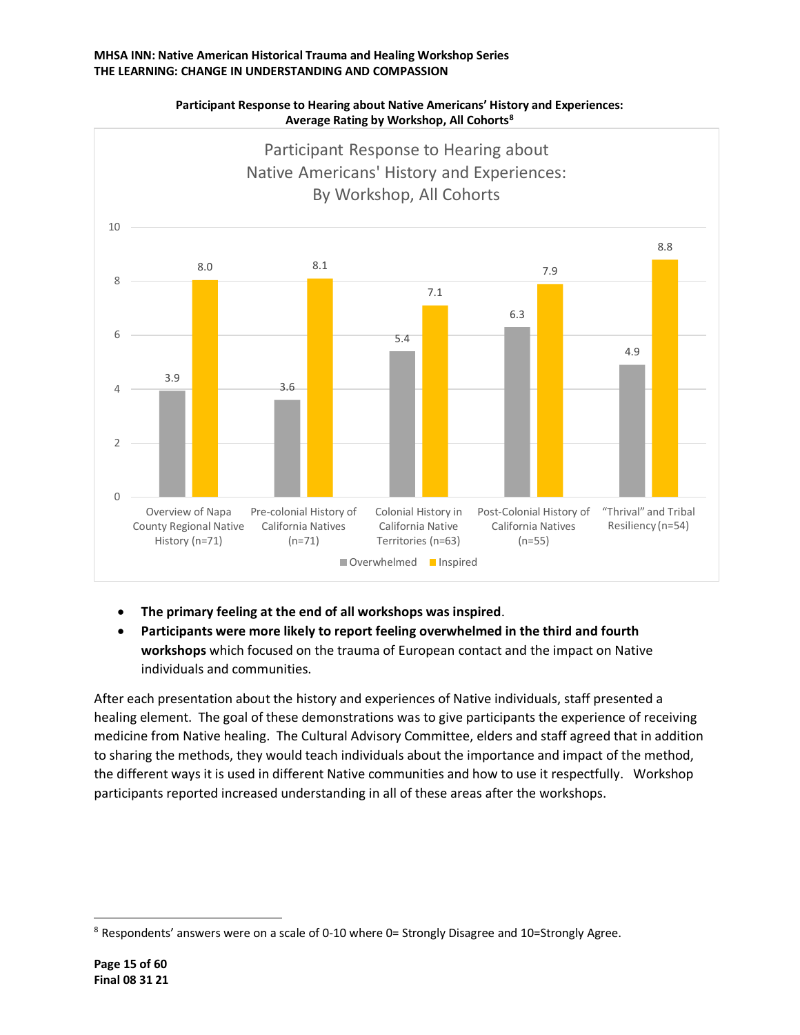**MHSA INN: Native American Historical Trauma and Healing Workshop Series**
**THE LEARNING: CHANGE IN UNDERSTANDING AND COMPASSION**

**Participant Response to Hearing about Native Americans' History and Experiences: Average Rating by Workshop, All Cohorts[8]**

Participant Response to Hearing about Native Americans' History and Experiences: By Workshop, All Cohorts

| Workshop | Overwhelmed | Inspired |
| --- | --- | --- |
| Overview of Napa County Regional Native History (n=71) | 3.9 | 8.0 |
| Pre-colonial History of California Natives (n=71) | 3.6 | 8.1 |
| Colonial History in California Native Territories (n=63) | 5.4 | 7.1 |
| Post-Colonial History of California Natives (n=55) | 6.3 | 7.9 |
| "Thrival" and Tribal Resiliency (n=54) | 4.9 | 8.8 |

- **The primary feeling at the end of all workshops was inspired**.
- **Participants were more likely to report feeling overwhelmed in the third and fourth workshops** which focused on the trauma of European contact and the impact on Native individuals and communities.

After each presentation about the history and experiences of Native individuals, staff presented a healing element. The goal of these demonstrations was to give participants the experience of receiving medicine from Native healing. The Cultural Advisory Committee, elders and staff agreed that in addition to sharing the methods, they would teach individuals about the importance and impact of the method, the different ways it is used in different Native communities and how to use it respectfully. Workshop participants reported increased understanding in all of these areas after the workshops.

[8] Respondents' answers were on a scale of 0-10 where 0= Strongly Disagree and 10=Strongly Agree.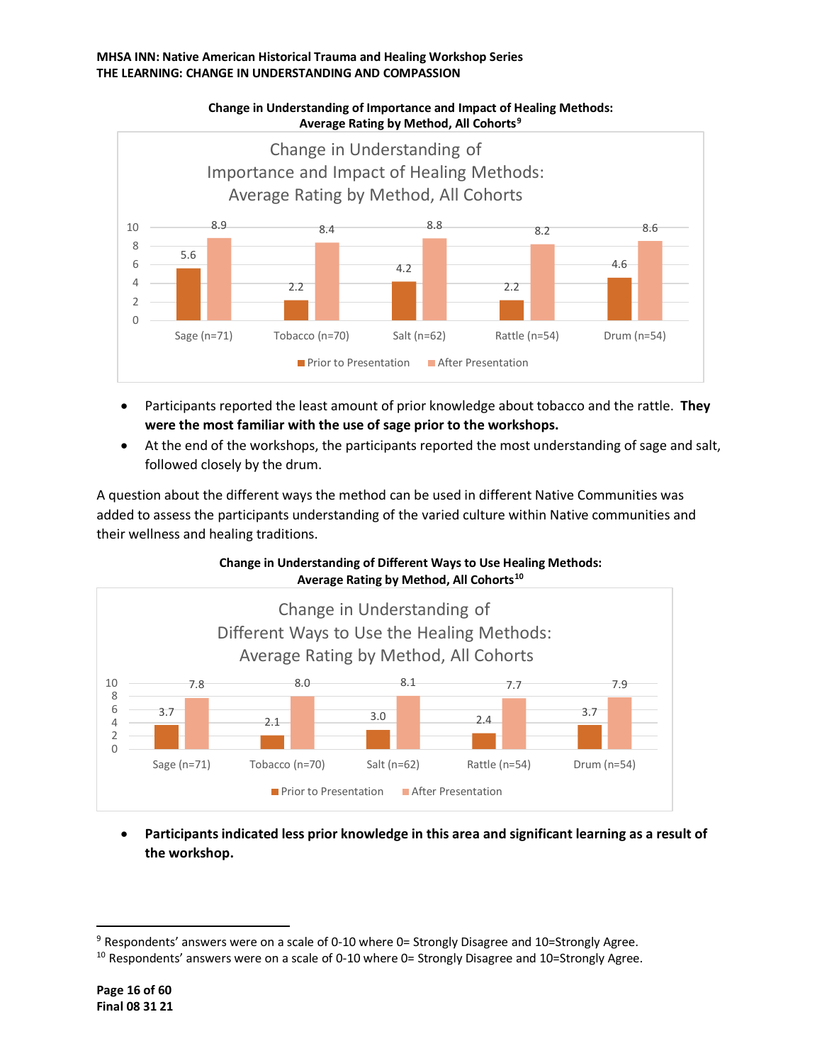**Change in Understanding of Importance and Impact of Healing Methods: Average Rating by Method, All Cohorts**[9]

| Method | Prior to Presentation | After Presentation |
|---|---|---|
| Sage (n=71) | 5.6 | 8.9 |
| Tobacco (n=70) | 2.2 | 8.4 |
| Salt (n=62) | 4.2 | 8.8 |
| Rattle (n=54) | 2.2 | 8.2 |
| Drum (n=54) | 4.6 | 8.6 |

- Participants reported the least amount of prior knowledge about tobacco and the rattle. **They were the most familiar with the use of sage prior to the workshops.**
- At the end of the workshops, the participants reported the most understanding of sage and salt, followed closely by the drum.

A question about the different ways the method can be used in different Native Communities was added to assess the participants understanding of the varied culture within Native communities and their wellness and healing traditions.

**Change in Understanding of Different Ways to Use Healing Methods: Average Rating by Method, All Cohorts**[10]

| Method | Prior to Presentation | After Presentation |
|---|---|---|
| Sage (n=71) | 3.7 | 7.8 |
| Tobacco (n=70) | 2.1 | 8.0 |
| Salt (n=62) | 3.0 | 8.1 |
| Rattle (n=54) | 2.4 | 7.7 |
| Drum (n=54) | 3.7 | 7.9 |

- **Participants indicated less prior knowledge in this area and significant learning as a result of the workshop.**

---

[9] Respondents' answers were on a scale of 0-10 where 0= Strongly Disagree and 10=Strongly Agree.

[10] Respondents' answers were on a scale of 0-10 where 0= Strongly Disagree and 10=Strongly Agree.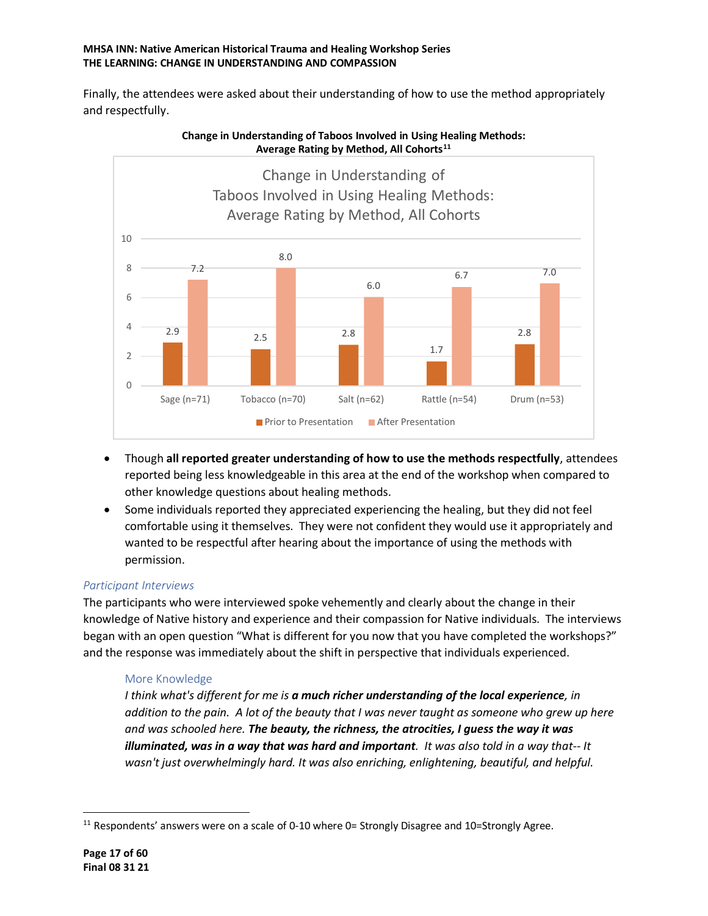Finally, the attendees were asked about their understanding of how to use the method appropriately and respectfully.

**Change in Understanding of Taboos Involved in Using Healing Methods: Average Rating by Method, All Cohorts**[11]

| Method | Prior to Presentation | After Presentation |
|---|---|---|
| Sage (n=71) | 2.9 | 7.2 |
| Tobacco (n=70) | 2.5 | 8.0 |
| Salt (n=62) | 2.8 | 6.0 |
| Rattle (n=54) | 1.7 | 6.7 |
| Drum (n=53) | 2.8 | 7.0 |

- Though **all reported greater understanding of how to use the methods respectfully**, attendees reported being less knowledgeable in this area at the end of the workshop when compared to other knowledge questions about healing methods.
- Some individuals reported they appreciated experiencing the healing, but they did not feel comfortable using it themselves. They were not confident they would use it appropriately and wanted to be respectful after hearing about the importance of using the methods with permission.

### *Participant Interviews*

The participants who were interviewed spoke vehemently and clearly about the change in their knowledge of Native history and experience and their compassion for Native individuals. The interviews began with an open question "What is different for you now that you have completed the workshops?" and the response was immediately about the shift in perspective that individuals experienced.

#### More Knowledge

*I think what's different for me is **a much richer understanding of the local experience**, in addition to the pain. A lot of the beauty that I was never taught as someone who grew up here and was schooled here. **The beauty, the richness, the atrocities, I guess the way it was illuminated, was in a way that was hard and important**. It was also told in a way that-- It wasn't just overwhelmingly hard. It was also enriching, enlightening, beautiful, and helpful.*

---

[11] Respondents' answers were on a scale of 0-10 where 0= Strongly Disagree and 10=Strongly Agree.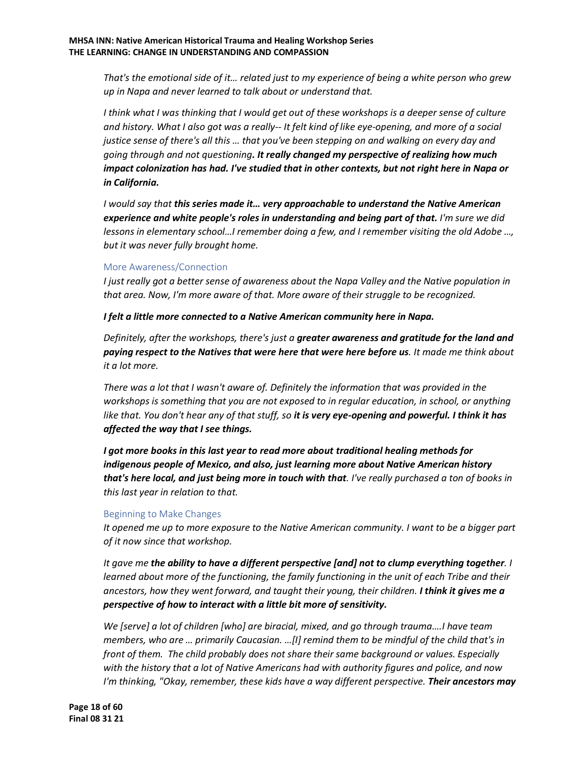*That's the emotional side of it… related just to my experience of being a white person who grew up in Napa and never learned to talk about or understand that.*

*I think what I was thinking that I would get out of these workshops is a deeper sense of culture and history. What I also got was a really-- It felt kind of like eye-opening, and more of a social justice sense of there's all this … that you've been stepping on and walking on every day and going through and not questioning**. It really changed my perspective of realizing how much impact colonization has had. I've studied that in other contexts, but not right here in Napa or in California.***

*I would say that **this series made it… very approachable to understand the Native American experience and white people's roles in understanding and being part of that.** I'm sure we did lessons in elementary school…I remember doing a few, and I remember visiting the old Adobe …, but it was never fully brought home.*

### More Awareness/Connection

*I just really got a better sense of awareness about the Napa Valley and the Native population in that area. Now, I'm more aware of that. More aware of their struggle to be recognized.*

***I felt a little more connected to a Native American community here in Napa.***

*Definitely, after the workshops, there's just a **greater awareness and gratitude for the land and paying respect to the Natives that were here that were here before us**. It made me think about it a lot more.*

*There was a lot that I wasn't aware of. Definitely the information that was provided in the workshops is something that you are not exposed to in regular education, in school, or anything like that. You don't hear any of that stuff, so **it is very eye-opening and powerful. I think it has affected the way that I see things.***

***I got more books in this last year to read more about traditional healing methods for indigenous people of Mexico, and also, just learning more about Native American history that's here local, and just being more in touch with that**. I've really purchased a ton of books in this last year in relation to that.*

### Beginning to Make Changes

*It opened me up to more exposure to the Native American community. I want to be a bigger part of it now since that workshop.*

*It gave me **the ability to have a different perspective [and] not to clump everything together**. I learned about more of the functioning, the family functioning in the unit of each Tribe and their ancestors, how they went forward, and taught their young, their children. **I think it gives me a perspective of how to interact with a little bit more of sensitivity.***

*We [serve] a lot of children [who] are biracial, mixed, and go through trauma….I have team members, who are … primarily Caucasian. …[I] remind them to be mindful of the child that's in front of them. The child probably does not share their same background or values. Especially with the history that a lot of Native Americans had with authority figures and police, and now I'm thinking, "Okay, remember, these kids have a way different perspective. **Their ancestors may***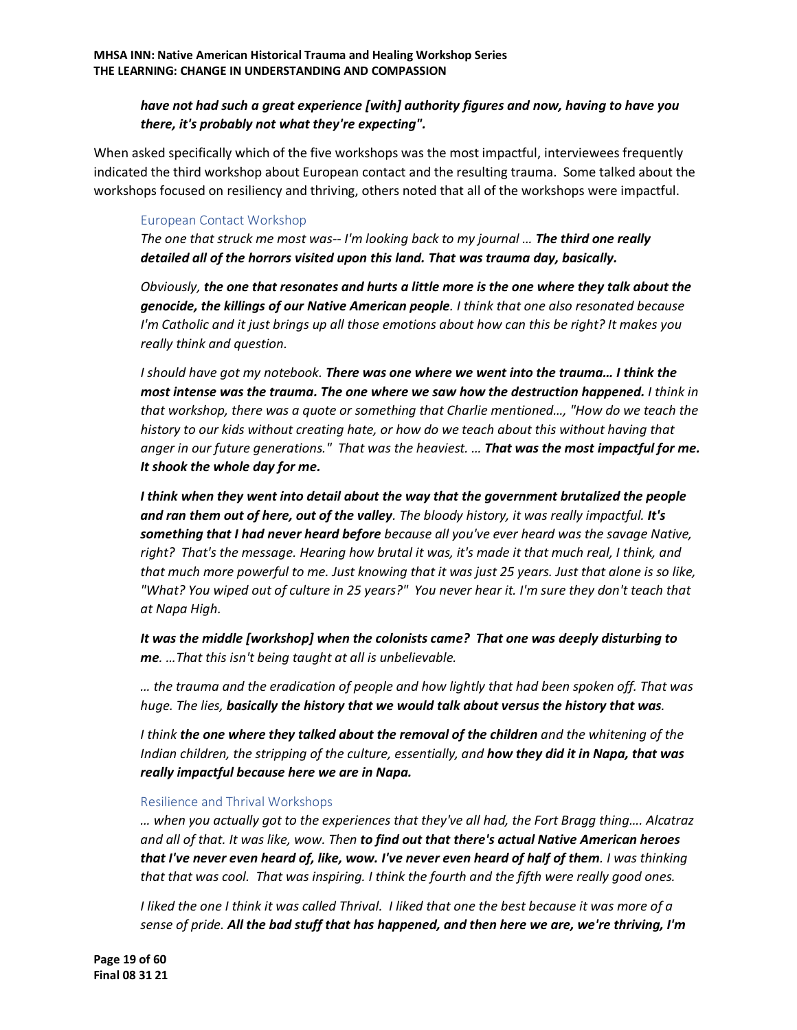***have not had such a great experience [with] authority figures and now, having to have you there, it's probably not what they're expecting".***

When asked specifically which of the five workshops was the most impactful, interviewees frequently indicated the third workshop about European contact and the resulting trauma. Some talked about the workshops focused on resiliency and thriving, others noted that all of the workshops were impactful.

### European Contact Workshop

*The one that struck me most was-- I'm looking back to my journal … **The third one really detailed all of the horrors visited upon this land. That was trauma day, basically.***

*Obviously, **the one that resonates and hurts a little more is the one where they talk about the genocide, the killings of our Native American people**. I think that one also resonated because I'm Catholic and it just brings up all those emotions about how can this be right? It makes you really think and question.*

*I should have got my notebook. **There was one where we went into the trauma… I think the most intense was the trauma. The one where we saw how the destruction happened.** I think in that workshop, there was a quote or something that Charlie mentioned…, "How do we teach the history to our kids without creating hate, or how do we teach about this without having that anger in our future generations." That was the heaviest. … **That was the most impactful for me. It shook the whole day for me.***

***I think when they went into detail about the way that the government brutalized the people and ran them out of here, out of the valley**. The bloody history, it was really impactful. **It's something that I had never heard before** because all you've ever heard was the savage Native, right? That's the message. Hearing how brutal it was, it's made it that much real, I think, and that much more powerful to me. Just knowing that it was just 25 years. Just that alone is so like, "What? You wiped out of culture in 25 years?" You never hear it. I'm sure they don't teach that at Napa High.*

***It was the middle [workshop] when the colonists came? That one was deeply disturbing to me**. …That this isn't being taught at all is unbelievable.*

*… the trauma and the eradication of people and how lightly that had been spoken off. That was huge. The lies, **basically the history that we would talk about versus the history that was**.*

*I think **the one where they talked about the removal of the children** and the whitening of the Indian children, the stripping of the culture, essentially, and **how they did it in Napa, that was really impactful because here we are in Napa.***

### Resilience and Thrival Workshops

*… when you actually got to the experiences that they've all had, the Fort Bragg thing…. Alcatraz and all of that. It was like, wow. Then **to find out that there's actual Native American heroes that I've never even heard of, like, wow. I've never even heard of half of them**. I was thinking that that was cool. That was inspiring. I think the fourth and the fifth were really good ones.*

*I liked the one I think it was called Thrival. I liked that one the best because it was more of a sense of pride. **All the bad stuff that has happened, and then here we are, we're thriving, I'm***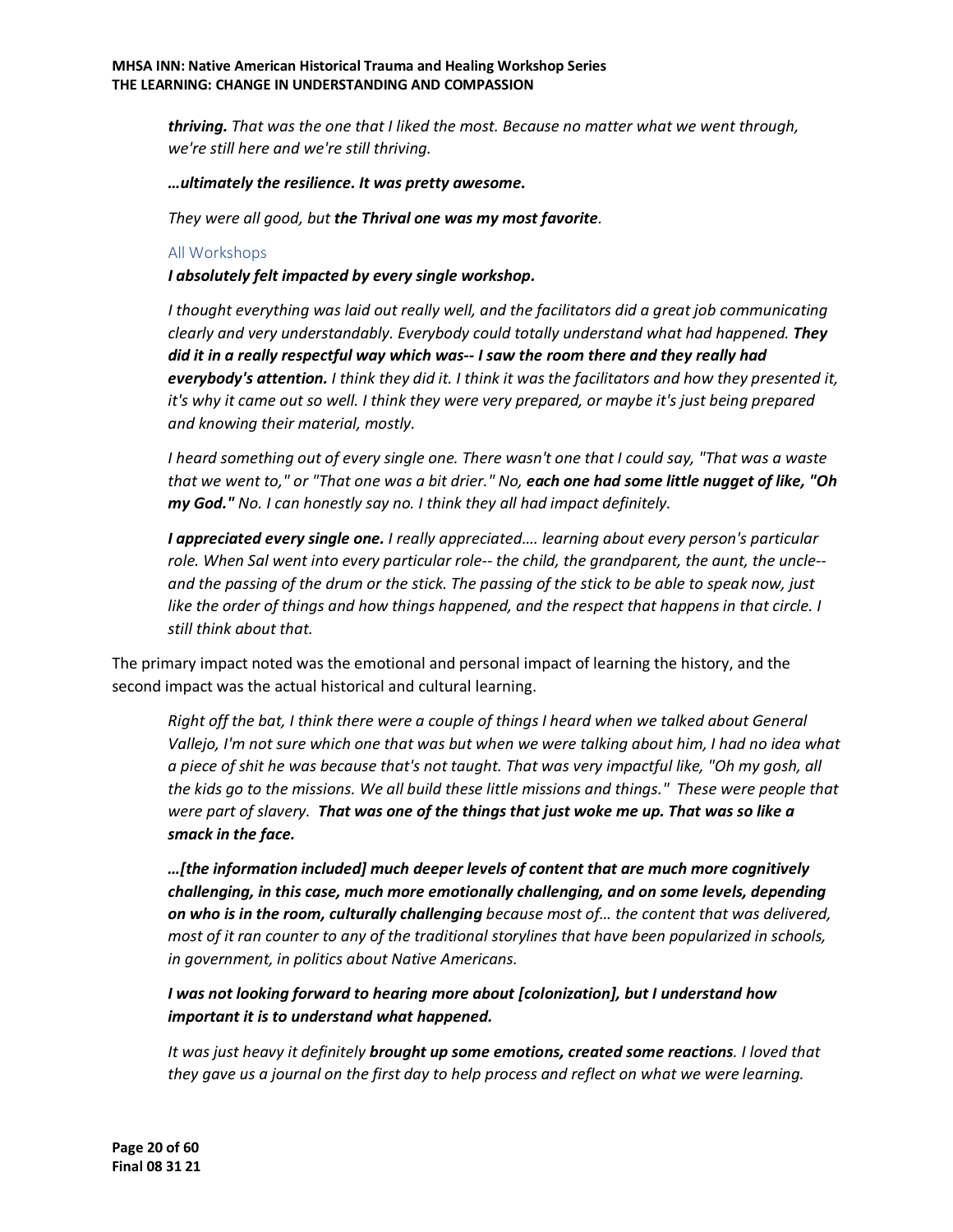> ***thriving.*** *That was the one that I liked the most. Because no matter what we went through, we're still here and we're still thriving.*

> ***…ultimately the resilience. It was pretty awesome.***

> *They were all good, but* ***the Thrival one was my most favorite****.*

### All Workshops

> ***I absolutely felt impacted by every single workshop.***

> *I thought everything was laid out really well, and the facilitators did a great job communicating clearly and very understandably. Everybody could totally understand what had happened.* ***They did it in a really respectful way which was-- I saw the room there and they really had everybody's attention.*** *I think they did it. I think it was the facilitators and how they presented it, it's why it came out so well. I think they were very prepared, or maybe it's just being prepared and knowing their material, mostly.*

> *I heard something out of every single one. There wasn't one that I could say, "That was a waste that we went to," or "That one was a bit drier." No,* ***each one had some little nugget of like, "Oh my God."*** *No. I can honestly say no. I think they all had impact definitely.*

> ***I appreciated every single one.*** *I really appreciated…. learning about every person's particular role. When Sal went into every particular role-- the child, the grandparent, the aunt, the uncle-- and the passing of the drum or the stick. The passing of the stick to be able to speak now, just like the order of things and how things happened, and the respect that happens in that circle. I still think about that.*

The primary impact noted was the emotional and personal impact of learning the history, and the second impact was the actual historical and cultural learning.

> *Right off the bat, I think there were a couple of things I heard when we talked about General Vallejo, I'm not sure which one that was but when we were talking about him, I had no idea what a piece of shit he was because that's not taught. That was very impactful like, "Oh my gosh, all the kids go to the missions. We all build these little missions and things." These were people that were part of slavery.* ***That was one of the things that just woke me up. That was so like a smack in the face.***

> ***…[the information included] much deeper levels of content that are much more cognitively challenging, in this case, much more emotionally challenging, and on some levels, depending on who is in the room, culturally challenging*** *because most of… the content that was delivered, most of it ran counter to any of the traditional storylines that have been popularized in schools, in government, in politics about Native Americans.*

> ***I was not looking forward to hearing more about [colonization], but I understand how important it is to understand what happened.***

> *It was just heavy it definitely* ***brought up some emotions, created some reactions****. I loved that they gave us a journal on the first day to help process and reflect on what we were learning.*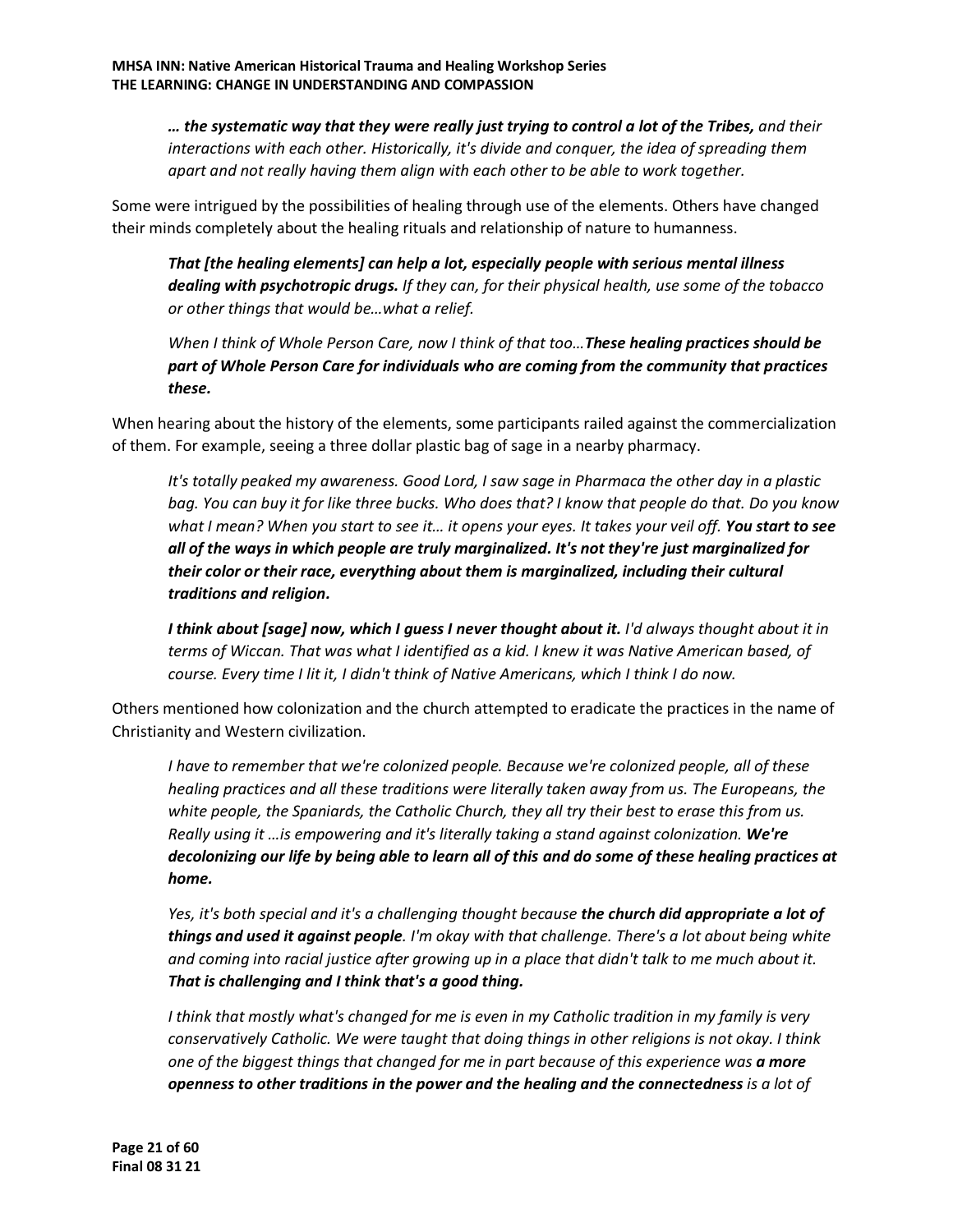*… **the systematic way that they were really just trying to control a lot of the Tribes,** and their interactions with each other. Historically, it's divide and conquer, the idea of spreading them apart and not really having them align with each other to be able to work together.*

Some were intrigued by the possibilities of healing through use of the elements. Others have changed their minds completely about the healing rituals and relationship of nature to humanness.

> ***That [the healing elements] can help a lot, especially people with serious mental illness dealing with psychotropic drugs.*** *If they can, for their physical health, use some of the tobacco or other things that would be…what a relief.*
>
> *When I think of Whole Person Care, now I think of that too…**These healing practices should be part of Whole Person Care for individuals who are coming from the community that practices these.***

When hearing about the history of the elements, some participants railed against the commercialization of them. For example, seeing a three dollar plastic bag of sage in a nearby pharmacy.

> *It's totally peaked my awareness. Good Lord, I saw sage in Pharmaca the other day in a plastic bag. You can buy it for like three bucks. Who does that? I know that people do that. Do you know what I mean? When you start to see it… it opens your eyes. It takes your veil off. **You start to see all of the ways in which people are truly marginalized. It's not they're just marginalized for their color or their race, everything about them is marginalized, including their cultural traditions and religion.***
>
> ***I think about [sage] now, which I guess I never thought about it.*** *I'd always thought about it in terms of Wiccan. That was what I identified as a kid. I knew it was Native American based, of course. Every time I lit it, I didn't think of Native Americans, which I think I do now.*

Others mentioned how colonization and the church attempted to eradicate the practices in the name of Christianity and Western civilization.

> *I have to remember that we're colonized people. Because we're colonized people, all of these healing practices and all these traditions were literally taken away from us. The Europeans, the white people, the Spaniards, the Catholic Church, they all try their best to erase this from us. Really using it …is empowering and it's literally taking a stand against colonization. **We're decolonizing our life by being able to learn all of this and do some of these healing practices at home.***
>
> *Yes, it's both special and it's a challenging thought because **the church did appropriate a lot of things and used it against people**. I'm okay with that challenge. There's a lot about being white and coming into racial justice after growing up in a place that didn't talk to me much about it. **That is challenging and I think that's a good thing.***
>
> *I think that mostly what's changed for me is even in my Catholic tradition in my family is very conservatively Catholic. We were taught that doing things in other religions is not okay. I think one of the biggest things that changed for me in part because of this experience was **a more openness to other traditions in the power and the healing and the connectedness** is a lot of*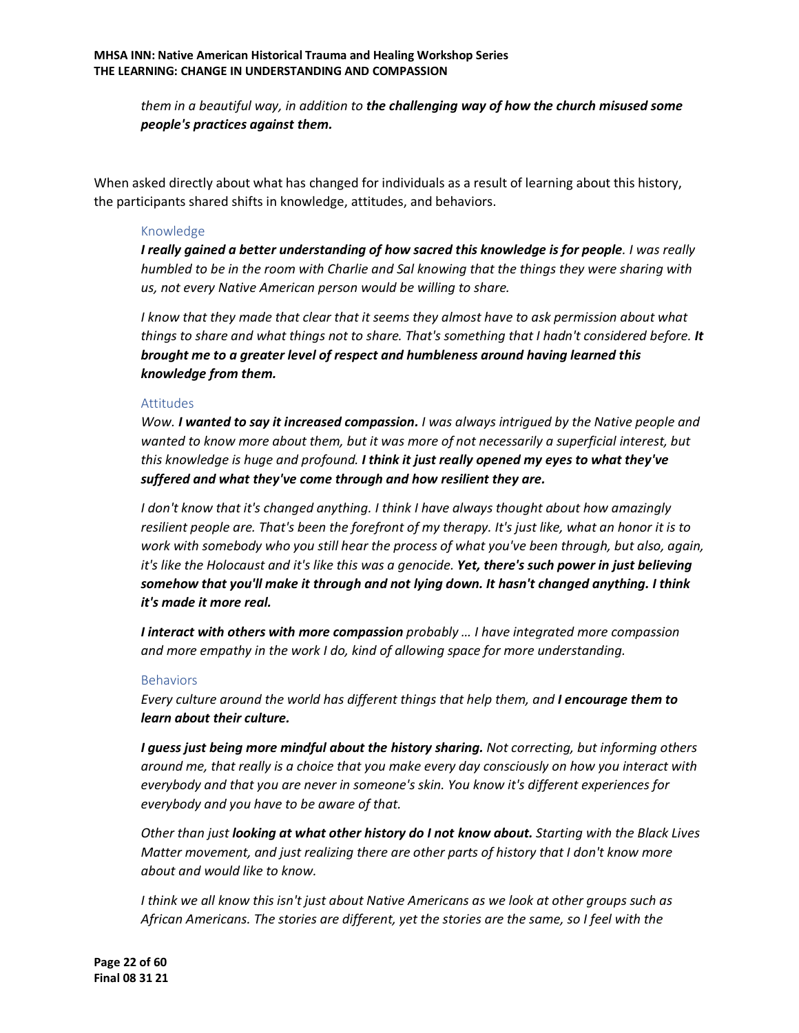*them in a beautiful way, in addition to* ***the challenging way of how the church misused some people's practices against them.***

When asked directly about what has changed for individuals as a result of learning about this history, the participants shared shifts in knowledge, attitudes, and behaviors.

### Knowledge

***I really gained a better understanding of how sacred this knowledge is for people****. I was really humbled to be in the room with Charlie and Sal knowing that the things they were sharing with us, not every Native American person would be willing to share.*

*I know that they made that clear that it seems they almost have to ask permission about what things to share and what things not to share. That's something that I hadn't considered before.* ***It brought me to a greater level of respect and humbleness around having learned this knowledge from them.***

### Attitudes

*Wow.* ***I wanted to say it increased compassion.*** *I was always intrigued by the Native people and wanted to know more about them, but it was more of not necessarily a superficial interest, but this knowledge is huge and profound.* ***I think it just really opened my eyes to what they've suffered and what they've come through and how resilient they are.***

*I don't know that it's changed anything. I think I have always thought about how amazingly resilient people are. That's been the forefront of my therapy. It's just like, what an honor it is to work with somebody who you still hear the process of what you've been through, but also, again, it's like the Holocaust and it's like this was a genocide.* ***Yet, there's such power in just believing somehow that you'll make it through and not lying down. It hasn't changed anything. I think it's made it more real.***

***I interact with others with more compassion*** *probably … I have integrated more compassion and more empathy in the work I do, kind of allowing space for more understanding.*

### Behaviors

*Every culture around the world has different things that help them, and* ***I encourage them to learn about their culture.***

***I guess just being more mindful about the history sharing.*** *Not correcting, but informing others around me, that really is a choice that you make every day consciously on how you interact with everybody and that you are never in someone's skin. You know it's different experiences for everybody and you have to be aware of that.*

*Other than just* ***looking at what other history do I not know about.*** *Starting with the Black Lives Matter movement, and just realizing there are other parts of history that I don't know more about and would like to know.*

*I think we all know this isn't just about Native Americans as we look at other groups such as African Americans. The stories are different, yet the stories are the same, so I feel with the*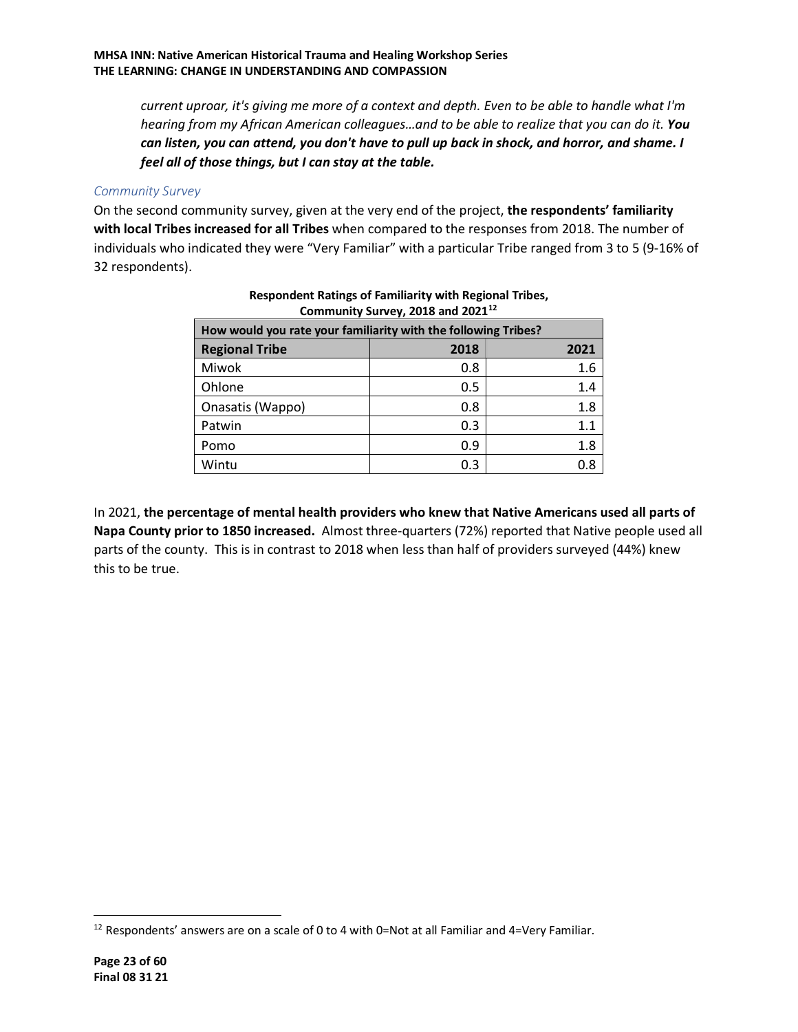*current uproar, it's giving me more of a context and depth. Even to be able to handle what I'm hearing from my African American colleagues…and to be able to realize that you can do it.* ***You can listen, you can attend, you don't have to pull up back in shock, and horror, and shame. I feel all of those things, but I can stay at the table.***

### *Community Survey*

On the second community survey, given at the very end of the project, **the respondents' familiarity with local Tribes increased for all Tribes** when compared to the responses from 2018. The number of individuals who indicated they were "Very Familiar" with a particular Tribe ranged from 3 to 5 (9-16% of 32 respondents).

**Respondent Ratings of Familiarity with Regional Tribes, Community Survey, 2018 and 2021[12]**

| How would you rate your familiarity with the following Tribes? | | |
|---|---|---|
| **Regional Tribe** | **2018** | **2021** |
| Miwok | 0.8 | 1.6 |
| Ohlone | 0.5 | 1.4 |
| Onasatis (Wappo) | 0.8 | 1.8 |
| Patwin | 0.3 | 1.1 |
| Pomo | 0.9 | 1.8 |
| Wintu | 0.3 | 0.8 |

In 2021, **the percentage of mental health providers who knew that Native Americans used all parts of Napa County prior to 1850 increased.** Almost three-quarters (72%) reported that Native people used all parts of the county. This is in contrast to 2018 when less than half of providers surveyed (44%) knew this to be true.

---

[12] Respondents' answers are on a scale of 0 to 4 with 0=Not at all Familiar and 4=Very Familiar.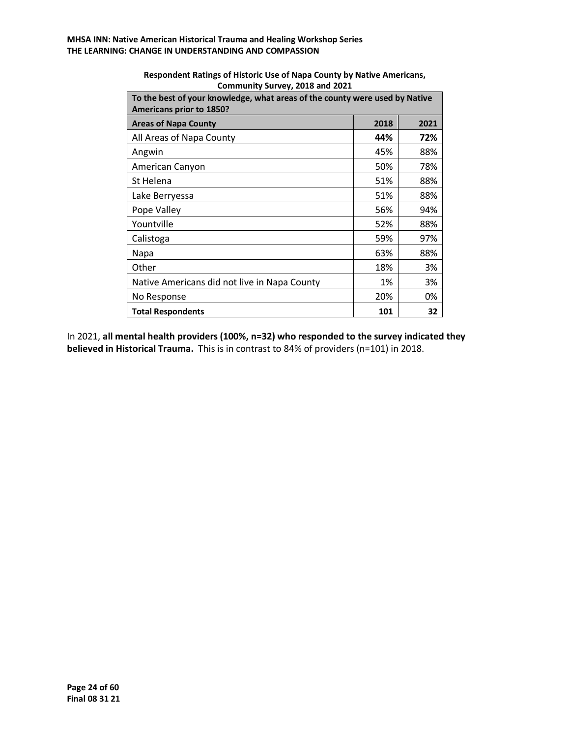**Respondent Ratings of Historic Use of Napa County by Native Americans, Community Survey, 2018 and 2021**

| To the best of your knowledge, what areas of the county were used by Native Americans prior to 1850? | | |
|---|---|---|
| **Areas of Napa County** | **2018** | **2021** |
| All Areas of Napa County | **44%** | **72%** |
| Angwin | 45% | 88% |
| American Canyon | 50% | 78% |
| St Helena | 51% | 88% |
| Lake Berryessa | 51% | 88% |
| Pope Valley | 56% | 94% |
| Yountville | 52% | 88% |
| Calistoga | 59% | 97% |
| Napa | 63% | 88% |
| Other | 18% | 3% |
| Native Americans did not live in Napa County | 1% | 3% |
| No Response | 20% | 0% |
| **Total Respondents** | **101** | **32** |

In 2021, **all mental health providers (100%, n=32) who responded to the survey indicated they believed in Historical Trauma.** This is in contrast to 84% of providers (n=101) in 2018.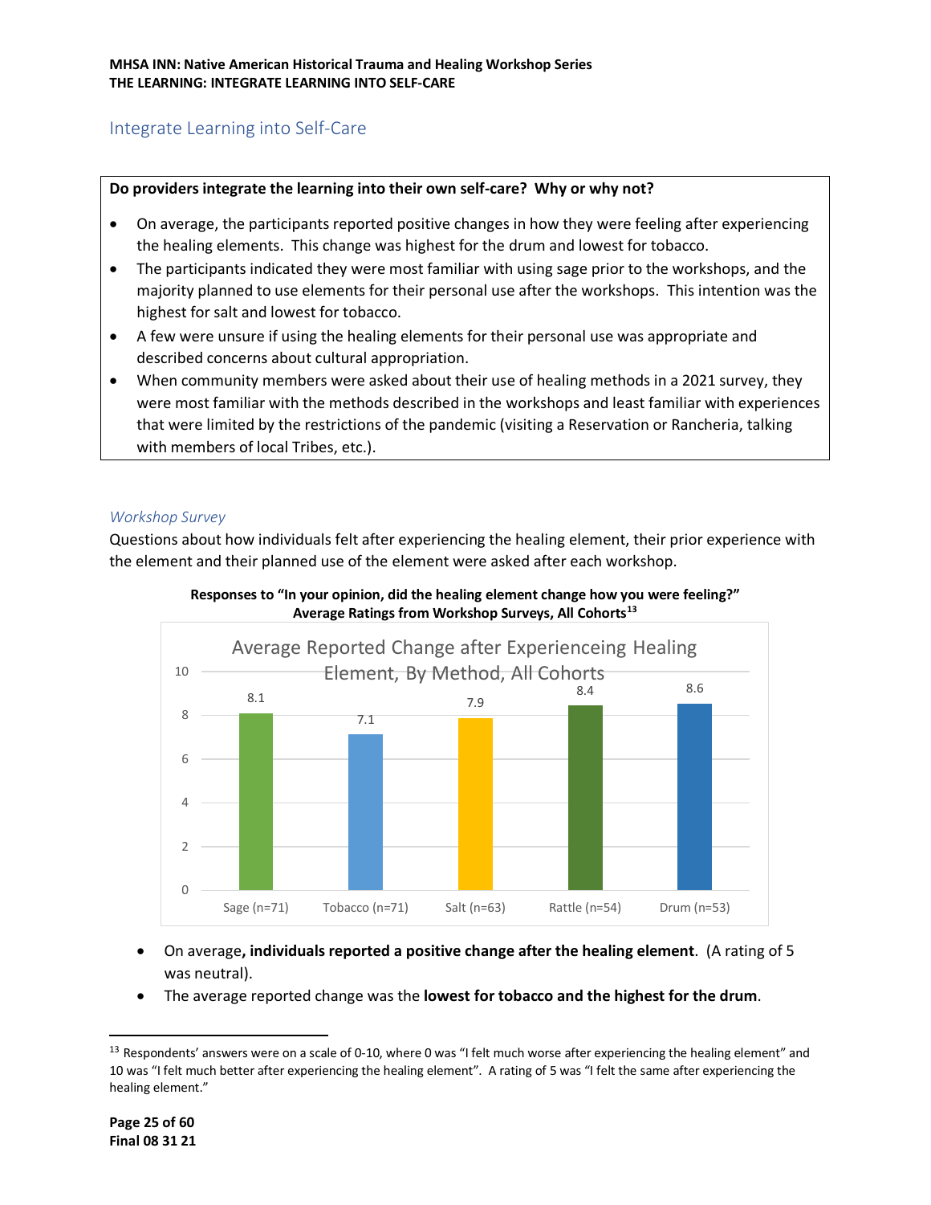## Integrate Learning into Self-Care

**Do providers integrate the learning into their own self-care? Why or why not?**

- On average, the participants reported positive changes in how they were feeling after experiencing the healing elements. This change was highest for the drum and lowest for tobacco.
- The participants indicated they were most familiar with using sage prior to the workshops, and the majority planned to use elements for their personal use after the workshops. This intention was the highest for salt and lowest for tobacco.
- A few were unsure if using the healing elements for their personal use was appropriate and described concerns about cultural appropriation.
- When community members were asked about their use of healing methods in a 2021 survey, they were most familiar with the methods described in the workshops and least familiar with experiences that were limited by the restrictions of the pandemic (visiting a Reservation or Rancheria, talking with members of local Tribes, etc.).

### *Workshop Survey*

Questions about how individuals felt after experiencing the healing element, their prior experience with the element and their planned use of the element were asked after each workshop.

**Responses to "In your opinion, did the healing element change how you were feeling?" Average Ratings from Workshop Surveys, All Cohorts[13]**

Average Reported Change after Experienceing Healing Element, By Method, All Cohorts

| Method | Average Rating |
|---|---|
| Sage (n=71) | 8.1 |
| Tobacco (n=71) | 7.1 |
| Salt (n=63) | 7.9 |
| Rattle (n=54) | 8.4 |
| Drum (n=53) | 8.6 |

- On average**, individuals reported a positive change after the healing element**. (A rating of 5 was neutral).
- The average reported change was the **lowest for tobacco and the highest for the drum**.

[13] Respondents' answers were on a scale of 0-10, where 0 was "I felt much worse after experiencing the healing element" and 10 was "I felt much better after experiencing the healing element". A rating of 5 was "I felt the same after experiencing the healing element."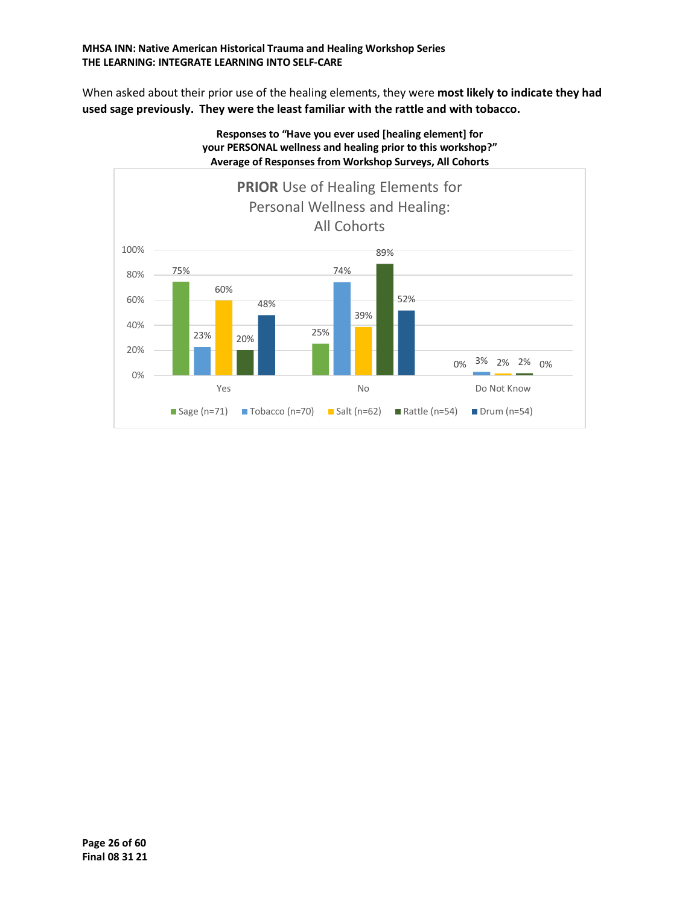When asked about their prior use of the healing elements, they were **most likely to indicate they had used sage previously. They were the least familiar with the rattle and with tobacco.**

**Responses to "Have you ever used [healing element] for your PERSONAL wellness and healing prior to this workshop?" Average of Responses from Workshop Surveys, All Cohorts**

**PRIOR Use of Healing Elements for Personal Wellness and Healing: All Cohorts**

| | Sage (n=71) | Tobacco (n=70) | Salt (n=62) | Rattle (n=54) | Drum (n=54) |
|---|---|---|---|---|---|
| Yes | 75% | 23% | 60% | 20% | 48% |
| No | 25% | 74% | 39% | 89% | 52% |
| Do Not Know | 0% | 3% | 2% | 2% | 0% |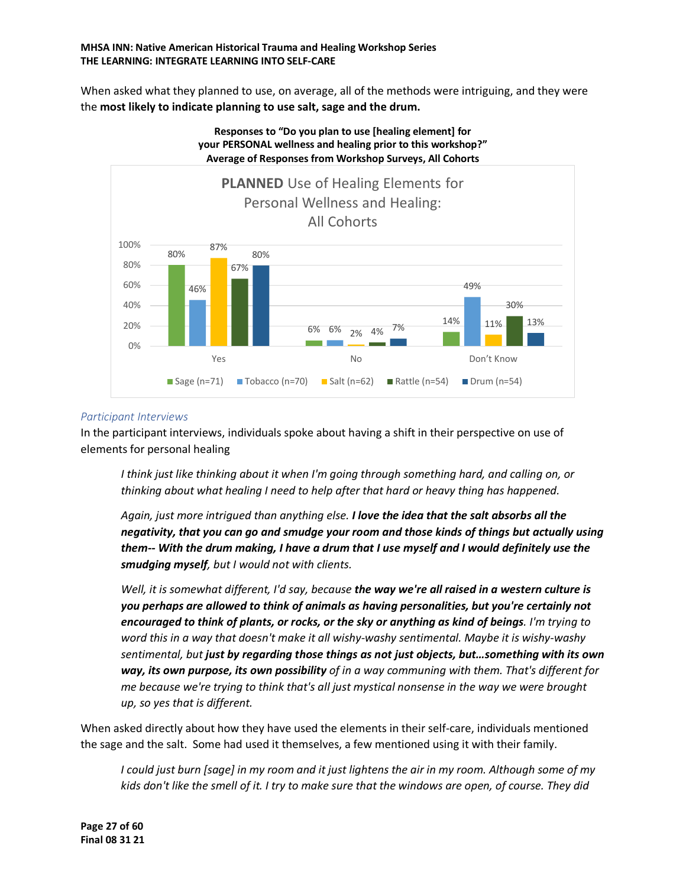When asked what they planned to use, on average, all of the methods were intriguing, and they were the **most likely to indicate planning to use salt, sage and the drum.**

**Responses to "Do you plan to use [healing element] for your PERSONAL wellness and healing prior to this workshop?" Average of Responses from Workshop Surveys, All Cohorts**

**PLANNED** Use of Healing Elements for Personal Wellness and Healing: All Cohorts

| | Sage (n=71) | Tobacco (n=70) | Salt (n=62) | Rattle (n=54) | Drum (n=54) |
|---|---|---|---|---|---|
| Yes | 80% | 46% | 87% | 67% | 80% |
| No | 6% | 6% | 2% | 4% | 7% |
| Don't Know | 14% | 49% | 11% | 30% | 13% |

*Participant Interviews*

In the participant interviews, individuals spoke about having a shift in their perspective on use of elements for personal healing

> *I think just like thinking about it when I'm going through something hard, and calling on, or thinking about what healing I need to help after that hard or heavy thing has happened.*

> *Again, just more intrigued than anything else.* ***I love the idea that the salt absorbs all the negativity, that you can go and smudge your room and those kinds of things but actually using them-- With the drum making, I have a drum that I use myself and I would definitely use the smudging myself****, but I would not with clients.*

> *Well, it is somewhat different, I'd say, because* ***the way we're all raised in a western culture is you perhaps are allowed to think of animals as having personalities, but you're certainly not encouraged to think of plants, or rocks, or the sky or anything as kind of beings****. I'm trying to word this in a way that doesn't make it all wishy-washy sentimental. Maybe it is wishy-washy sentimental, but* ***just by regarding those things as not just objects, but…something with its own way, its own purpose, its own possibility*** *of in a way communing with them. That's different for me because we're trying to think that's all just mystical nonsense in the way we were brought up, so yes that is different.*

When asked directly about how they have used the elements in their self-care, individuals mentioned the sage and the salt. Some had used it themselves, a few mentioned using it with their family.

> *I could just burn [sage] in my room and it just lightens the air in my room. Although some of my kids don't like the smell of it. I try to make sure that the windows are open, of course. They did*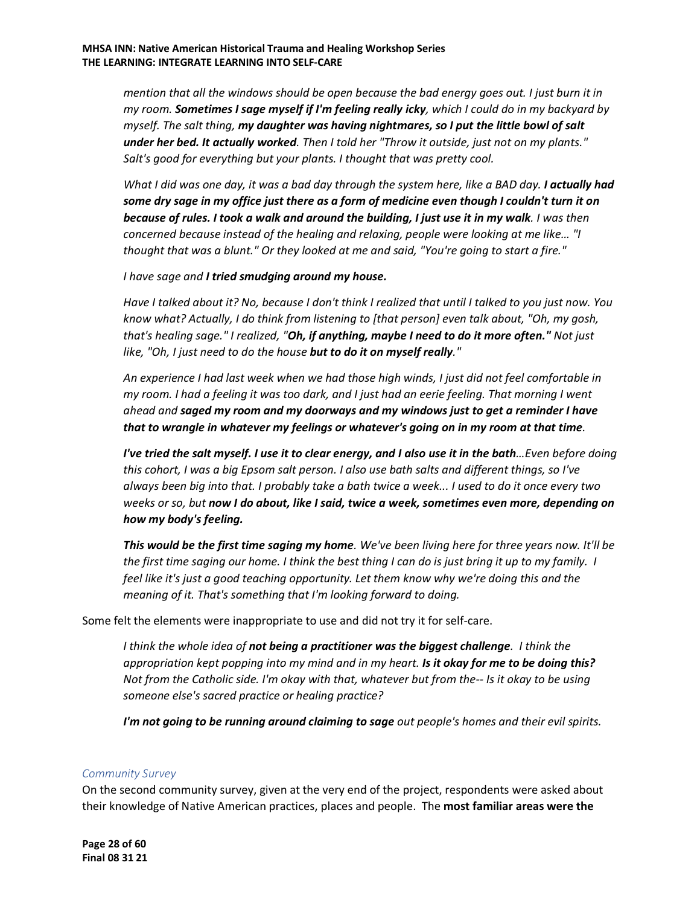*mention that all the windows should be open because the bad energy goes out. I just burn it in my room.* ***Sometimes I sage myself if I'm feeling really icky****, which I could do in my backyard by myself. The salt thing,* ***my daughter was having nightmares, so I put the little bowl of salt under her bed. It actually worked****. Then I told her "Throw it outside, just not on my plants." Salt's good for everything but your plants. I thought that was pretty cool.*

*What I did was one day, it was a bad day through the system here, like a BAD day.* ***I actually had some dry sage in my office just there as a form of medicine even though I couldn't turn it on because of rules. I took a walk and around the building, I just use it in my walk****. I was then concerned because instead of the healing and relaxing, people were looking at me like… "I thought that was a blunt." Or they looked at me and said, "You're going to start a fire."*

*I have sage and* ***I tried smudging around my house.***

*Have I talked about it? No, because I don't think I realized that until I talked to you just now. You know what? Actually, I do think from listening to [that person] even talk about, "Oh, my gosh, that's healing sage." I realized, "****Oh, if anything, maybe I need to do it more often."*** *Not just like, "Oh, I just need to do the house* ***but to do it on myself really****."*

*An experience I had last week when we had those high winds, I just did not feel comfortable in my room. I had a feeling it was too dark, and I just had an eerie feeling. That morning I went ahead and* ***saged my room and my doorways and my windows just to get a reminder I have that to wrangle in whatever my feelings or whatever's going on in my room at that time****.*

***I've tried the salt myself. I use it to clear energy, and I also use it in the bath****…Even before doing this cohort, I was a big Epsom salt person. I also use bath salts and different things, so I've always been big into that. I probably take a bath twice a week... I used to do it once every two weeks or so, but* ***now I do about, like I said, twice a week, sometimes even more, depending on how my body's feeling.***

***This would be the first time saging my home****. We've been living here for three years now. It'll be the first time saging our home. I think the best thing I can do is just bring it up to my family. I feel like it's just a good teaching opportunity. Let them know why we're doing this and the meaning of it. That's something that I'm looking forward to doing.*

Some felt the elements were inappropriate to use and did not try it for self-care.

*I think the whole idea of* ***not being a practitioner was the biggest challenge****. I think the appropriation kept popping into my mind and in my heart.* ***Is it okay for me to be doing this?*** *Not from the Catholic side. I'm okay with that, whatever but from the-- Is it okay to be using someone else's sacred practice or healing practice?*

***I'm not going to be running around claiming to sage*** *out people's homes and their evil spirits.*

### *Community Survey*

On the second community survey, given at the very end of the project, respondents were asked about their knowledge of Native American practices, places and people. The **most familiar areas were the**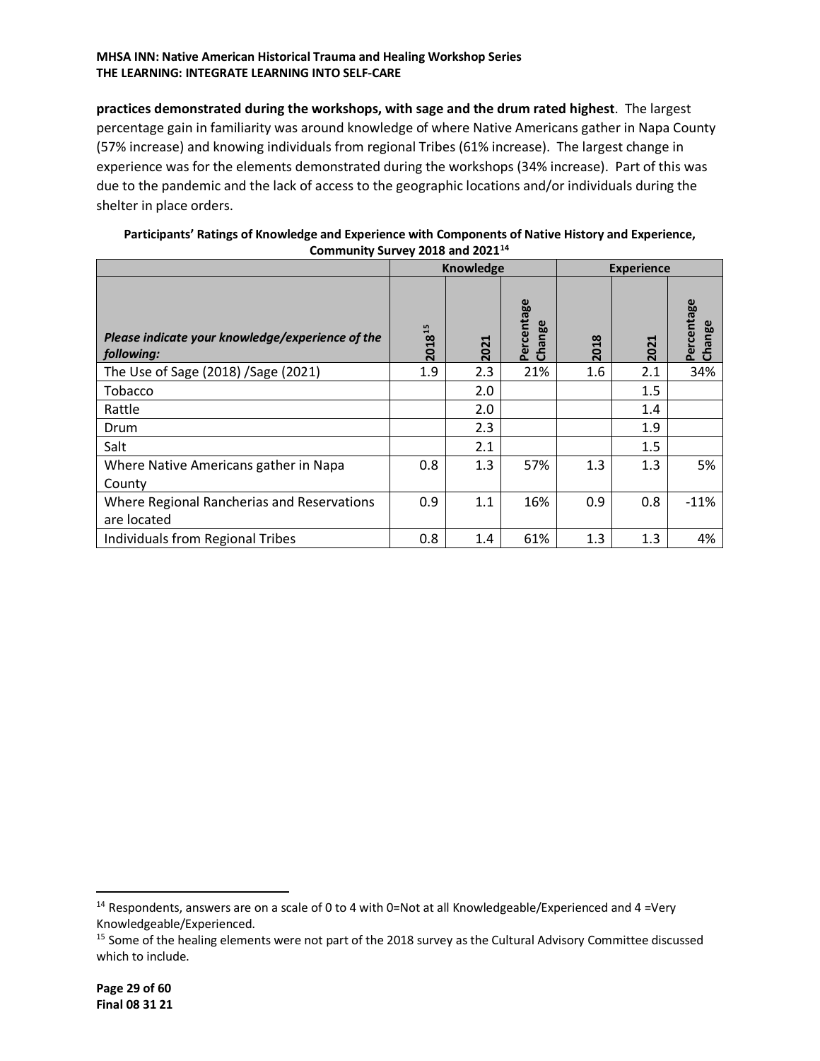**practices demonstrated during the workshops, with sage and the drum rated highest**. The largest percentage gain in familiarity was around knowledge of where Native Americans gather in Napa County (57% increase) and knowing individuals from regional Tribes (61% increase). The largest change in experience was for the elements demonstrated during the workshops (34% increase). Part of this was due to the pandemic and the lack of access to the geographic locations and/or individuals during the shelter in place orders.

**Participants' Ratings of Knowledge and Experience with Components of Native History and Experience, Community Survey 2018 and 2021[14]**

| | Knowledge | | | Experience | | |
|---|---|---|---|---|---|---|
| *Please indicate your knowledge/experience of the following:* | 2018[15] | 2021 | Percentage Change | 2018 | 2021 | Percentage Change |
| The Use of Sage (2018) /Sage (2021) | 1.9 | 2.3 | 21% | 1.6 | 2.1 | 34% |
| Tobacco | | 2.0 | | | 1.5 | |
| Rattle | | 2.0 | | | 1.4 | |
| Drum | | 2.3 | | | 1.9 | |
| Salt | | 2.1 | | | 1.5 | |
| Where Native Americans gather in Napa County | 0.8 | 1.3 | 57% | 1.3 | 1.3 | 5% |
| Where Regional Rancherias and Reservations are located | 0.9 | 1.1 | 16% | 0.9 | 0.8 | -11% |
| Individuals from Regional Tribes | 0.8 | 1.4 | 61% | 1.3 | 1.3 | 4% |

[14] Respondents, answers are on a scale of 0 to 4 with 0=Not at all Knowledgeable/Experienced and 4 =Very Knowledgeable/Experienced.

[15] Some of the healing elements were not part of the 2018 survey as the Cultural Advisory Committee discussed which to include.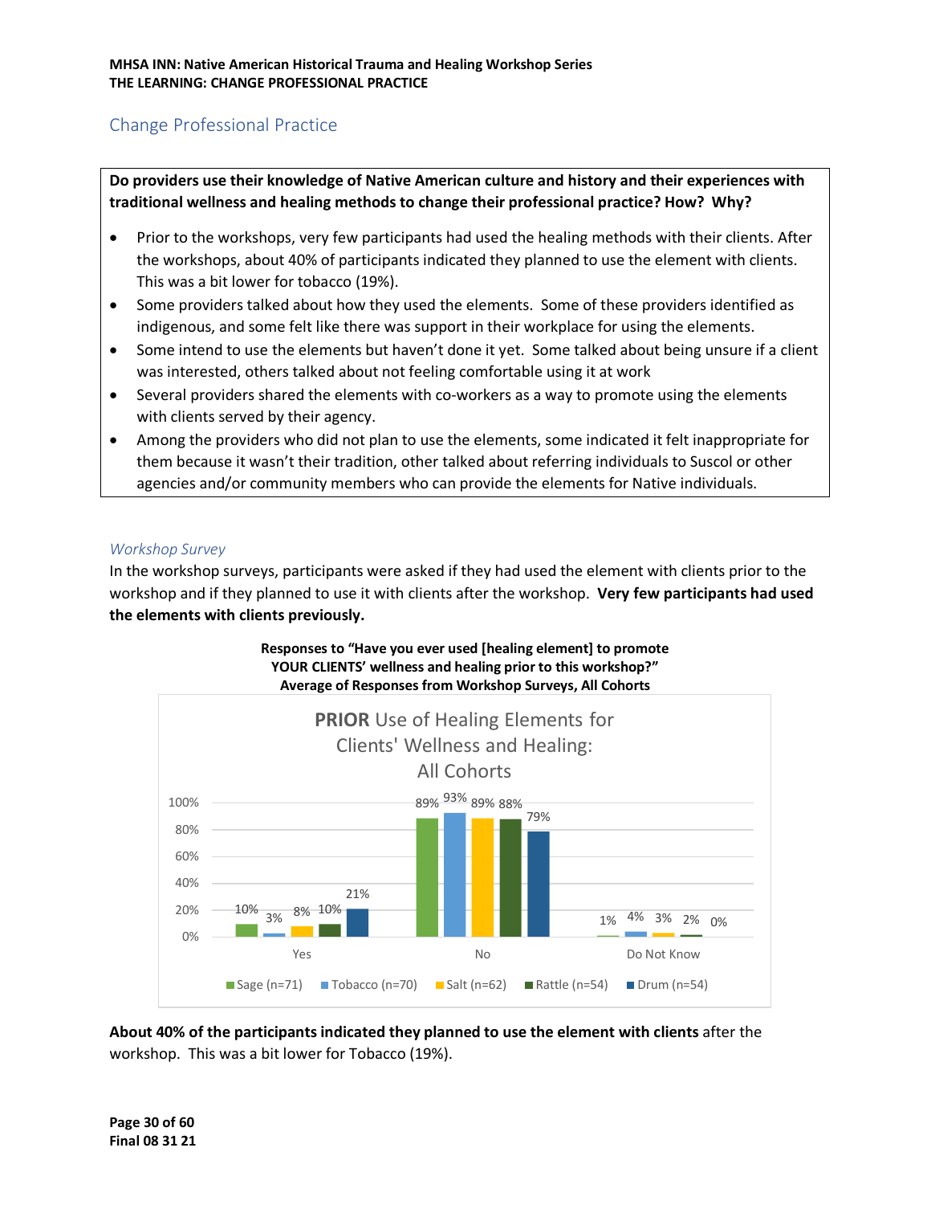## Change Professional Practice

**Do providers use their knowledge of Native American culture and history and their experiences with traditional wellness and healing methods to change their professional practice? How? Why?**

- Prior to the workshops, very few participants had used the healing methods with their clients. After the workshops, about 40% of participants indicated they planned to use the element with clients. This was a bit lower for tobacco (19%).
- Some providers talked about how they used the elements. Some of these providers identified as indigenous, and some felt like there was support in their workplace for using the elements.
- Some intend to use the elements but haven't done it yet. Some talked about being unsure if a client was interested, others talked about not feeling comfortable using it at work
- Several providers shared the elements with co-workers as a way to promote using the elements with clients served by their agency.
- Among the providers who did not plan to use the elements, some indicated it felt inappropriate for them because it wasn't their tradition, other talked about referring individuals to Suscol or other agencies and/or community members who can provide the elements for Native individuals.

### *Workshop Survey*

In the workshop surveys, participants were asked if they had used the element with clients prior to the workshop and if they planned to use it with clients after the workshop. **Very few participants had used the elements with clients previously.**

**Responses to "Have you ever used [healing element] to promote YOUR CLIENTS' wellness and healing prior to this workshop?" Average of Responses from Workshop Surveys, All Cohorts**

**PRIOR** Use of Healing Elements for Clients' Wellness and Healing: All Cohorts

| | Sage (n=71) | Tobacco (n=70) | Salt (n=62) | Rattle (n=54) | Drum (n=54) |
|---|---|---|---|---|---|
| Yes | 10% | 3% | 8% | 10% | 21% |
| No | 89% | 93% | 89% | 88% | 79% |
| Do Not Know | 1% | 4% | 3% | 2% | 0% |

**About 40% of the participants indicated they planned to use the element with clients** after the workshop. This was a bit lower for Tobacco (19%).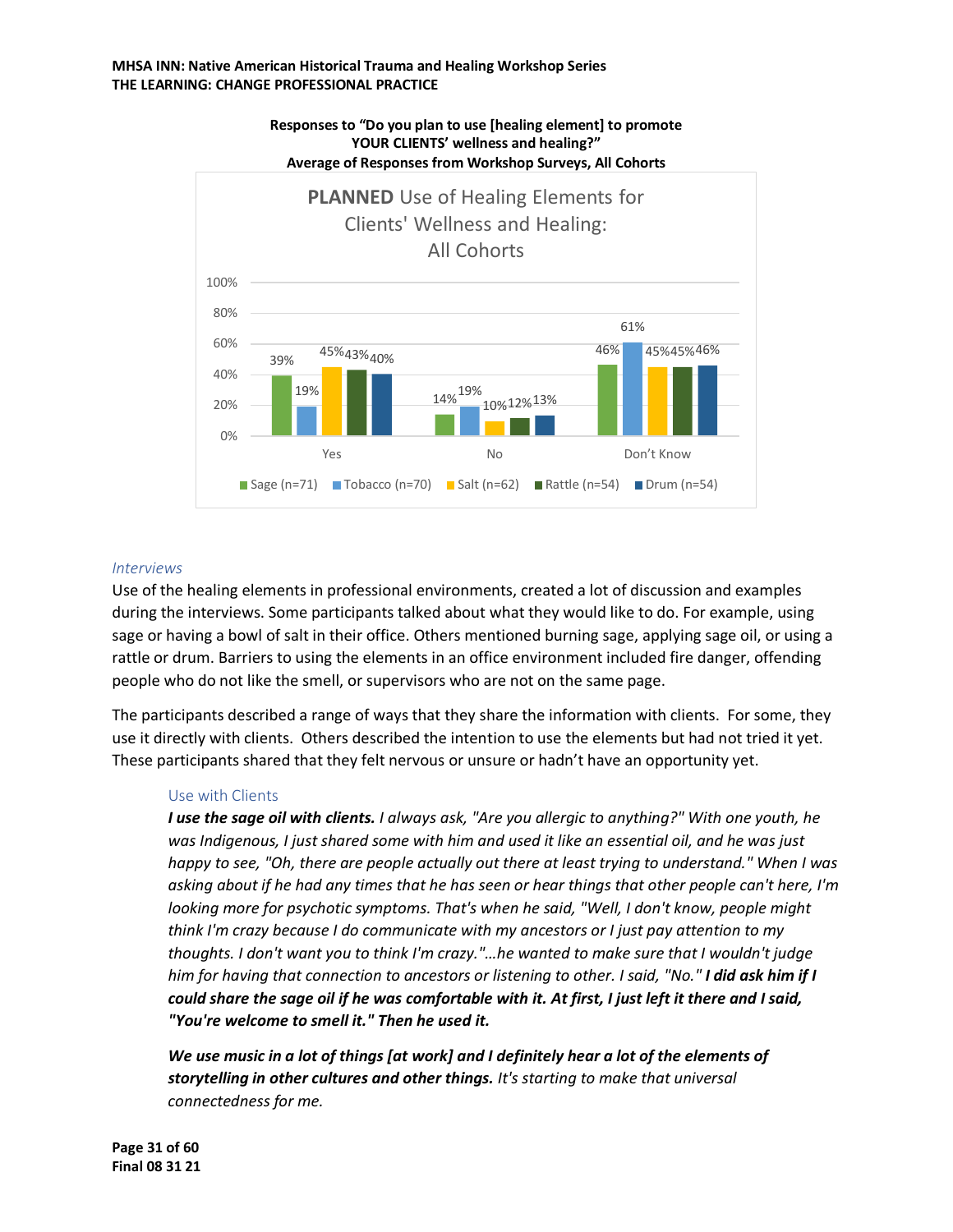**Responses to "Do you plan to use [healing element] to promote YOUR CLIENTS' wellness and healing?"**
**Average of Responses from Workshop Surveys, All Cohorts**

**PLANNED** Use of Healing Elements for Clients' Wellness and Healing: All Cohorts

| | Sage (n=71) | Tobacco (n=70) | Salt (n=62) | Rattle (n=54) | Drum (n=54) |
|---|---|---|---|---|---|
| Yes | 39% | 19% | 45% | 43% | 40% |
| No | 14% | 19% | 10% | 12% | 13% |
| Don't Know | 46% | 61% | 45% | 45% | 46% |

### *Interviews*

Use of the healing elements in professional environments, created a lot of discussion and examples during the interviews. Some participants talked about what they would like to do. For example, using sage or having a bowl of salt in their office. Others mentioned burning sage, applying sage oil, or using a rattle or drum. Barriers to using the elements in an office environment included fire danger, offending people who do not like the smell, or supervisors who are not on the same page.

The participants described a range of ways that they share the information with clients. For some, they use it directly with clients. Others described the intention to use the elements but had not tried it yet. These participants shared that they felt nervous or unsure or hadn't have an opportunity yet.

#### Use with Clients

> ***I use the sage oil with clients.*** *I always ask, "Are you allergic to anything?" With one youth, he was Indigenous, I just shared some with him and used it like an essential oil, and he was just happy to see, "Oh, there are people actually out there at least trying to understand." When I was asking about if he had any times that he has seen or hear things that other people can't here, I'm looking more for psychotic symptoms. That's when he said, "Well, I don't know, people might think I'm crazy because I do communicate with my ancestors or I just pay attention to my thoughts. I don't want you to think I'm crazy."…he wanted to make sure that I wouldn't judge him for having that connection to ancestors or listening to other. I said, "No."* ***I did ask him if I could share the sage oil if he was comfortable with it. At first, I just left it there and I said, "You're welcome to smell it." Then he used it.***
>
> ***We use music in a lot of things [at work] and I definitely hear a lot of the elements of storytelling in other cultures and other things.*** *It's starting to make that universal connectedness for me.*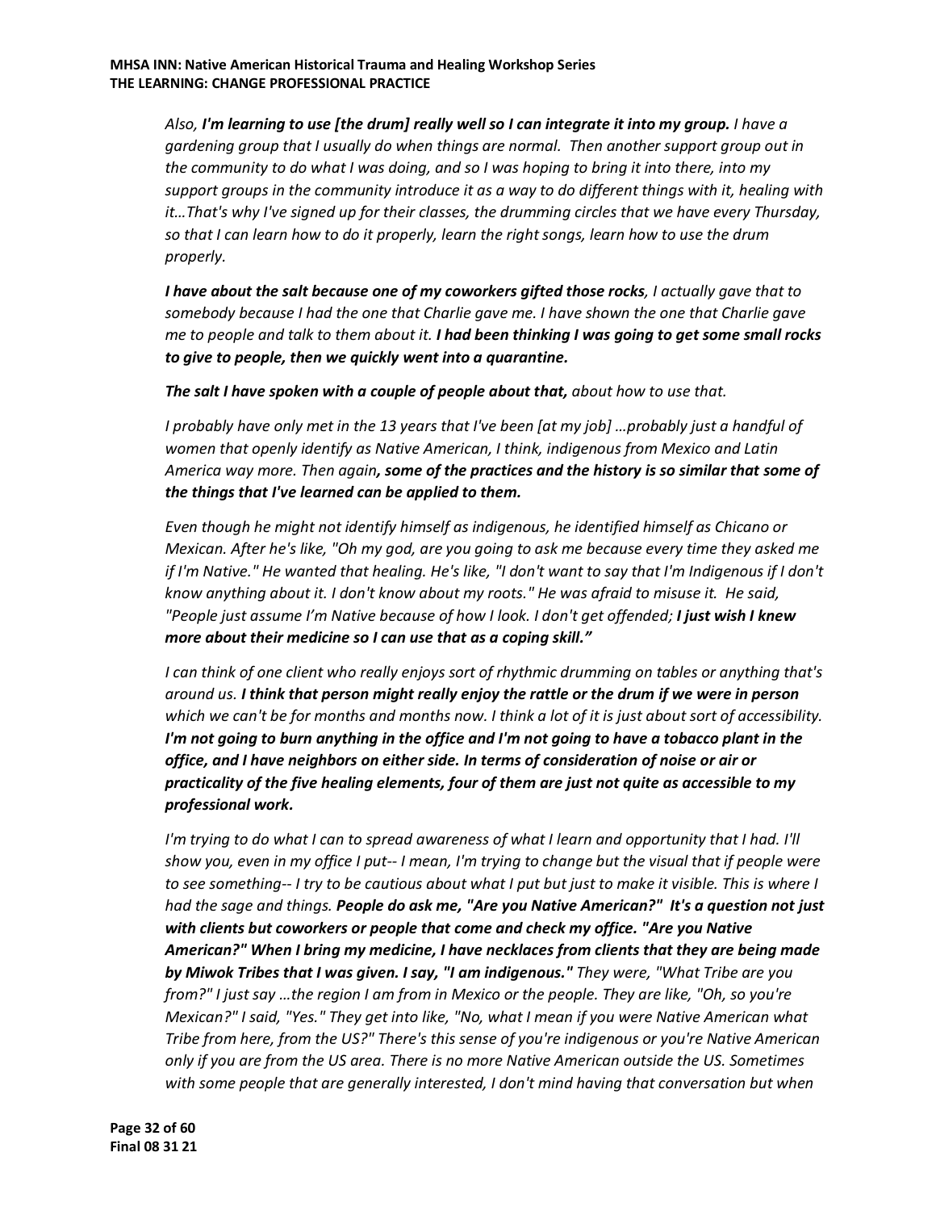*Also, **I'm learning to use [the drum] really well so I can integrate it into my group.** I have a gardening group that I usually do when things are normal. Then another support group out in the community to do what I was doing, and so I was hoping to bring it into there, into my support groups in the community introduce it as a way to do different things with it, healing with it…That's why I've signed up for their classes, the drumming circles that we have every Thursday, so that I can learn how to do it properly, learn the right songs, learn how to use the drum properly.*

***I have about the salt because one of my coworkers gifted those rocks**, I actually gave that to somebody because I had the one that Charlie gave me. I have shown the one that Charlie gave me to people and talk to them about it. **I had been thinking I was going to get some small rocks to give to people, then we quickly went into a quarantine.***

***The salt I have spoken with a couple of people about that,** about how to use that.*

*I probably have only met in the 13 years that I've been [at my job] …probably just a handful of women that openly identify as Native American, I think, indigenous from Mexico and Latin America way more. Then again**, some of the practices and the history is so similar that some of the things that I've learned can be applied to them.***

*Even though he might not identify himself as indigenous, he identified himself as Chicano or Mexican. After he's like, "Oh my god, are you going to ask me because every time they asked me if I'm Native." He wanted that healing. He's like, "I don't want to say that I'm Indigenous if I don't know anything about it. I don't know about my roots." He was afraid to misuse it. He said, "People just assume I'm Native because of how I look. I don't get offended; **I just wish I knew more about their medicine so I can use that as a coping skill."***

*I can think of one client who really enjoys sort of rhythmic drumming on tables or anything that's around us. **I think that person might really enjoy the rattle or the drum if we were in person** which we can't be for months and months now. I think a lot of it is just about sort of accessibility. **I'm not going to burn anything in the office and I'm not going to have a tobacco plant in the office, and I have neighbors on either side. In terms of consideration of noise or air or practicality of the five healing elements, four of them are just not quite as accessible to my professional work.***

*I'm trying to do what I can to spread awareness of what I learn and opportunity that I had. I'll show you, even in my office I put-- I mean, I'm trying to change but the visual that if people were to see something-- I try to be cautious about what I put but just to make it visible. This is where I had the sage and things. **People do ask me, "Are you Native American?" It's a question not just with clients but coworkers or people that come and check my office. "Are you Native American?" When I bring my medicine, I have necklaces from clients that they are being made by Miwok Tribes that I was given. I say, "I am indigenous."** They were, "What Tribe are you from?" I just say …the region I am from in Mexico or the people. They are like, "Oh, so you're Mexican?" I said, "Yes." They get into like, "No, what I mean if you were Native American what Tribe from here, from the US?" There's this sense of you're indigenous or you're Native American only if you are from the US area. There is no more Native American outside the US. Sometimes with some people that are generally interested, I don't mind having that conversation but when*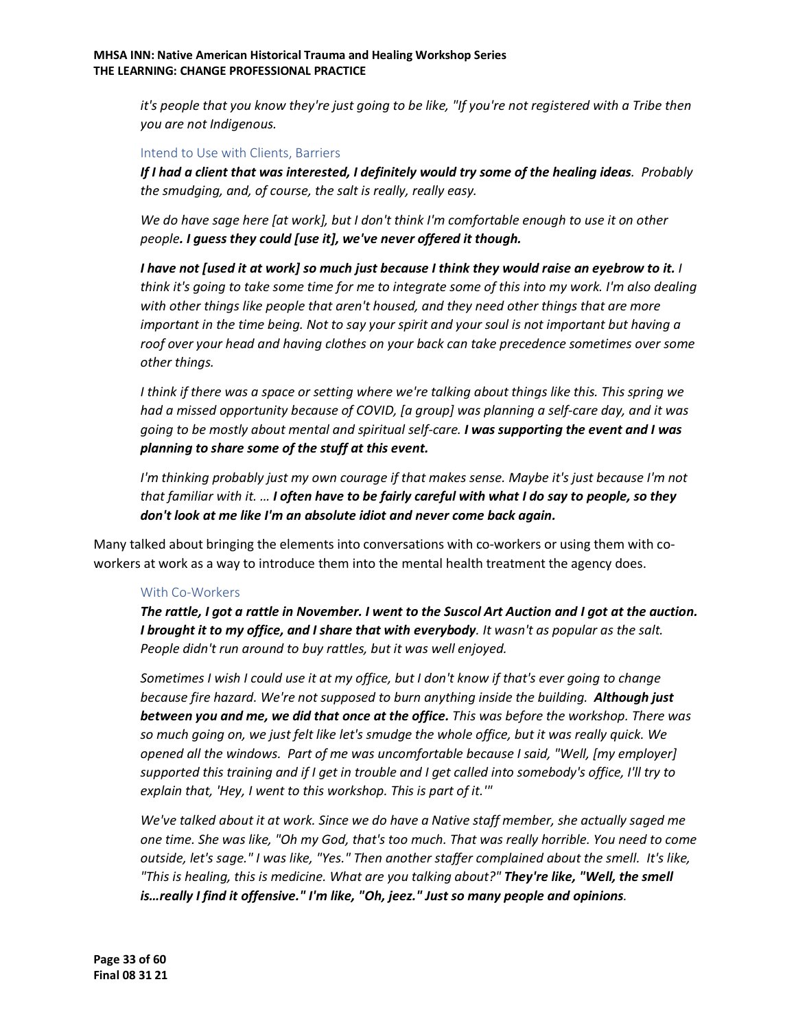*it's people that you know they're just going to be like, "If you're not registered with a Tribe then you are not Indigenous.*

### Intend to Use with Clients, Barriers

***If I had a client that was interested, I definitely would try some of the healing ideas**. Probably the smudging, and, of course, the salt is really, really easy.*

*We do have sage here [at work], but I don't think I'm comfortable enough to use it on other people**. I guess they could [use it], we've never offered it though.***

***I have not [used it at work] so much just because I think they would raise an eyebrow to it.** I think it's going to take some time for me to integrate some of this into my work. I'm also dealing with other things like people that aren't housed, and they need other things that are more important in the time being. Not to say your spirit and your soul is not important but having a roof over your head and having clothes on your back can take precedence sometimes over some other things.*

*I think if there was a space or setting where we're talking about things like this. This spring we had a missed opportunity because of COVID, [a group] was planning a self-care day, and it was going to be mostly about mental and spiritual self-care. **I was supporting the event and I was planning to share some of the stuff at this event.***

*I'm thinking probably just my own courage if that makes sense. Maybe it's just because I'm not that familiar with it. … **I often have to be fairly careful with what I do say to people, so they don't look at me like I'm an absolute idiot and never come back again.***

Many talked about bringing the elements into conversations with co-workers or using them with co-workers at work as a way to introduce them into the mental health treatment the agency does.

### With Co-Workers

***The rattle, I got a rattle in November. I went to the Suscol Art Auction and I got at the auction. I brought it to my office, and I share that with everybody**. It wasn't as popular as the salt. People didn't run around to buy rattles, but it was well enjoyed.*

*Sometimes I wish I could use it at my office, but I don't know if that's ever going to change because fire hazard. We're not supposed to burn anything inside the building. **Although just between you and me, we did that once at the office.** This was before the workshop. There was so much going on, we just felt like let's smudge the whole office, but it was really quick. We opened all the windows. Part of me was uncomfortable because I said, "Well, [my employer] supported this training and if I get in trouble and I get called into somebody's office, I'll try to explain that, 'Hey, I went to this workshop. This is part of it.'"*

*We've talked about it at work. Since we do have a Native staff member, she actually saged me one time. She was like, "Oh my God, that's too much. That was really horrible. You need to come outside, let's sage." I was like, "Yes." Then another staffer complained about the smell. It's like, "This is healing, this is medicine. What are you talking about?" **They're like, "Well, the smell is…really I find it offensive." I'm like, "Oh, jeez." Just so many people and opinions**.*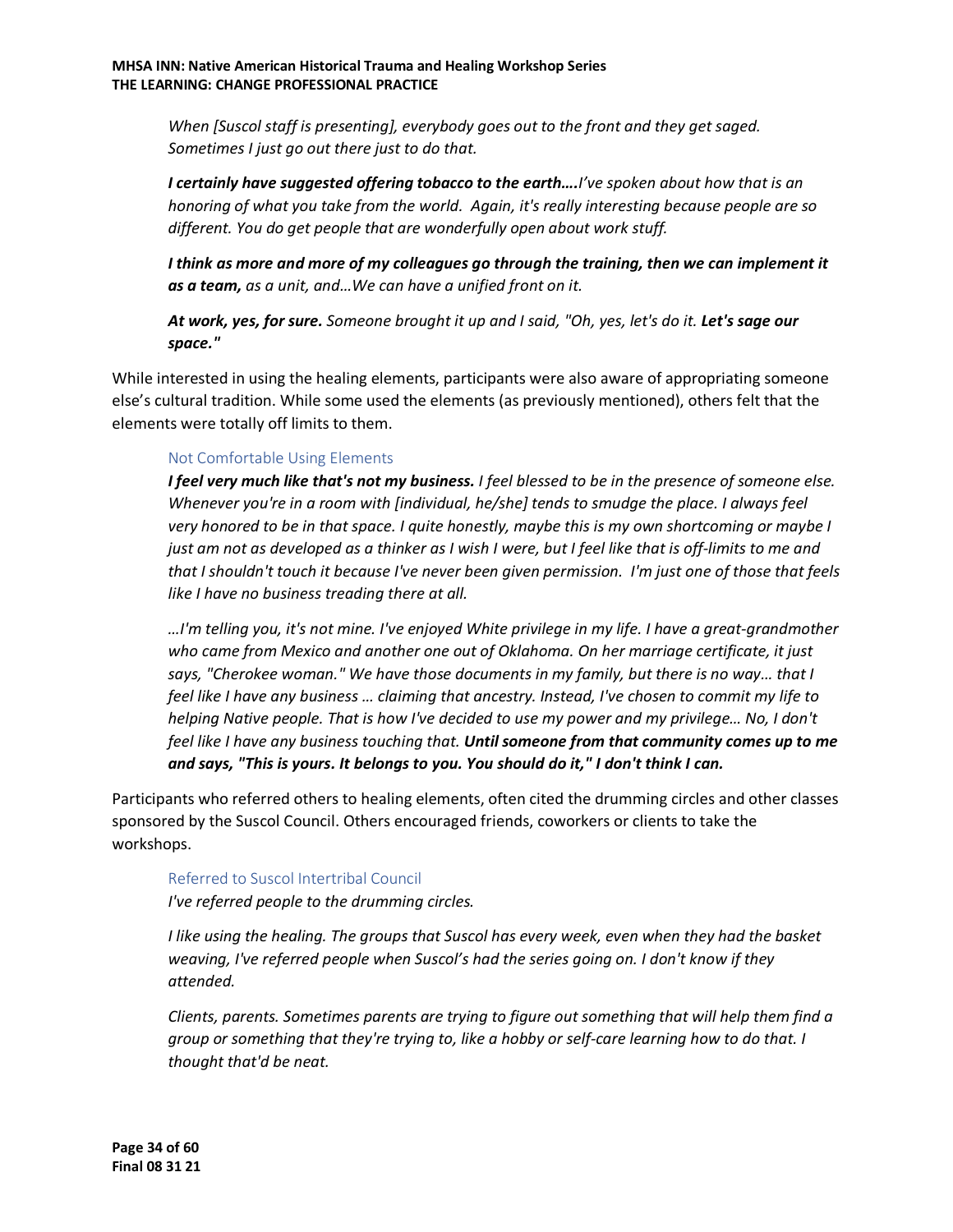*When [Suscol staff is presenting], everybody goes out to the front and they get saged. Sometimes I just go out there just to do that.*

***I certainly have suggested offering tobacco to the earth….****I've spoken about how that is an honoring of what you take from the world. Again, it's really interesting because people are so different. You do get people that are wonderfully open about work stuff.*

***I think as more and more of my colleagues go through the training, then we can implement it as a team,*** *as a unit, and…We can have a unified front on it.*

***At work, yes, for sure.*** *Someone brought it up and I said, "Oh, yes, let's do it.* ***Let's sage our space."***

While interested in using the healing elements, participants were also aware of appropriating someone else's cultural tradition. While some used the elements (as previously mentioned), others felt that the elements were totally off limits to them.

### Not Comfortable Using Elements

***I feel very much like that's not my business.*** *I feel blessed to be in the presence of someone else. Whenever you're in a room with [individual, he/she] tends to smudge the place. I always feel very honored to be in that space. I quite honestly, maybe this is my own shortcoming or maybe I just am not as developed as a thinker as I wish I were, but I feel like that is off-limits to me and that I shouldn't touch it because I've never been given permission. I'm just one of those that feels like I have no business treading there at all.*

*…I'm telling you, it's not mine. I've enjoyed White privilege in my life. I have a great-grandmother who came from Mexico and another one out of Oklahoma. On her marriage certificate, it just says, "Cherokee woman." We have those documents in my family, but there is no way… that I feel like I have any business … claiming that ancestry. Instead, I've chosen to commit my life to helping Native people. That is how I've decided to use my power and my privilege… No, I don't feel like I have any business touching that.* ***Until someone from that community comes up to me and says, "This is yours. It belongs to you. You should do it," I don't think I can.***

Participants who referred others to healing elements, often cited the drumming circles and other classes sponsored by the Suscol Council. Others encouraged friends, coworkers or clients to take the workshops.

### Referred to Suscol Intertribal Council

*I've referred people to the drumming circles.*

*I like using the healing. The groups that Suscol has every week, even when they had the basket weaving, I've referred people when Suscol's had the series going on. I don't know if they attended.*

*Clients, parents. Sometimes parents are trying to figure out something that will help them find a group or something that they're trying to, like a hobby or self-care learning how to do that. I thought that'd be neat.*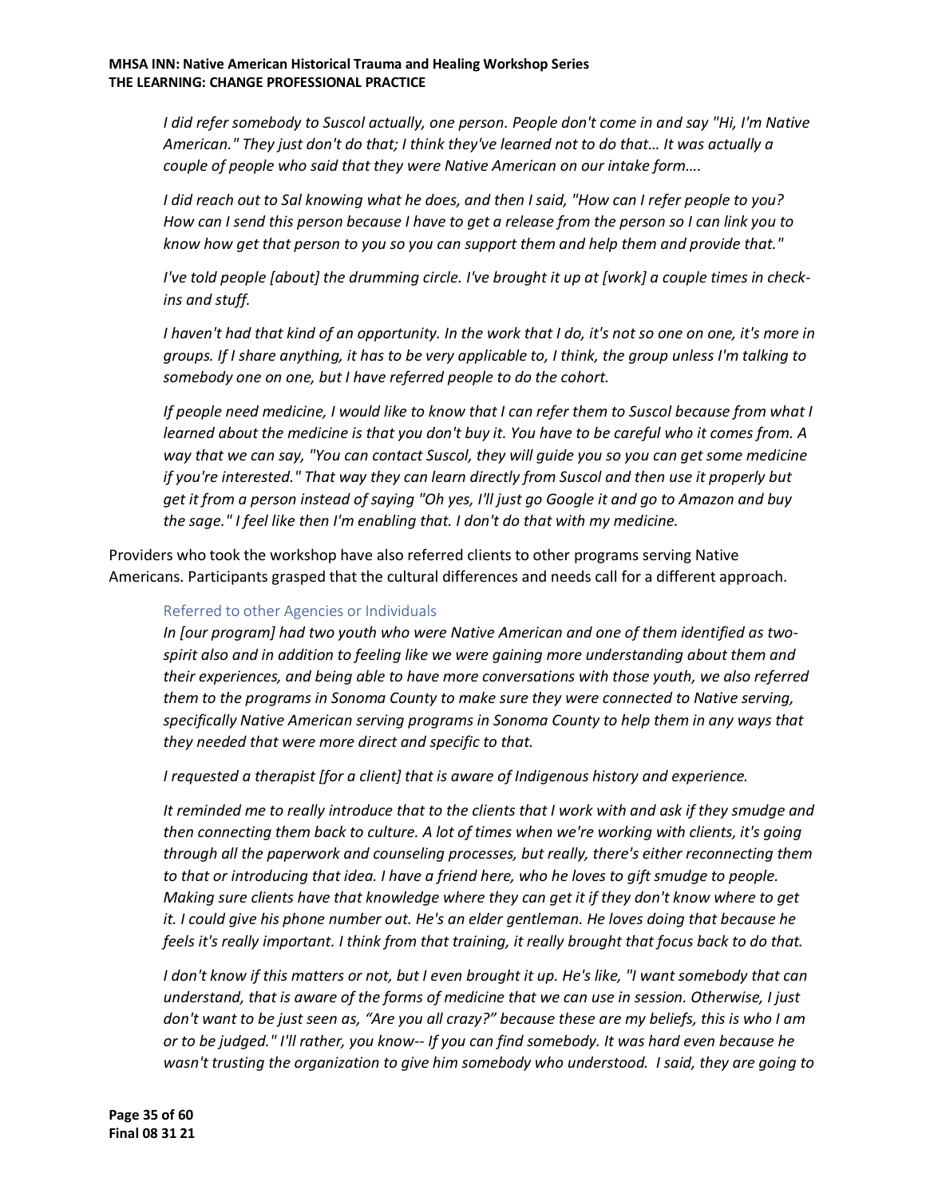*I did refer somebody to Suscol actually, one person. People don't come in and say "Hi, I'm Native American." They just don't do that; I think they've learned not to do that… It was actually a couple of people who said that they were Native American on our intake form….*

*I did reach out to Sal knowing what he does, and then I said, "How can I refer people to you? How can I send this person because I have to get a release from the person so I can link you to know how get that person to you so you can support them and help them and provide that."*

*I've told people [about] the drumming circle. I've brought it up at [work] a couple times in check-ins and stuff.*

*I haven't had that kind of an opportunity. In the work that I do, it's not so one on one, it's more in groups. If I share anything, it has to be very applicable to, I think, the group unless I'm talking to somebody one on one, but I have referred people to do the cohort.*

*If people need medicine, I would like to know that I can refer them to Suscol because from what I learned about the medicine is that you don't buy it. You have to be careful who it comes from. A way that we can say, "You can contact Suscol, they will guide you so you can get some medicine if you're interested." That way they can learn directly from Suscol and then use it properly but get it from a person instead of saying "Oh yes, I'll just go Google it and go to Amazon and buy the sage." I feel like then I'm enabling that. I don't do that with my medicine.*

Providers who took the workshop have also referred clients to other programs serving Native Americans. Participants grasped that the cultural differences and needs call for a different approach.

### Referred to other Agencies or Individuals

*In [our program] had two youth who were Native American and one of them identified as two-spirit also and in addition to feeling like we were gaining more understanding about them and their experiences, and being able to have more conversations with those youth, we also referred them to the programs in Sonoma County to make sure they were connected to Native serving, specifically Native American serving programs in Sonoma County to help them in any ways that they needed that were more direct and specific to that.*

*I requested a therapist [for a client] that is aware of Indigenous history and experience.*

*It reminded me to really introduce that to the clients that I work with and ask if they smudge and then connecting them back to culture. A lot of times when we're working with clients, it's going through all the paperwork and counseling processes, but really, there's either reconnecting them to that or introducing that idea. I have a friend here, who he loves to gift smudge to people. Making sure clients have that knowledge where they can get it if they don't know where to get it. I could give his phone number out. He's an elder gentleman. He loves doing that because he feels it's really important. I think from that training, it really brought that focus back to do that.*

*I don't know if this matters or not, but I even brought it up. He's like, "I want somebody that can understand, that is aware of the forms of medicine that we can use in session. Otherwise, I just don't want to be just seen as, "Are you all crazy?" because these are my beliefs, this is who I am or to be judged." I'll rather, you know-- If you can find somebody. It was hard even because he wasn't trusting the organization to give him somebody who understood. I said, they are going to*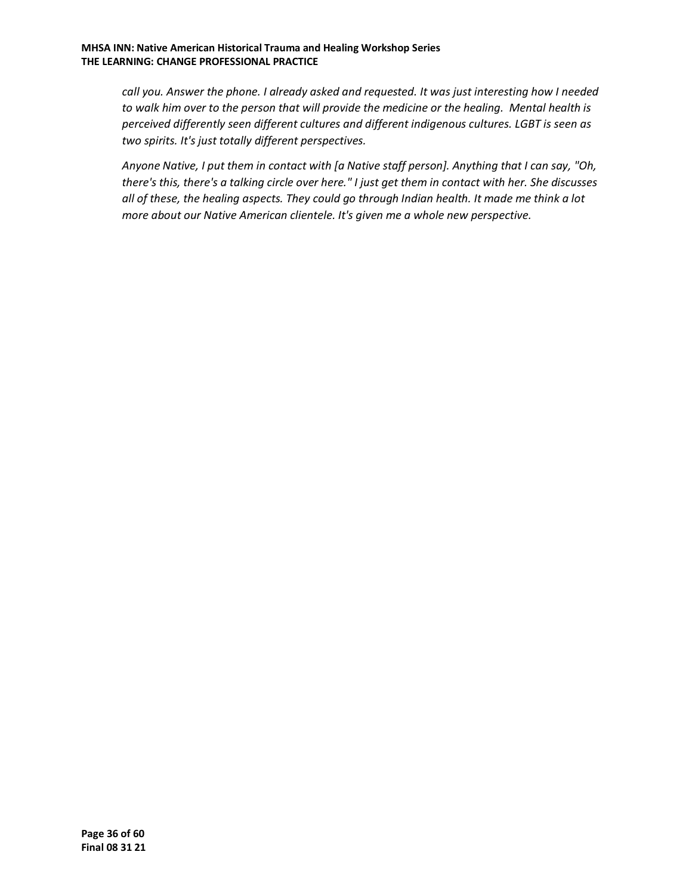*call you. Answer the phone. I already asked and requested. It was just interesting how I needed to walk him over to the person that will provide the medicine or the healing. Mental health is perceived differently seen different cultures and different indigenous cultures. LGBT is seen as two spirits. It's just totally different perspectives.*

*Anyone Native, I put them in contact with [a Native staff person]. Anything that I can say, "Oh, there's this, there's a talking circle over here." I just get them in contact with her. She discusses all of these, the healing aspects. They could go through Indian health. It made me think a lot more about our Native American clientele. It's given me a whole new perspective.*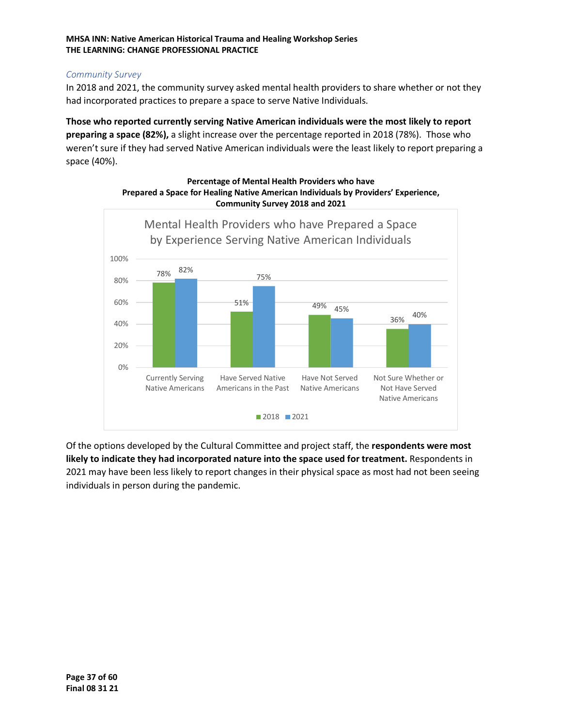### *Community Survey*

In 2018 and 2021, the community survey asked mental health providers to share whether or not they had incorporated practices to prepare a space to serve Native Individuals.

**Those who reported currently serving Native American individuals were the most likely to report preparing a space (82%),** a slight increase over the percentage reported in 2018 (78%). Those who weren't sure if they had served Native American individuals were the least likely to report preparing a space (40%).

**Percentage of Mental Health Providers who have Prepared a Space for Healing Native American Individuals by Providers' Experience, Community Survey 2018 and 2021**

Mental Health Providers who have Prepared a Space by Experience Serving Native American Individuals

| | 2018 | 2021 |
| --- | --- | --- |
| Currently Serving Native Americans | 78% | 82% |
| Have Served Native Americans in the Past | 51% | 75% |
| Have Not Served Native Americans | 49% | 45% |
| Not Sure Whether or Not Have Served Native Americans | 36% | 40% |

Of the options developed by the Cultural Committee and project staff, the **respondents were most likely to indicate they had incorporated nature into the space used for treatment.** Respondents in 2021 may have been less likely to report changes in their physical space as most had not been seeing individuals in person during the pandemic.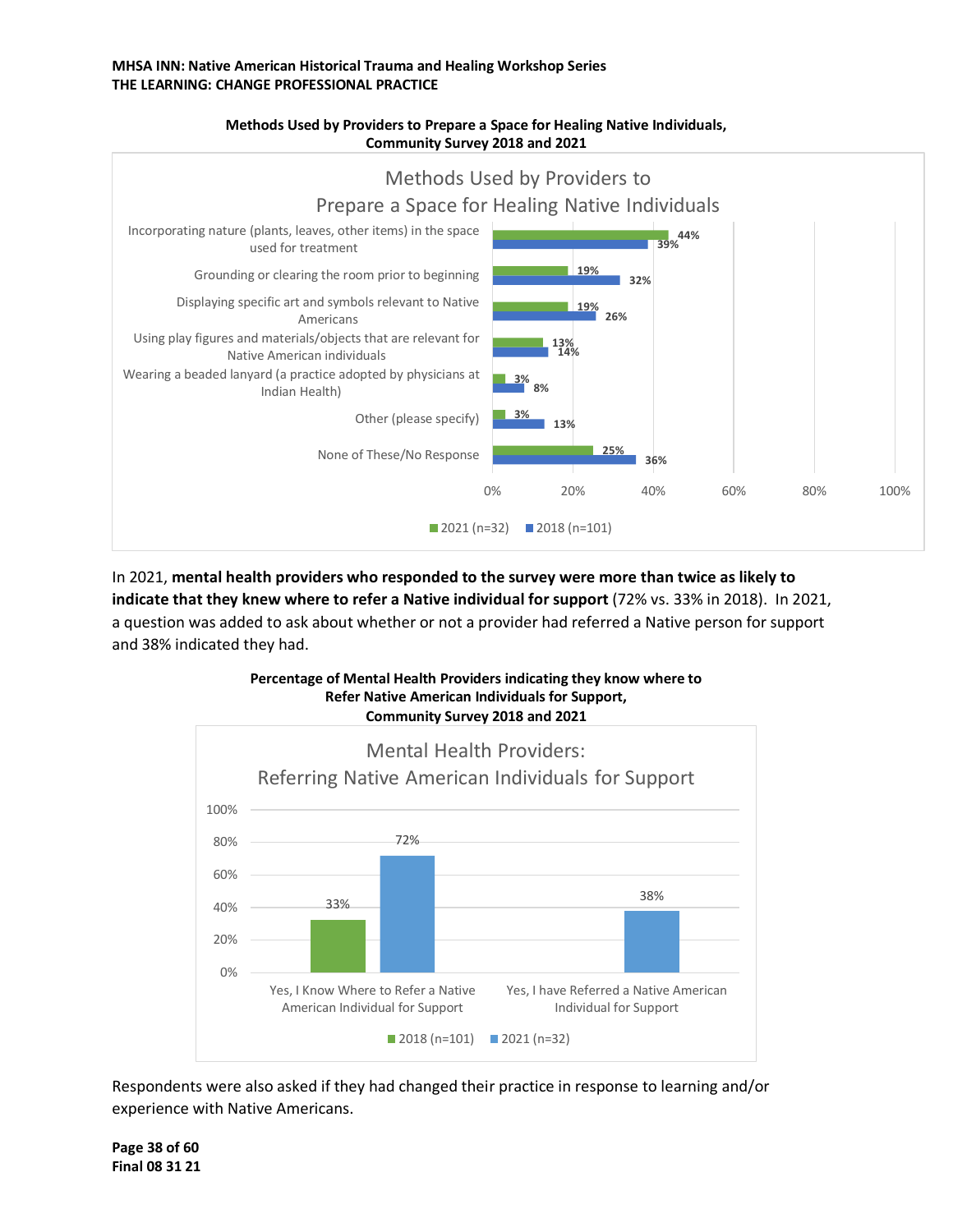**Methods Used by Providers to Prepare a Space for Healing Native Individuals, Community Survey 2018 and 2021**

Methods Used by Providers to Prepare a Space for Healing Native Individuals

| Method | 2021 (n=32) | 2018 (n=101) |
|---|---|---|
| Incorporating nature (plants, leaves, other items) in the space used for treatment | 44% | 39% |
| Grounding or clearing the room prior to beginning | 19% | 32% |
| Displaying specific art and symbols relevant to Native Americans | 19% | 26% |
| Using play figures and materials/objects that are relevant for Native American individuals | 13% | 14% |
| Wearing a beaded lanyard (a practice adopted by physicians at Indian Health) | 3% | 8% |
| Other (please specify) | 3% | 13% |
| None of These/No Response | 25% | 36% |

In 2021, **mental health providers who responded to the survey were more than twice as likely to indicate that they knew where to refer a Native individual for support** (72% vs. 33% in 2018). In 2021, a question was added to ask about whether or not a provider had referred a Native person for support and 38% indicated they had.

**Percentage of Mental Health Providers indicating they know where to Refer Native American Individuals for Support, Community Survey 2018 and 2021**

Mental Health Providers: Referring Native American Individuals for Support

| | 2018 (n=101) | 2021 (n=32) |
|---|---|---|
| Yes, I Know Where to Refer a Native American Individual for Support | 33% | 72% |
| Yes, I have Referred a Native American Individual for Support | | 38% |

Respondents were also asked if they had changed their practice in response to learning and/or experience with Native Americans.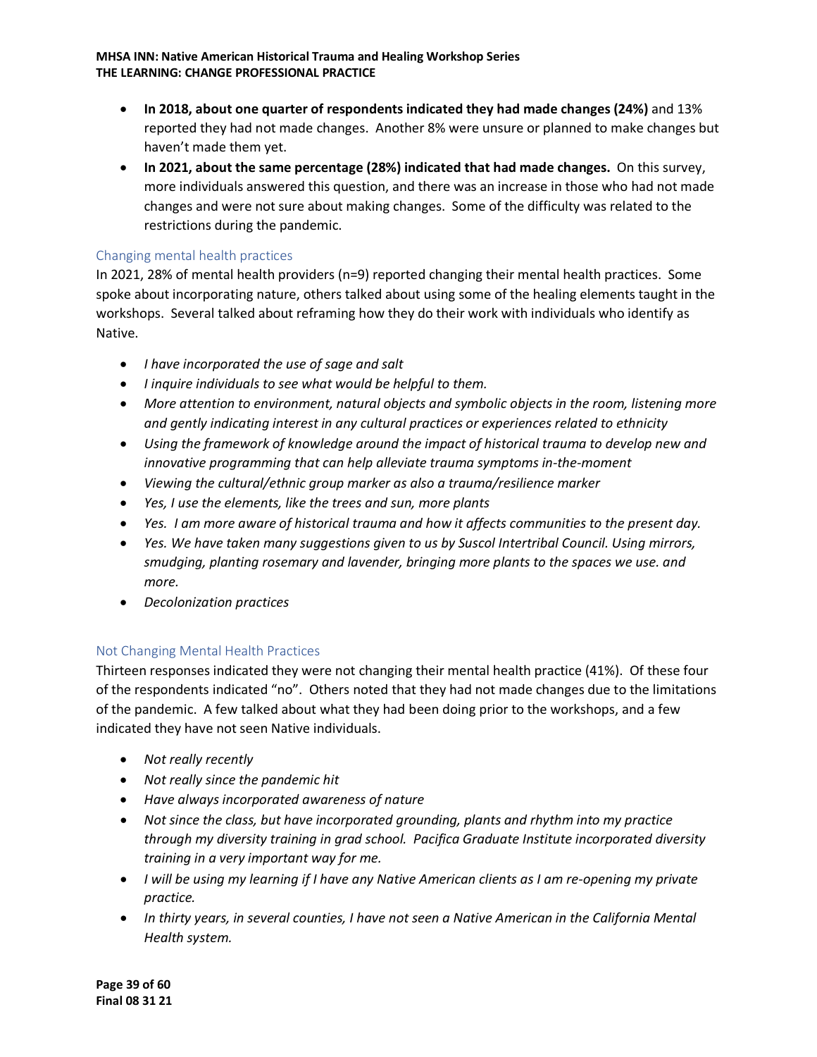- **In 2018, about one quarter of respondents indicated they had made changes (24%)** and 13% reported they had not made changes. Another 8% were unsure or planned to make changes but haven't made them yet.
- **In 2021, about the same percentage (28%) indicated that had made changes.** On this survey, more individuals answered this question, and there was an increase in those who had not made changes and were not sure about making changes. Some of the difficulty was related to the restrictions during the pandemic.

### Changing mental health practices

In 2021, 28% of mental health providers (n=9) reported changing their mental health practices. Some spoke about incorporating nature, others talked about using some of the healing elements taught in the workshops. Several talked about reframing how they do their work with individuals who identify as Native.

- *I have incorporated the use of sage and salt*
- *I inquire individuals to see what would be helpful to them.*
- *More attention to environment, natural objects and symbolic objects in the room, listening more and gently indicating interest in any cultural practices or experiences related to ethnicity*
- *Using the framework of knowledge around the impact of historical trauma to develop new and innovative programming that can help alleviate trauma symptoms in-the-moment*
- *Viewing the cultural/ethnic group marker as also a trauma/resilience marker*
- *Yes, I use the elements, like the trees and sun, more plants*
- *Yes. I am more aware of historical trauma and how it affects communities to the present day.*
- *Yes. We have taken many suggestions given to us by Suscol Intertribal Council. Using mirrors, smudging, planting rosemary and lavender, bringing more plants to the spaces we use. and more.*
- *Decolonization practices*

### Not Changing Mental Health Practices

Thirteen responses indicated they were not changing their mental health practice (41%). Of these four of the respondents indicated "no". Others noted that they had not made changes due to the limitations of the pandemic. A few talked about what they had been doing prior to the workshops, and a few indicated they have not seen Native individuals.

- *Not really recently*
- *Not really since the pandemic hit*
- *Have always incorporated awareness of nature*
- *Not since the class, but have incorporated grounding, plants and rhythm into my practice through my diversity training in grad school. Pacifica Graduate Institute incorporated diversity training in a very important way for me.*
- *I will be using my learning if I have any Native American clients as I am re-opening my private practice.*
- *In thirty years, in several counties, I have not seen a Native American in the California Mental Health system.*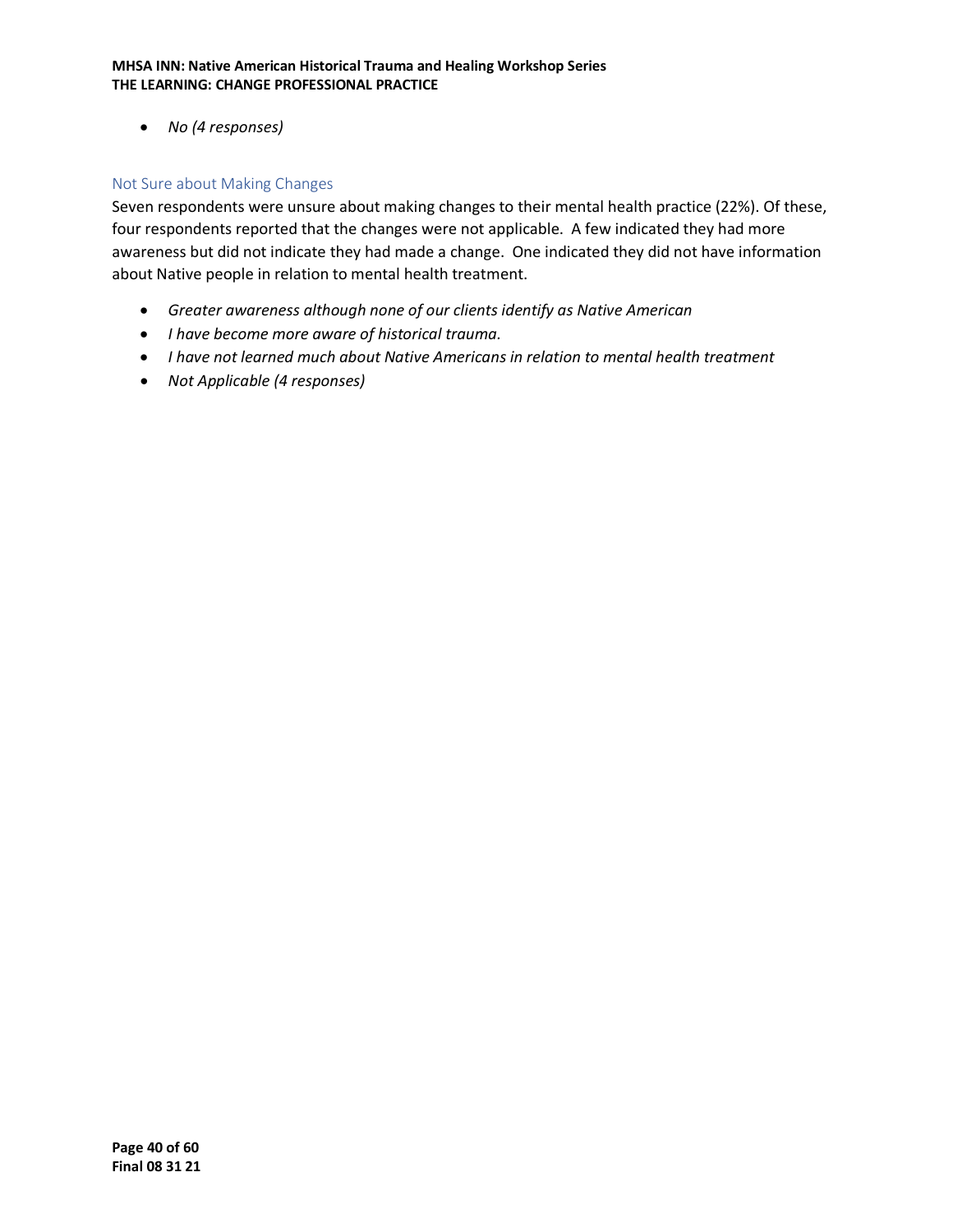- *No (4 responses)*

### Not Sure about Making Changes

Seven respondents were unsure about making changes to their mental health practice (22%). Of these, four respondents reported that the changes were not applicable. A few indicated they had more awareness but did not indicate they had made a change. One indicated they did not have information about Native people in relation to mental health treatment.

- *Greater awareness although none of our clients identify as Native American*
- *I have become more aware of historical trauma.*
- *I have not learned much about Native Americans in relation to mental health treatment*
- *Not Applicable (4 responses)*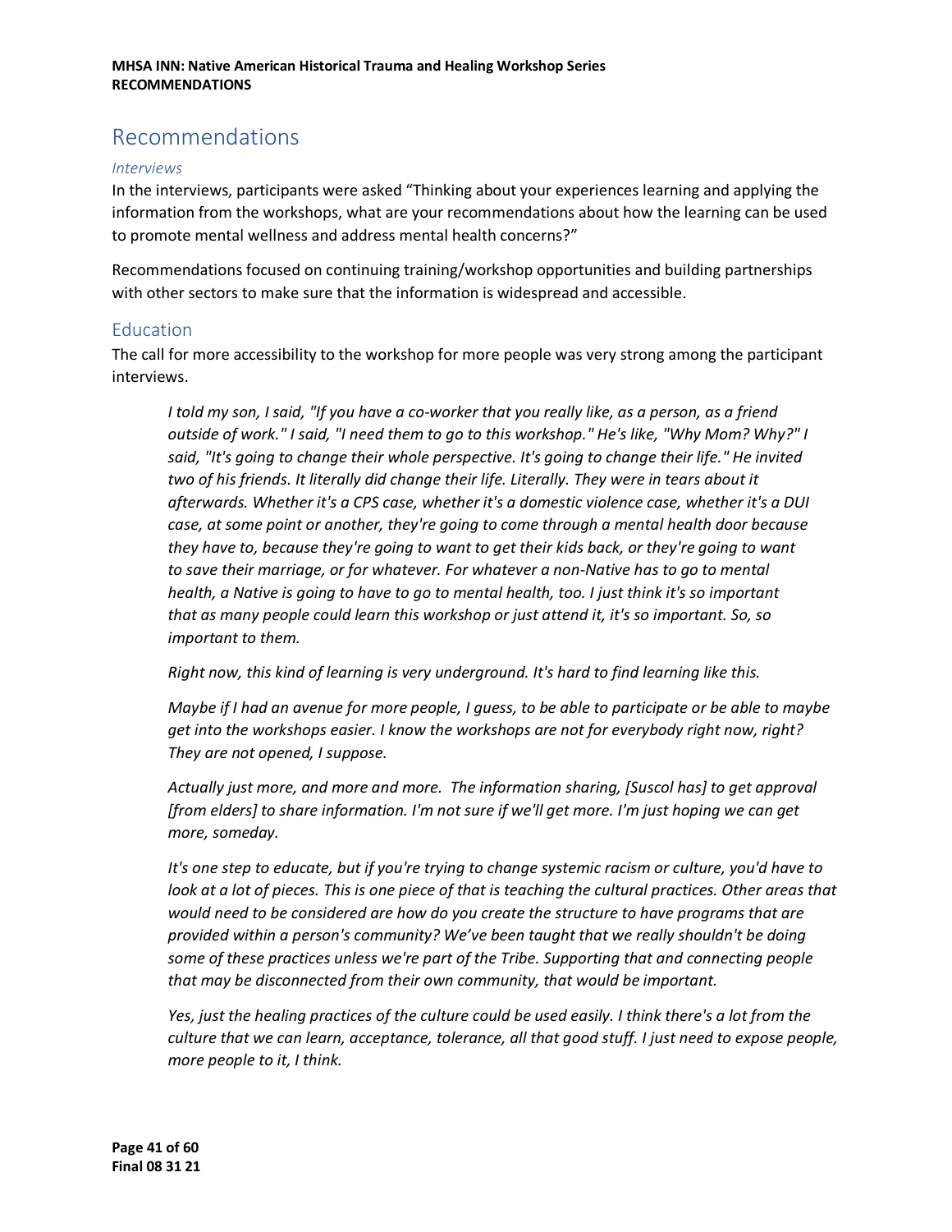# Recommendations

### *Interviews*

In the interviews, participants were asked "Thinking about your experiences learning and applying the information from the workshops, what are your recommendations about how the learning can be used to promote mental wellness and address mental health concerns?"

Recommendations focused on continuing training/workshop opportunities and building partnerships with other sectors to make sure that the information is widespread and accessible.

## Education

The call for more accessibility to the workshop for more people was very strong among the participant interviews.

> *I told my son, I said, "If you have a co-worker that you really like, as a person, as a friend outside of work." I said, "I need them to go to this workshop." He's like, "Why Mom? Why?" I said, "It's going to change their whole perspective. It's going to change their life." He invited two of his friends. It literally did change their life. Literally. They were in tears about it afterwards. Whether it's a CPS case, whether it's a domestic violence case, whether it's a DUI case, at some point or another, they're going to come through a mental health door because they have to, because they're going to want to get their kids back, or they're going to want to save their marriage, or for whatever. For whatever a non-Native has to go to mental health, a Native is going to have to go to mental health, too. I just think it's so important that as many people could learn this workshop or just attend it, it's so important. So, so important to them.*
>
> *Right now, this kind of learning is very underground. It's hard to find learning like this.*
>
> *Maybe if I had an avenue for more people, I guess, to be able to participate or be able to maybe get into the workshops easier. I know the workshops are not for everybody right now, right? They are not opened, I suppose.*
>
> *Actually just more, and more and more. The information sharing, [Suscol has] to get approval [from elders] to share information. I'm not sure if we'll get more. I'm just hoping we can get more, someday.*
>
> *It's one step to educate, but if you're trying to change systemic racism or culture, you'd have to look at a lot of pieces. This is one piece of that is teaching the cultural practices. Other areas that would need to be considered are how do you create the structure to have programs that are provided within a person's community? We've been taught that we really shouldn't be doing some of these practices unless we're part of the Tribe. Supporting that and connecting people that may be disconnected from their own community, that would be important.*
>
> *Yes, just the healing practices of the culture could be used easily. I think there's a lot from the culture that we can learn, acceptance, tolerance, all that good stuff. I just need to expose people, more people to it, I think.*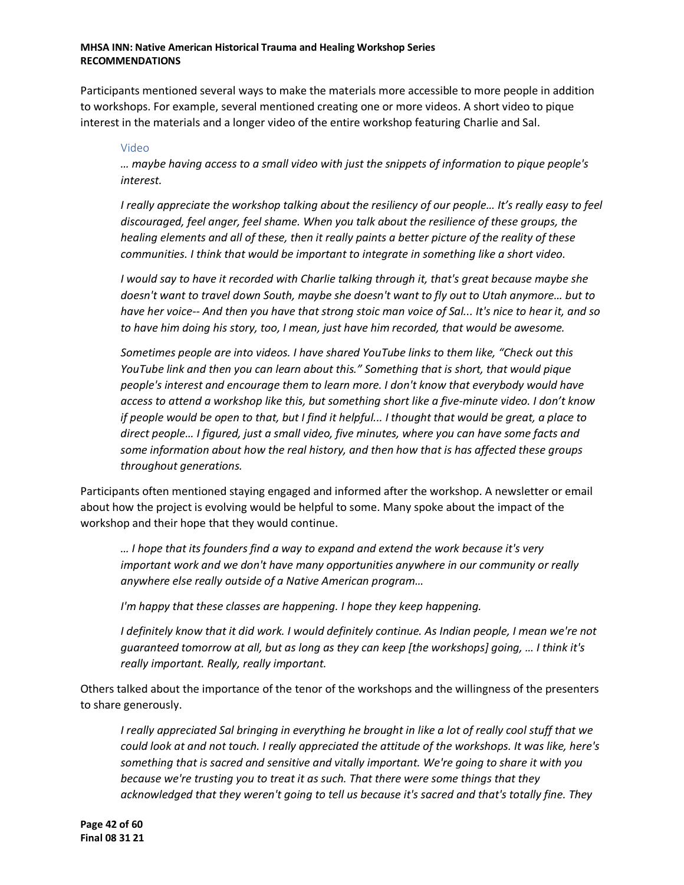Participants mentioned several ways to make the materials more accessible to more people in addition to workshops. For example, several mentioned creating one or more videos. A short video to pique interest in the materials and a longer video of the entire workshop featuring Charlie and Sal.

### Video

> *… maybe having access to a small video with just the snippets of information to pique people's interest.*
>
> *I really appreciate the workshop talking about the resiliency of our people… It's really easy to feel discouraged, feel anger, feel shame. When you talk about the resilience of these groups, the healing elements and all of these, then it really paints a better picture of the reality of these communities. I think that would be important to integrate in something like a short video.*
>
> *I would say to have it recorded with Charlie talking through it, that's great because maybe she doesn't want to travel down South, maybe she doesn't want to fly out to Utah anymore… but to have her voice-- And then you have that strong stoic man voice of Sal... It's nice to hear it, and so to have him doing his story, too, I mean, just have him recorded, that would be awesome.*
>
> *Sometimes people are into videos. I have shared YouTube links to them like, "Check out this YouTube link and then you can learn about this." Something that is short, that would pique people's interest and encourage them to learn more. I don't know that everybody would have access to attend a workshop like this, but something short like a five-minute video. I don't know if people would be open to that, but I find it helpful... I thought that would be great, a place to direct people… I figured, just a small video, five minutes, where you can have some facts and some information about how the real history, and then how that is has affected these groups throughout generations.*

Participants often mentioned staying engaged and informed after the workshop. A newsletter or email about how the project is evolving would be helpful to some. Many spoke about the impact of the workshop and their hope that they would continue.

> *… I hope that its founders find a way to expand and extend the work because it's very important work and we don't have many opportunities anywhere in our community or really anywhere else really outside of a Native American program…*
>
> *I'm happy that these classes are happening. I hope they keep happening.*
>
> *I definitely know that it did work. I would definitely continue. As Indian people, I mean we're not guaranteed tomorrow at all, but as long as they can keep [the workshops] going, … I think it's really important. Really, really important.*

Others talked about the importance of the tenor of the workshops and the willingness of the presenters to share generously.

> *I really appreciated Sal bringing in everything he brought in like a lot of really cool stuff that we could look at and not touch. I really appreciated the attitude of the workshops. It was like, here's something that is sacred and sensitive and vitally important. We're going to share it with you because we're trusting you to treat it as such. That there were some things that they acknowledged that they weren't going to tell us because it's sacred and that's totally fine. They*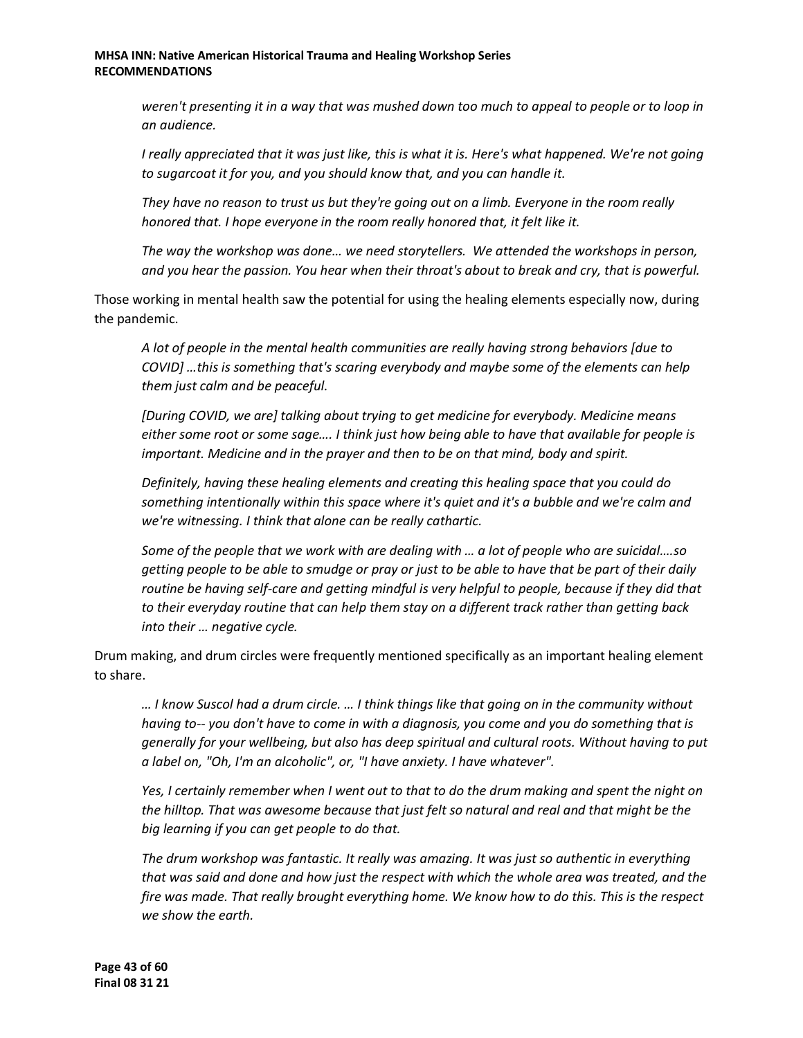*weren't presenting it in a way that was mushed down too much to appeal to people or to loop in an audience.*

*I really appreciated that it was just like, this is what it is. Here's what happened. We're not going to sugarcoat it for you, and you should know that, and you can handle it.*

*They have no reason to trust us but they're going out on a limb. Everyone in the room really honored that. I hope everyone in the room really honored that, it felt like it.*

*The way the workshop was done… we need storytellers. We attended the workshops in person, and you hear the passion. You hear when their throat's about to break and cry, that is powerful.*

Those working in mental health saw the potential for using the healing elements especially now, during the pandemic.

*A lot of people in the mental health communities are really having strong behaviors [due to COVID] …this is something that's scaring everybody and maybe some of the elements can help them just calm and be peaceful.*

*[During COVID, we are] talking about trying to get medicine for everybody. Medicine means either some root or some sage…. I think just how being able to have that available for people is important. Medicine and in the prayer and then to be on that mind, body and spirit.*

*Definitely, having these healing elements and creating this healing space that you could do something intentionally within this space where it's quiet and it's a bubble and we're calm and we're witnessing. I think that alone can be really cathartic.*

*Some of the people that we work with are dealing with … a lot of people who are suicidal….so getting people to be able to smudge or pray or just to be able to have that be part of their daily routine be having self-care and getting mindful is very helpful to people, because if they did that to their everyday routine that can help them stay on a different track rather than getting back into their … negative cycle.*

Drum making, and drum circles were frequently mentioned specifically as an important healing element to share.

*… I know Suscol had a drum circle. … I think things like that going on in the community without having to-- you don't have to come in with a diagnosis, you come and you do something that is generally for your wellbeing, but also has deep spiritual and cultural roots. Without having to put a label on, "Oh, I'm an alcoholic", or, "I have anxiety. I have whatever".*

*Yes, I certainly remember when I went out to that to do the drum making and spent the night on the hilltop. That was awesome because that just felt so natural and real and that might be the big learning if you can get people to do that.*

*The drum workshop was fantastic. It really was amazing. It was just so authentic in everything that was said and done and how just the respect with which the whole area was treated, and the fire was made. That really brought everything home. We know how to do this. This is the respect we show the earth.*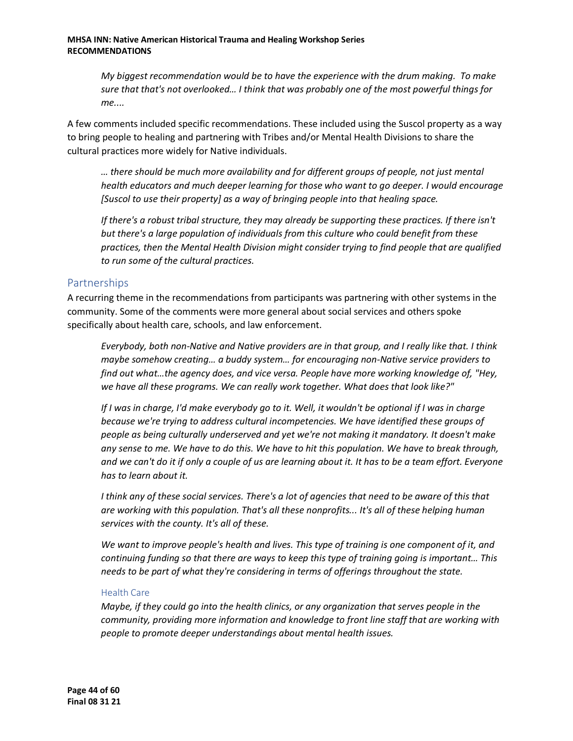> *My biggest recommendation would be to have the experience with the drum making. To make sure that that's not overlooked… I think that was probably one of the most powerful things for me....*

A few comments included specific recommendations. These included using the Suscol property as a way to bring people to healing and partnering with Tribes and/or Mental Health Divisions to share the cultural practices more widely for Native individuals.

> *… there should be much more availability and for different groups of people, not just mental health educators and much deeper learning for those who want to go deeper. I would encourage [Suscol to use their property] as a way of bringing people into that healing space.*

> *If there's a robust tribal structure, they may already be supporting these practices. If there isn't but there's a large population of individuals from this culture who could benefit from these practices, then the Mental Health Division might consider trying to find people that are qualified to run some of the cultural practices.*

## Partnerships

A recurring theme in the recommendations from participants was partnering with other systems in the community. Some of the comments were more general about social services and others spoke specifically about health care, schools, and law enforcement.

> *Everybody, both non-Native and Native providers are in that group, and I really like that. I think maybe somehow creating… a buddy system… for encouraging non-Native service providers to find out what…the agency does, and vice versa. People have more working knowledge of, "Hey, we have all these programs. We can really work together. What does that look like?"*

> *If I was in charge, I'd make everybody go to it. Well, it wouldn't be optional if I was in charge because we're trying to address cultural incompetencies. We have identified these groups of people as being culturally underserved and yet we're not making it mandatory. It doesn't make any sense to me. We have to do this. We have to hit this population. We have to break through, and we can't do it if only a couple of us are learning about it. It has to be a team effort. Everyone has to learn about it.*

> *I think any of these social services. There's a lot of agencies that need to be aware of this that are working with this population. That's all these nonprofits... It's all of these helping human services with the county. It's all of these.*

> *We want to improve people's health and lives. This type of training is one component of it, and continuing funding so that there are ways to keep this type of training going is important… This needs to be part of what they're considering in terms of offerings throughout the state.*

### Health Care

> *Maybe, if they could go into the health clinics, or any organization that serves people in the community, providing more information and knowledge to front line staff that are working with people to promote deeper understandings about mental health issues.*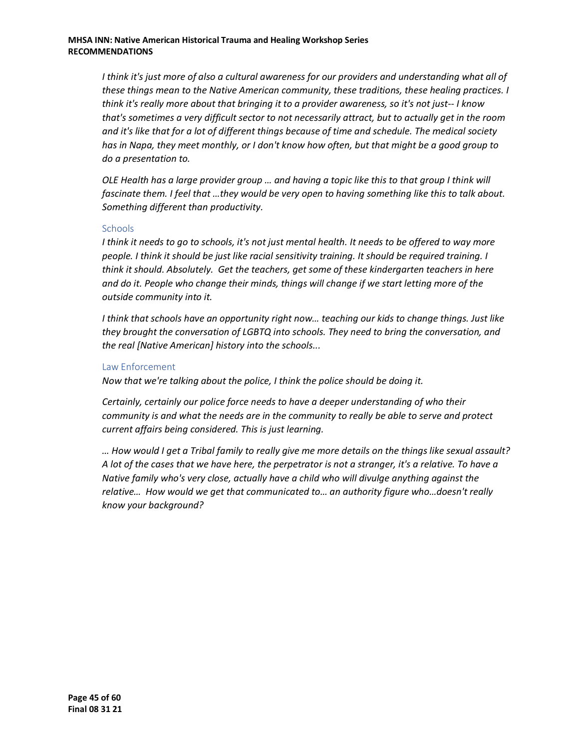*I think it's just more of also a cultural awareness for our providers and understanding what all of these things mean to the Native American community, these traditions, these healing practices. I think it's really more about that bringing it to a provider awareness, so it's not just-- I know that's sometimes a very difficult sector to not necessarily attract, but to actually get in the room and it's like that for a lot of different things because of time and schedule. The medical society has in Napa, they meet monthly, or I don't know how often, but that might be a good group to do a presentation to.*

*OLE Health has a large provider group … and having a topic like this to that group I think will fascinate them. I feel that …they would be very open to having something like this to talk about. Something different than productivity.*

### Schools

*I think it needs to go to schools, it's not just mental health. It needs to be offered to way more people. I think it should be just like racial sensitivity training. It should be required training. I think it should. Absolutely. Get the teachers, get some of these kindergarten teachers in here and do it. People who change their minds, things will change if we start letting more of the outside community into it.*

*I think that schools have an opportunity right now… teaching our kids to change things. Just like they brought the conversation of LGBTQ into schools. They need to bring the conversation, and the real [Native American] history into the schools...*

### Law Enforcement

*Now that we're talking about the police, I think the police should be doing it.*

*Certainly, certainly our police force needs to have a deeper understanding of who their community is and what the needs are in the community to really be able to serve and protect current affairs being considered. This is just learning.*

*… How would I get a Tribal family to really give me more details on the things like sexual assault? A lot of the cases that we have here, the perpetrator is not a stranger, it's a relative. To have a Native family who's very close, actually have a child who will divulge anything against the relative… How would we get that communicated to… an authority figure who…doesn't really know your background?*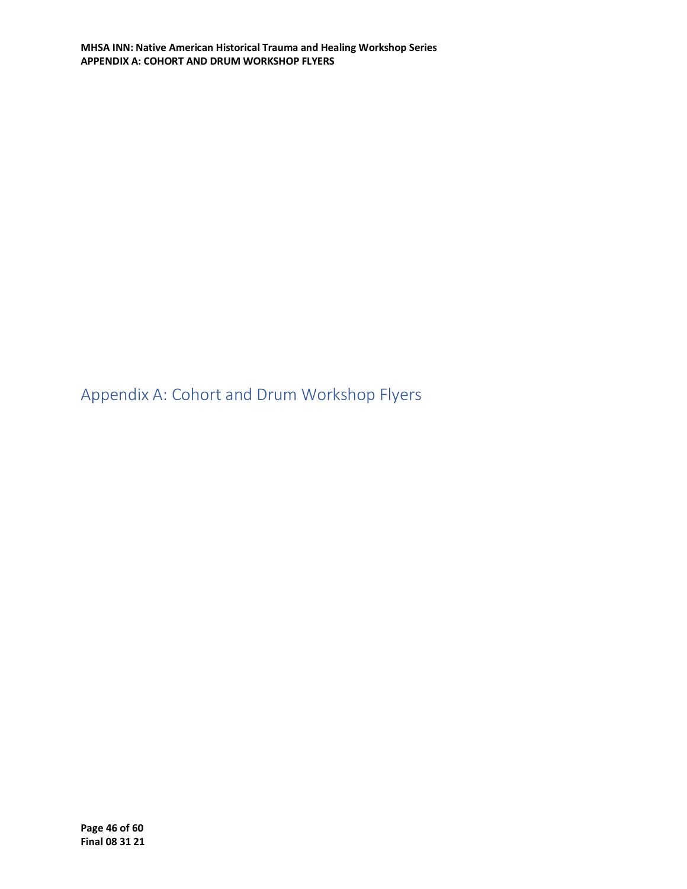# Appendix A: Cohort and Drum Workshop Flyers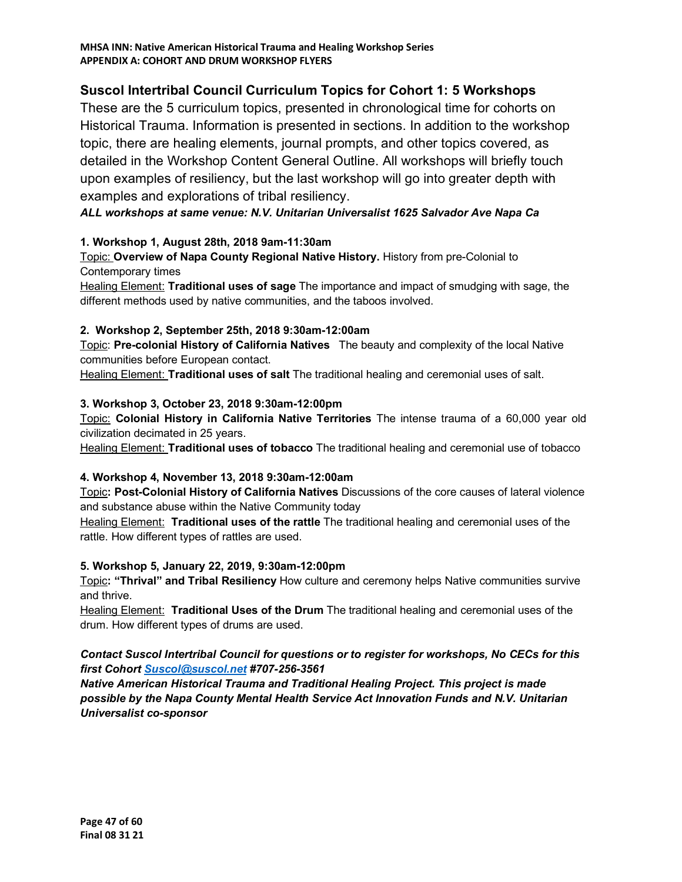## Suscol Intertribal Council Curriculum Topics for Cohort 1: 5 Workshops

These are the 5 curriculum topics, presented in chronological time for cohorts on Historical Trauma. Information is presented in sections. In addition to the workshop topic, there are healing elements, journal prompts, and other topics covered, as detailed in the Workshop Content General Outline. All workshops will briefly touch upon examples of resiliency, but the last workshop will go into greater depth with examples and explorations of tribal resiliency.

***ALL workshops at same venue: N.V. Unitarian Universalist 1625 Salvador Ave Napa Ca***

**1. Workshop 1, August 28th, 2018 9am-11:30am**

Topic: **Overview of Napa County Regional Native History.** History from pre-Colonial to Contemporary times

Healing Element: **Traditional uses of sage** The importance and impact of smudging with sage, the different methods used by native communities, and the taboos involved.

**2. Workshop 2, September 25th, 2018 9:30am-12:00am**

Topic: **Pre-colonial History of California Natives** The beauty and complexity of the local Native communities before European contact.

Healing Element: **Traditional uses of salt** The traditional healing and ceremonial uses of salt.

**3. Workshop 3, October 23, 2018 9:30am-12:00pm**

Topic: **Colonial History in California Native Territories** The intense trauma of a 60,000 year old civilization decimated in 25 years.

Healing Element: **Traditional uses of tobacco** The traditional healing and ceremonial use of tobacco

**4. Workshop 4, November 13, 2018 9:30am-12:00am**

Topic**: Post-Colonial History of California Natives** Discussions of the core causes of lateral violence and substance abuse within the Native Community today

Healing Element: **Traditional uses of the rattle** The traditional healing and ceremonial uses of the rattle. How different types of rattles are used.

**5. Workshop 5, January 22, 2019, 9:30am-12:00pm**

Topic**: "Thrival" and Tribal Resiliency** How culture and ceremony helps Native communities survive and thrive.

Healing Element: **Traditional Uses of the Drum** The traditional healing and ceremonial uses of the drum. How different types of drums are used.

***Contact Suscol Intertribal Council for questions or to register for workshops, No CECs for this first Cohort Suscol@suscol.net #707-256-3561***

***Native American Historical Trauma and Traditional Healing Project. This project is made possible by the Napa County Mental Health Service Act Innovation Funds and N.V. Unitarian Universalist co-sponsor***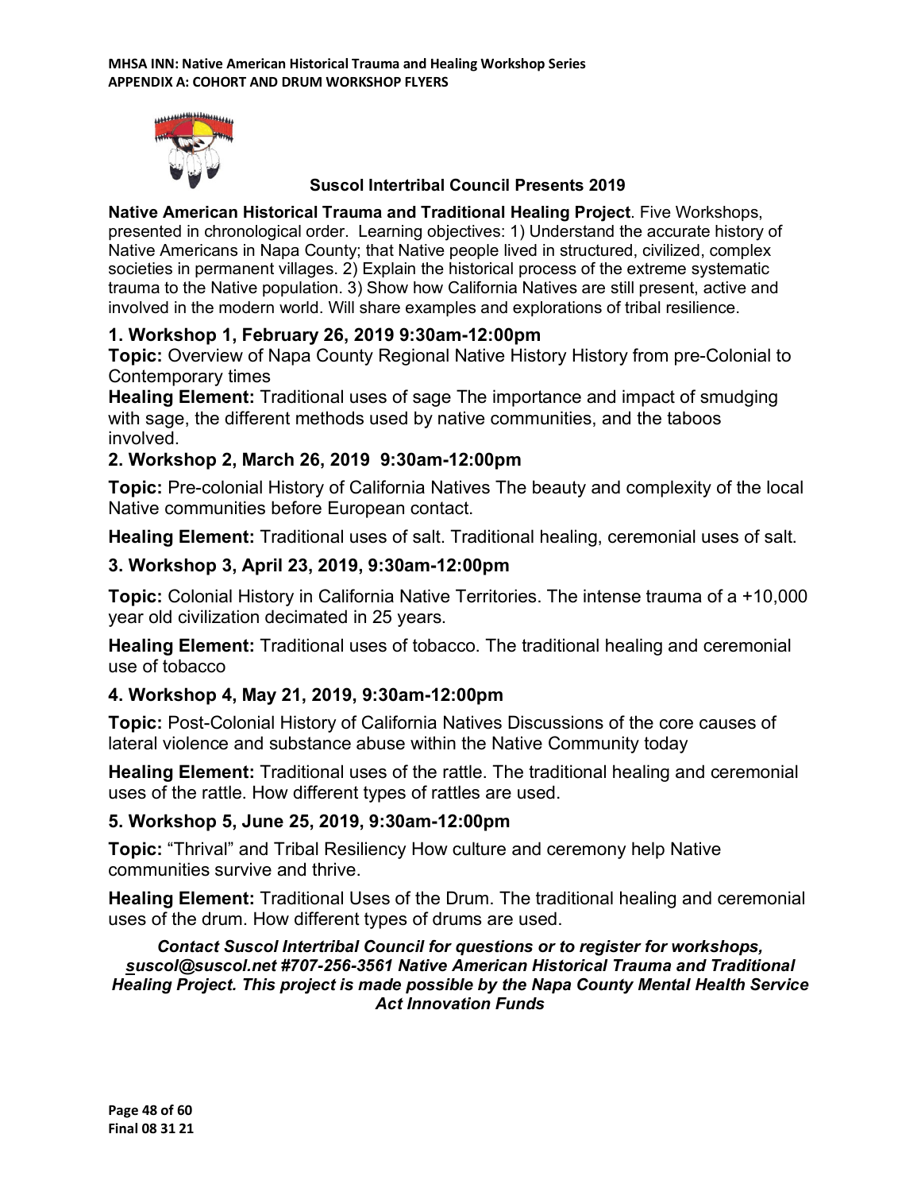**Suscol Intertribal Council Presents 2019**

**Native American Historical Trauma and Traditional Healing Project**. Five Workshops, presented in chronological order. Learning objectives: 1) Understand the accurate history of Native Americans in Napa County; that Native people lived in structured, civilized, complex societies in permanent villages. 2) Explain the historical process of the extreme systematic trauma to the Native population. 3) Show how California Natives are still present, active and involved in the modern world. Will share examples and explorations of tribal resilience.

### 1. Workshop 1, February 26, 2019 9:30am-12:00pm

**Topic:** Overview of Napa County Regional Native History History from pre-Colonial to Contemporary times

**Healing Element:** Traditional uses of sage The importance and impact of smudging with sage, the different methods used by native communities, and the taboos involved.

### 2. Workshop 2, March 26, 2019 9:30am-12:00pm

**Topic:** Pre-colonial History of California Natives The beauty and complexity of the local Native communities before European contact.

**Healing Element:** Traditional uses of salt. Traditional healing, ceremonial uses of salt.

### 3. Workshop 3, April 23, 2019, 9:30am-12:00pm

**Topic:** Colonial History in California Native Territories. The intense trauma of a +10,000 year old civilization decimated in 25 years.

**Healing Element:** Traditional uses of tobacco. The traditional healing and ceremonial use of tobacco

### 4. Workshop 4, May 21, 2019, 9:30am-12:00pm

**Topic:** Post-Colonial History of California Natives Discussions of the core causes of lateral violence and substance abuse within the Native Community today

**Healing Element:** Traditional uses of the rattle. The traditional healing and ceremonial uses of the rattle. How different types of rattles are used.

### 5. Workshop 5, June 25, 2019, 9:30am-12:00pm

**Topic:** "Thrival" and Tribal Resiliency How culture and ceremony help Native communities survive and thrive.

**Healing Element:** Traditional Uses of the Drum. The traditional healing and ceremonial uses of the drum. How different types of drums are used.

***Contact Suscol Intertribal Council for questions or to register for workshops, suscol@suscol.net #707-256-3561 Native American Historical Trauma and Traditional Healing Project. This project is made possible by the Napa County Mental Health Service Act Innovation Funds***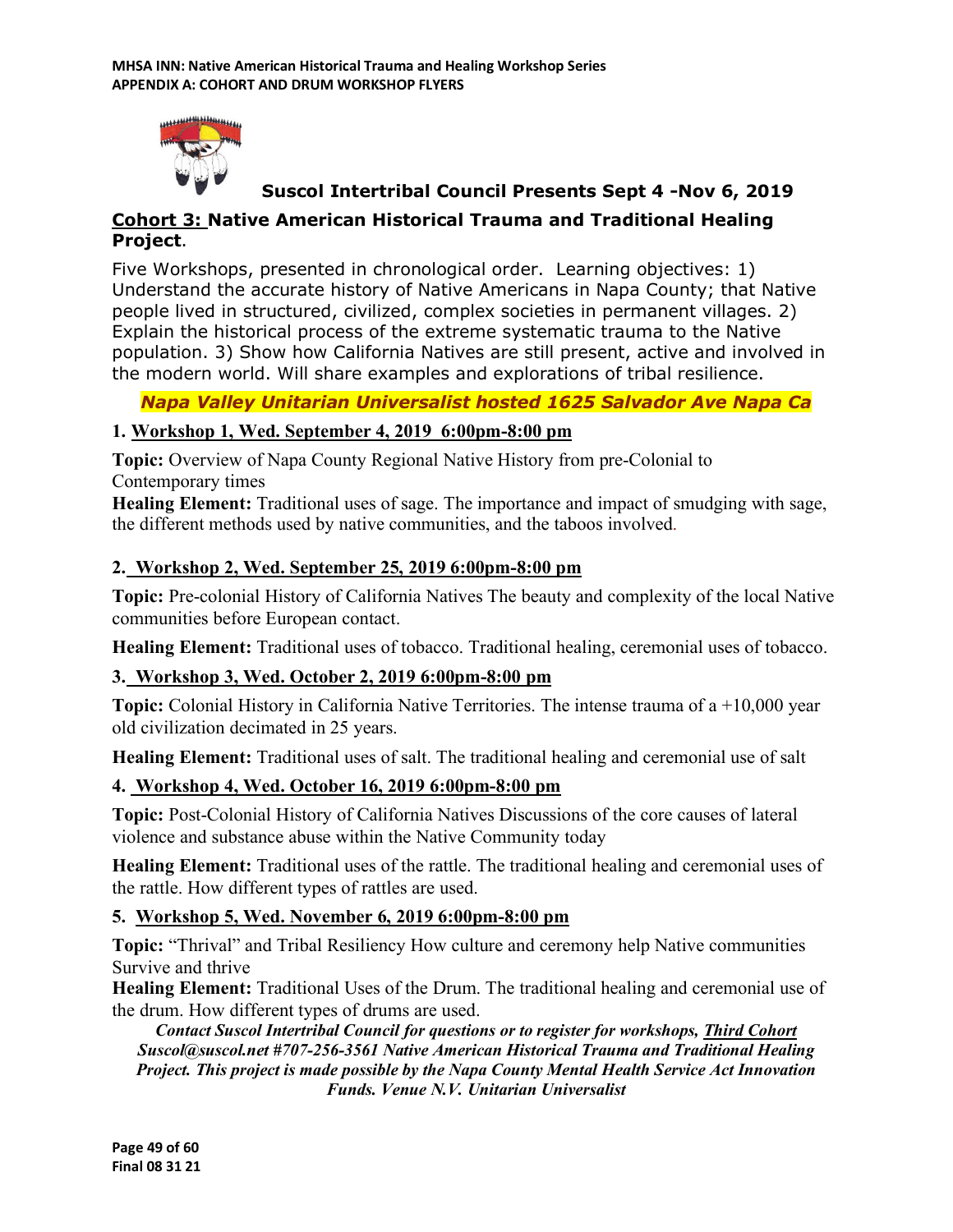**Suscol Intertribal Council Presents Sept 4 -Nov 6, 2019**

## Cohort 3: Native American Historical Trauma and Traditional Healing Project.

Five Workshops, presented in chronological order. Learning objectives: 1) Understand the accurate history of Native Americans in Napa County; that Native people lived in structured, civilized, complex societies in permanent villages. 2) Explain the historical process of the extreme systematic trauma to the Native population. 3) Show how California Natives are still present, active and involved in the modern world. Will share examples and explorations of tribal resilience.

***Napa Valley Unitarian Universalist hosted 1625 Salvador Ave Napa Ca***

**1. Workshop 1, Wed. September 4, 2019 6:00pm-8:00 pm**

**Topic:** Overview of Napa County Regional Native History from pre-Colonial to Contemporary times
**Healing Element:** Traditional uses of sage. The importance and impact of smudging with sage, the different methods used by native communities, and the taboos involved.

**2. Workshop 2, Wed. September 25, 2019 6:00pm-8:00 pm**

**Topic:** Pre-colonial History of California Natives The beauty and complexity of the local Native communities before European contact.

**Healing Element:** Traditional uses of tobacco. Traditional healing, ceremonial uses of tobacco.

**3. Workshop 3, Wed. October 2, 2019 6:00pm-8:00 pm**

**Topic:** Colonial History in California Native Territories. The intense trauma of a +10,000 year old civilization decimated in 25 years.

**Healing Element:** Traditional uses of salt. The traditional healing and ceremonial use of salt

**4. Workshop 4, Wed. October 16, 2019 6:00pm-8:00 pm**

**Topic:** Post-Colonial History of California Natives Discussions of the core causes of lateral violence and substance abuse within the Native Community today

**Healing Element:** Traditional uses of the rattle. The traditional healing and ceremonial uses of the rattle. How different types of rattles are used.

**5. Workshop 5, Wed. November 6, 2019 6:00pm-8:00 pm**

**Topic:** "Thrival" and Tribal Resiliency How culture and ceremony help Native communities Survive and thrive
**Healing Element:** Traditional Uses of the Drum. The traditional healing and ceremonial use of the drum. How different types of drums are used.

***Contact Suscol Intertribal Council for questions or to register for workshops, Third Cohort Suscol@suscol.net #707-256-3561 Native American Historical Trauma and Traditional Healing Project. This project is made possible by the Napa County Mental Health Service Act Innovation Funds. Venue N.V. Unitarian Universalist***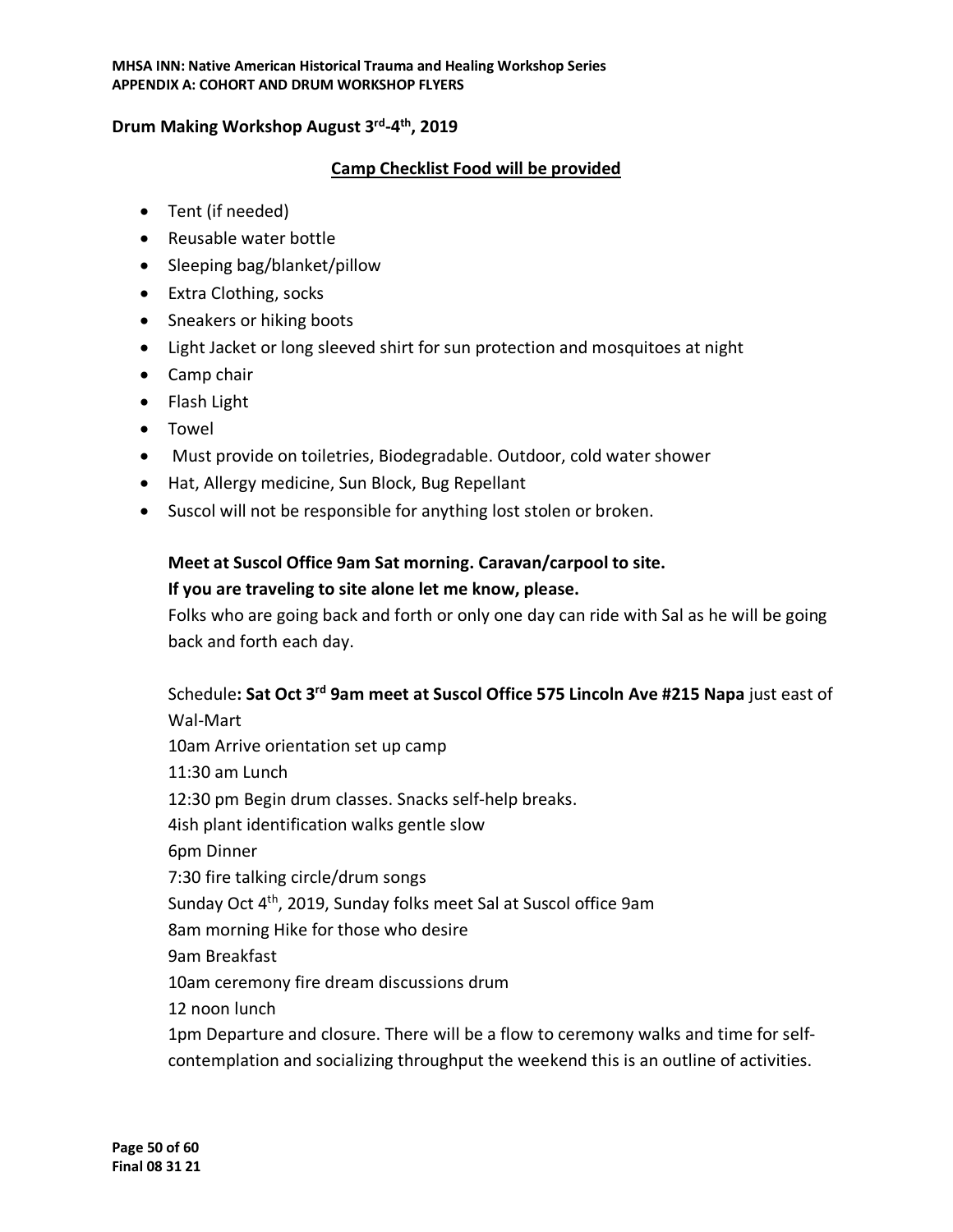**Drum Making Workshop August 3rd-4th, 2019**

**Camp Checklist Food will be provided**

- Tent (if needed)
- Reusable water bottle
- Sleeping bag/blanket/pillow
- Extra Clothing, socks
- Sneakers or hiking boots
- Light Jacket or long sleeved shirt for sun protection and mosquitoes at night
- Camp chair
- Flash Light
- Towel
- Must provide on toiletries, Biodegradable. Outdoor, cold water shower
- Hat, Allergy medicine, Sun Block, Bug Repellant
- Suscol will not be responsible for anything lost stolen or broken.

**Meet at Suscol Office 9am Sat morning. Caravan/carpool to site.**
**If you are traveling to site alone let me know, please.**
Folks who are going back and forth or only one day can ride with Sal as he will be going back and forth each day.

Schedule**: Sat Oct 3rd 9am meet at Suscol Office 575 Lincoln Ave #215 Napa** just east of Wal-Mart
10am Arrive orientation set up camp
11:30 am Lunch
12:30 pm Begin drum classes. Snacks self-help breaks.
4ish plant identification walks gentle slow
6pm Dinner
7:30 fire talking circle/drum songs
Sunday Oct 4th, 2019, Sunday folks meet Sal at Suscol office 9am
8am morning Hike for those who desire
9am Breakfast
10am ceremony fire dream discussions drum
12 noon lunch
1pm Departure and closure. There will be a flow to ceremony walks and time for self-contemplation and socializing throughput the weekend this is an outline of activities.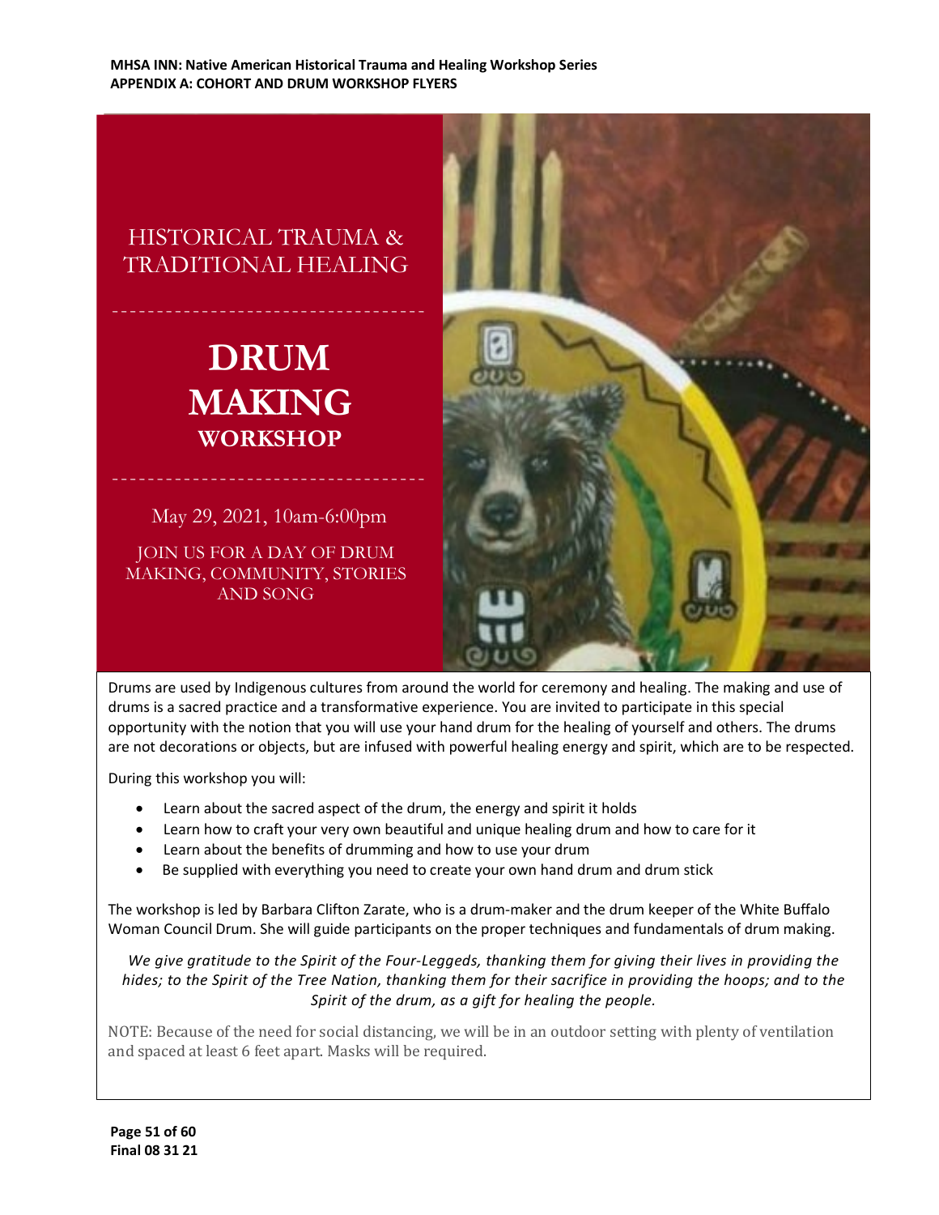# HISTORICAL TRAUMA & TRADITIONAL HEALING

# DRUM MAKING WORKSHOP

May 29, 2021, 10am-6:00pm

JOIN US FOR A DAY OF DRUM MAKING, COMMUNITY, STORIES AND SONG

Drums are used by Indigenous cultures from around the world for ceremony and healing. The making and use of drums is a sacred practice and a transformative experience. You are invited to participate in this special opportunity with the notion that you will use your hand drum for the healing of yourself and others. The drums are not decorations or objects, but are infused with powerful healing energy and spirit, which are to be respected.

During this workshop you will:

- Learn about the sacred aspect of the drum, the energy and spirit it holds
- Learn how to craft your very own beautiful and unique healing drum and how to care for it
- Learn about the benefits of drumming and how to use your drum
- Be supplied with everything you need to create your own hand drum and drum stick

The workshop is led by Barbara Clifton Zarate, who is a drum-maker and the drum keeper of the White Buffalo Woman Council Drum. She will guide participants on the proper techniques and fundamentals of drum making.

*We give gratitude to the Spirit of the Four-Leggeds, thanking them for giving their lives in providing the hides; to the Spirit of the Tree Nation, thanking them for their sacrifice in providing the hoops; and to the Spirit of the drum, as a gift for healing the people.*

NOTE: Because of the need for social distancing, we will be in an outdoor setting with plenty of ventilation and spaced at least 6 feet apart. Masks will be required.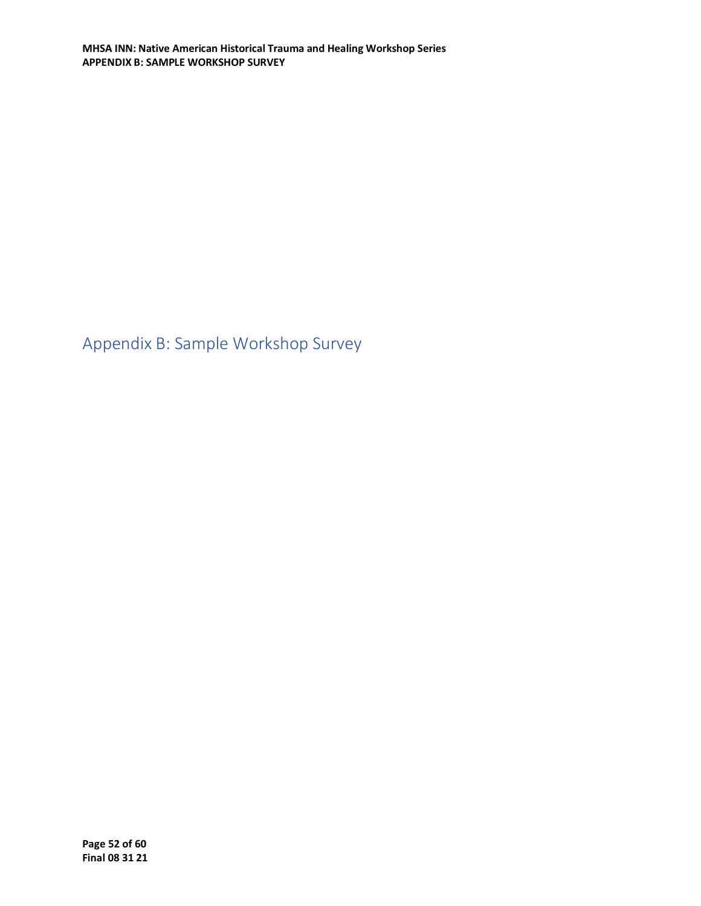# Appendix B: Sample Workshop Survey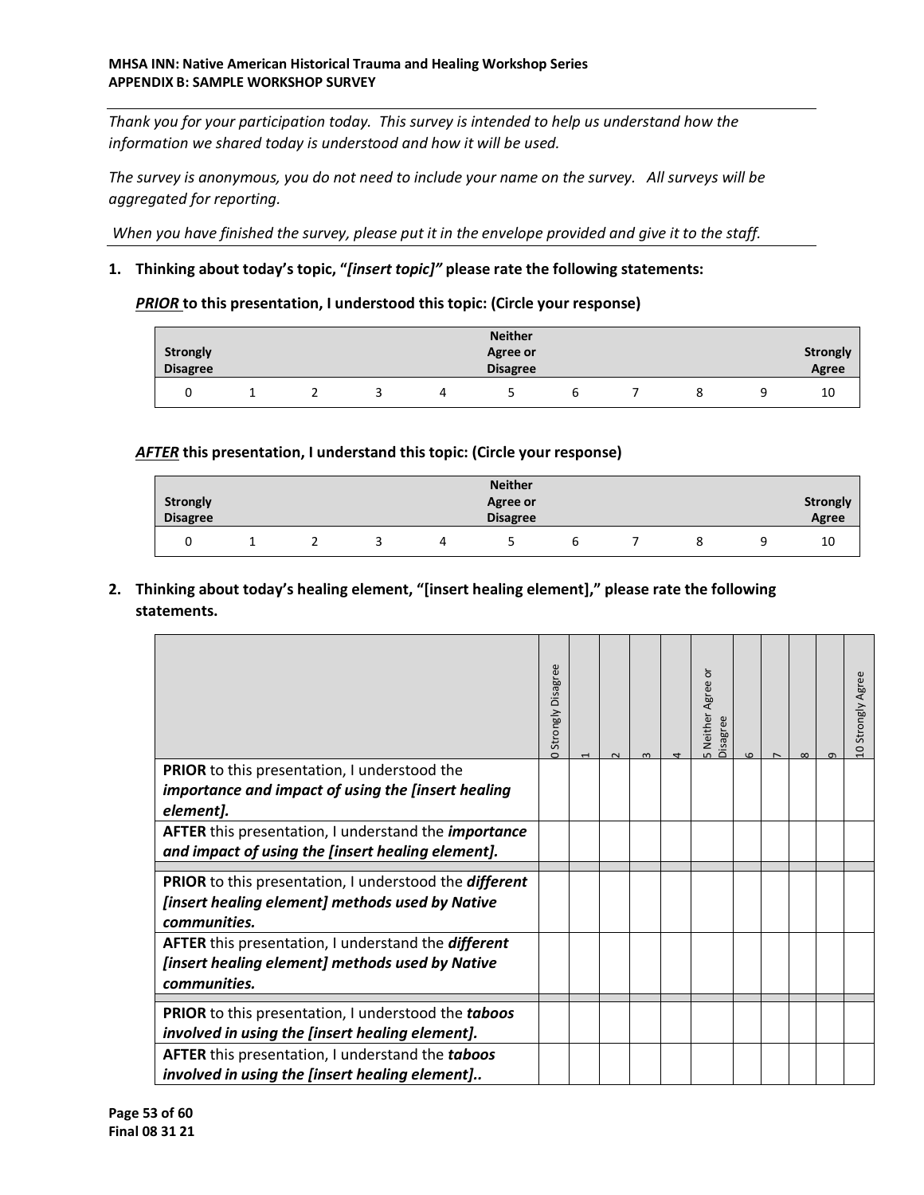**MHSA INN: Native American Historical Trauma and Healing Workshop Series**
**APPENDIX B: SAMPLE WORKSHOP SURVEY**

*Thank you for your participation today. This survey is intended to help us understand how the information we shared today is understood and how it will be used.*

*The survey is anonymous, you do not need to include your name on the survey. All surveys will be aggregated for reporting.*

*When you have finished the survey, please put it in the envelope provided and give it to the staff.*

**1. Thinking about today's topic, "*[insert topic]*" please rate the following statements:**

***PRIOR*** **to this presentation, I understood this topic: (Circle your response)**

| Strongly Disagree | | | | | Neither Agree or Disagree | | | | | Strongly Agree |
|---|---|---|---|---|---|---|---|---|---|---|
| 0 | 1 | 2 | 3 | 4 | 5 | 6 | 7 | 8 | 9 | 10 |

***AFTER*** **this presentation, I understand this topic: (Circle your response)**

| Strongly Disagree | | | | | Neither Agree or Disagree | | | | | Strongly Agree |
|---|---|---|---|---|---|---|---|---|---|---|
| 0 | 1 | 2 | 3 | 4 | 5 | 6 | 7 | 8 | 9 | 10 |

**2. Thinking about today's healing element, "[insert healing element]," please rate the following statements.**

| | 0 Strongly Disagree | 1 | 2 | 3 | 4 | 5 Neither Agree or Disagree | 6 | 7 | 8 | 9 | 10 Strongly Agree |
|---|---|---|---|---|---|---|---|---|---|---|---|
| **PRIOR** to this presentation, I understood the ***importance and impact of using the [insert healing element].*** | | | | | | | | | | | |
| **AFTER** this presentation, I understand the ***importance and impact of using the [insert healing element].*** | | | | | | | | | | | |
| **PRIOR** to this presentation, I understood the ***different [insert healing element] methods used by Native communities.*** | | | | | | | | | | | |
| **AFTER** this presentation, I understand the ***different [insert healing element] methods used by Native communities.*** | | | | | | | | | | | |
| **PRIOR** to this presentation, I understood the ***taboos involved in using the [insert healing element].*** | | | | | | | | | | | |
| **AFTER** this presentation, I understand the ***taboos involved in using the [insert healing element]..*** | | | | | | | | | | | |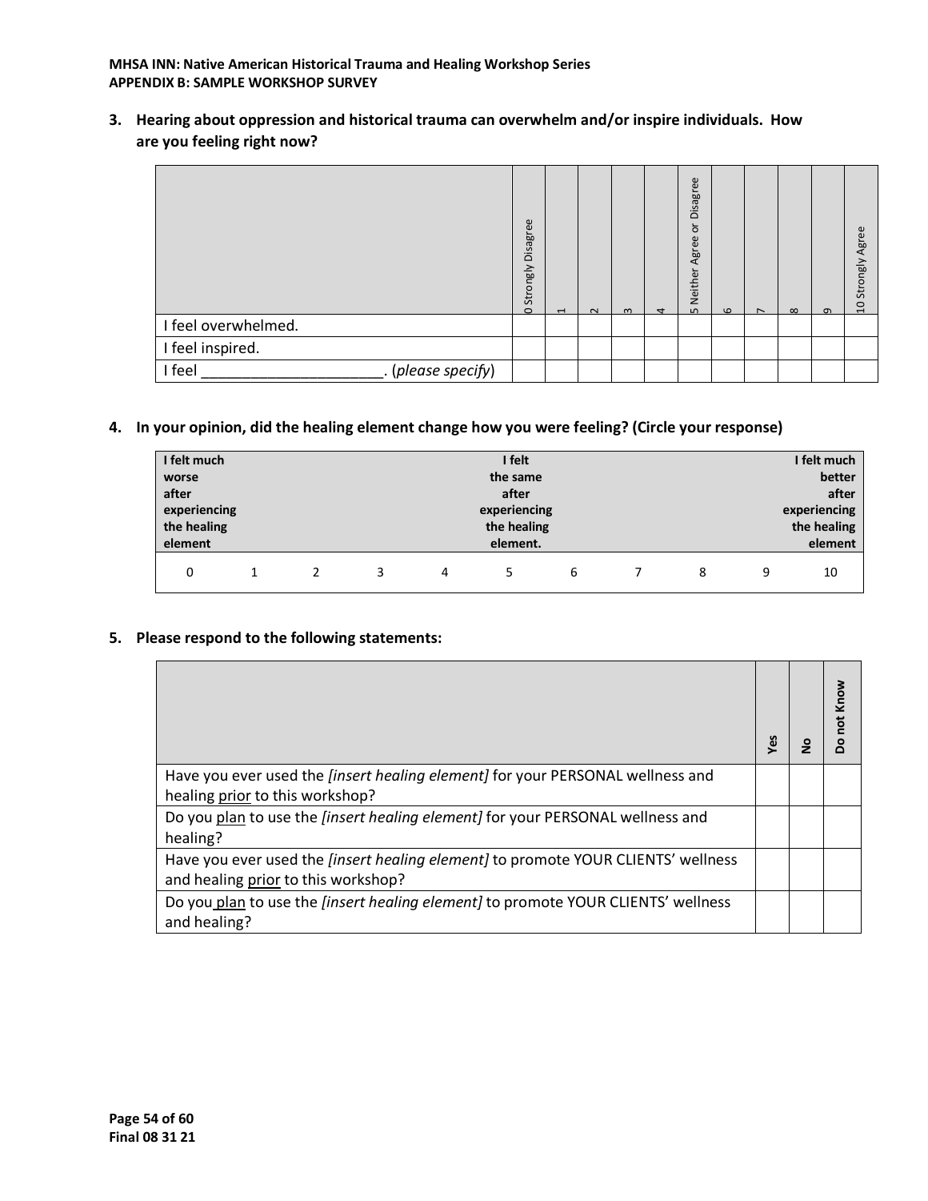**3. Hearing about oppression and historical trauma can overwhelm and/or inspire individuals. How are you feeling right now?**

| | 0 Strongly Disagree | 1 | 2 | 3 | 4 | 5 Neither Agree or Disagree | 6 | 7 | 8 | 9 | 10 Strongly Agree |
|---|---|---|---|---|---|---|---|---|---|---|---|
| I feel overwhelmed. | | | | | | | | | | | |
| I feel inspired. | | | | | | | | | | | |
| I feel ______________________. (*please specify*) | | | | | | | | | | | |

**4. In your opinion, did the healing element change how you were feeling? (Circle your response)**

| **I felt much worse after experiencing the healing element** | | | | | **I felt the same after experiencing the healing element.** | | | | | **I felt much better after experiencing the healing element** |
|---|---|---|---|---|---|---|---|---|---|---|
| 0 | 1 | 2 | 3 | 4 | 5 | 6 | 7 | 8 | 9 | 10 |

**5. Please respond to the following statements:**

| | **Yes** | **No** | **Do not Know** |
|---|---|---|---|
| Have you ever used the *[insert healing element]* for your PERSONAL wellness and healing <u>prior</u> to this workshop? | | | |
| Do you <u>plan</u> to use the *[insert healing element]* for your PERSONAL wellness and healing? | | | |
| Have you ever used the *[insert healing element]* to promote YOUR CLIENTS' wellness and healing <u>prior</u> to this workshop? | | | |
| Do you <u>plan</u> to use the *[insert healing element]* to promote YOUR CLIENTS' wellness and healing? | | | |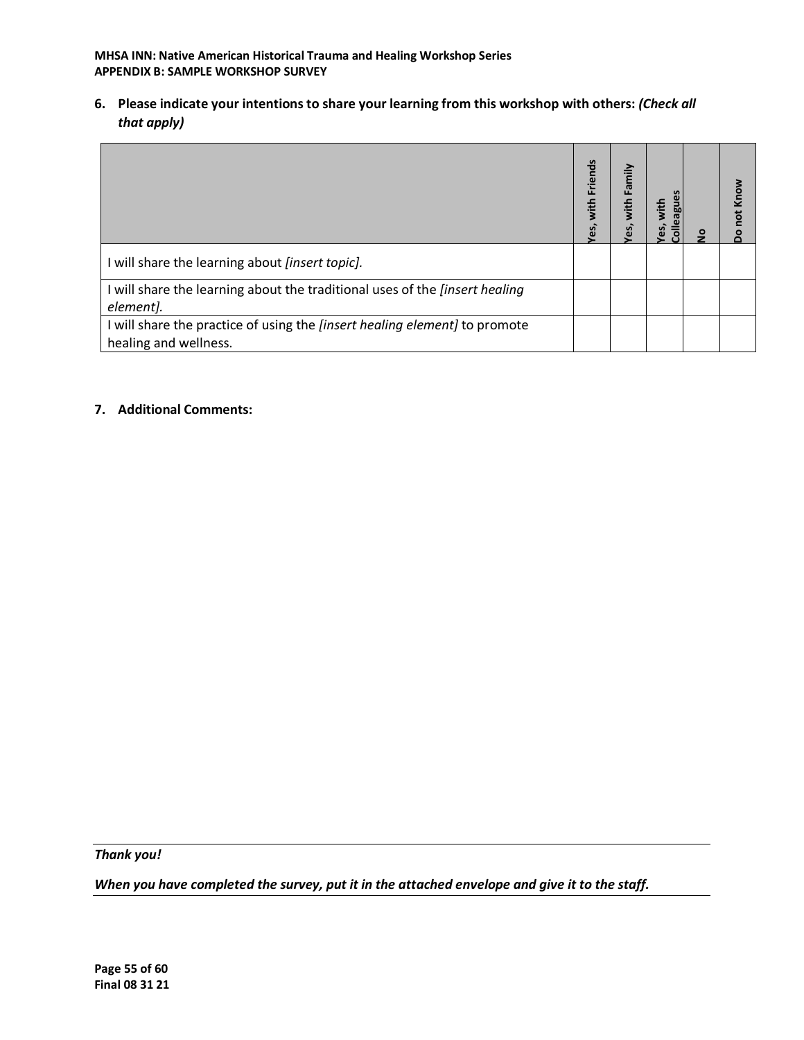**6. Please indicate your intentions to share your learning from this workshop with others:** ***(Check all that apply)***

| | Yes, with Friends | Yes, with Family | Yes, with Colleagues | No | Do not Know |
|---|---|---|---|---|---|
| I will share the learning about *[insert topic].* | | | | | |
| I will share the learning about the traditional uses of the *[insert healing element].* | | | | | |
| I will share the practice of using the *[insert healing element]* to promote healing and wellness. | | | | | |

**7. Additional Comments:**

***Thank you!***

***When you have completed the survey, put it in the attached envelope and give it to the staff.***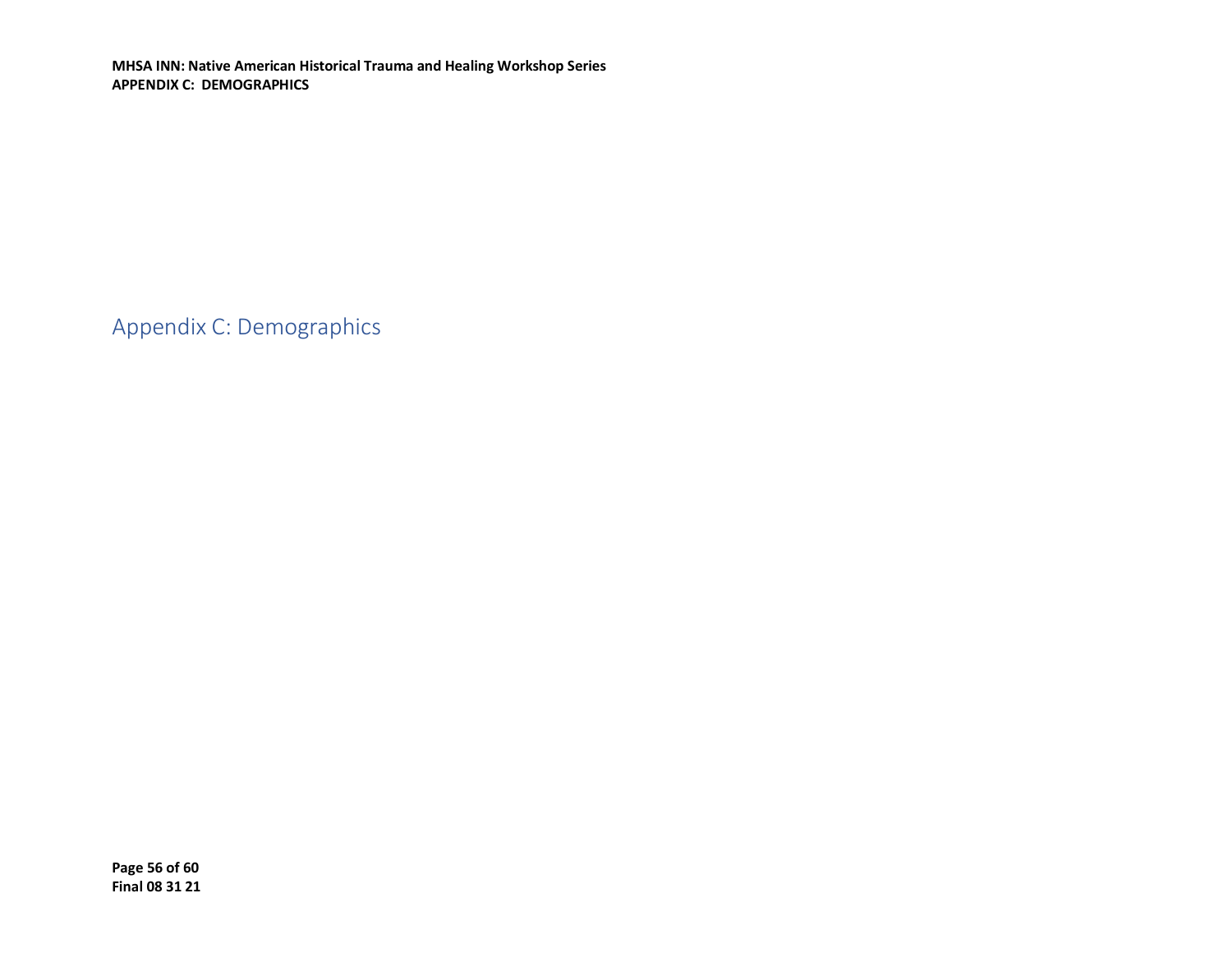# Appendix C: Demographics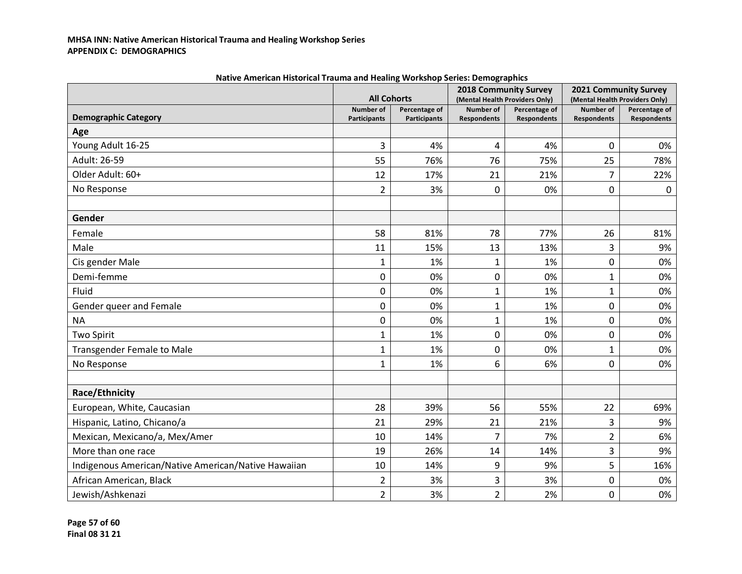**MHSA INN: Native American Historical Trauma and Healing Workshop Series**
**APPENDIX C: DEMOGRAPHICS**

**Native American Historical Trauma and Healing Workshop Series: Demographics**

| | All Cohorts | | 2018 Community Survey (Mental Health Providers Only) | | 2021 Community Survey (Mental Health Providers Only) | |
|---|---|---|---|---|---|---|
| **Demographic Category** | Number of Participants | Percentage of Participants | Number of Respondents | Percentage of Respondents | Number of Respondents | Percentage of Respondents |
| **Age** | | | | | | |
| Young Adult 16-25 | 3 | 4% | 4 | 4% | 0 | 0% |
| Adult: 26-59 | 55 | 76% | 76 | 75% | 25 | 78% |
| Older Adult: 60+ | 12 | 17% | 21 | 21% | 7 | 22% |
| No Response | 2 | 3% | 0 | 0% | 0 | 0 |
| | | | | | | |
| **Gender** | | | | | | |
| Female | 58 | 81% | 78 | 77% | 26 | 81% |
| Male | 11 | 15% | 13 | 13% | 3 | 9% |
| Cis gender Male | 1 | 1% | 1 | 1% | 0 | 0% |
| Demi-femme | 0 | 0% | 0 | 0% | 1 | 0% |
| Fluid | 0 | 0% | 1 | 1% | 1 | 0% |
| Gender queer and Female | 0 | 0% | 1 | 1% | 0 | 0% |
| NA | 0 | 0% | 1 | 1% | 0 | 0% |
| Two Spirit | 1 | 1% | 0 | 0% | 0 | 0% |
| Transgender Female to Male | 1 | 1% | 0 | 0% | 1 | 0% |
| No Response | 1 | 1% | 6 | 6% | 0 | 0% |
| | | | | | | |
| **Race/Ethnicity** | | | | | | |
| European, White, Caucasian | 28 | 39% | 56 | 55% | 22 | 69% |
| Hispanic, Latino, Chicano/a | 21 | 29% | 21 | 21% | 3 | 9% |
| Mexican, Mexicano/a, Mex/Amer | 10 | 14% | 7 | 7% | 2 | 6% |
| More than one race | 19 | 26% | 14 | 14% | 3 | 9% |
| Indigenous American/Native American/Native Hawaiian | 10 | 14% | 9 | 9% | 5 | 16% |
| African American, Black | 2 | 3% | 3 | 3% | 0 | 0% |
| Jewish/Ashkenazi | 2 | 3% | 2 | 2% | 0 | 0% |

Final 08 31 21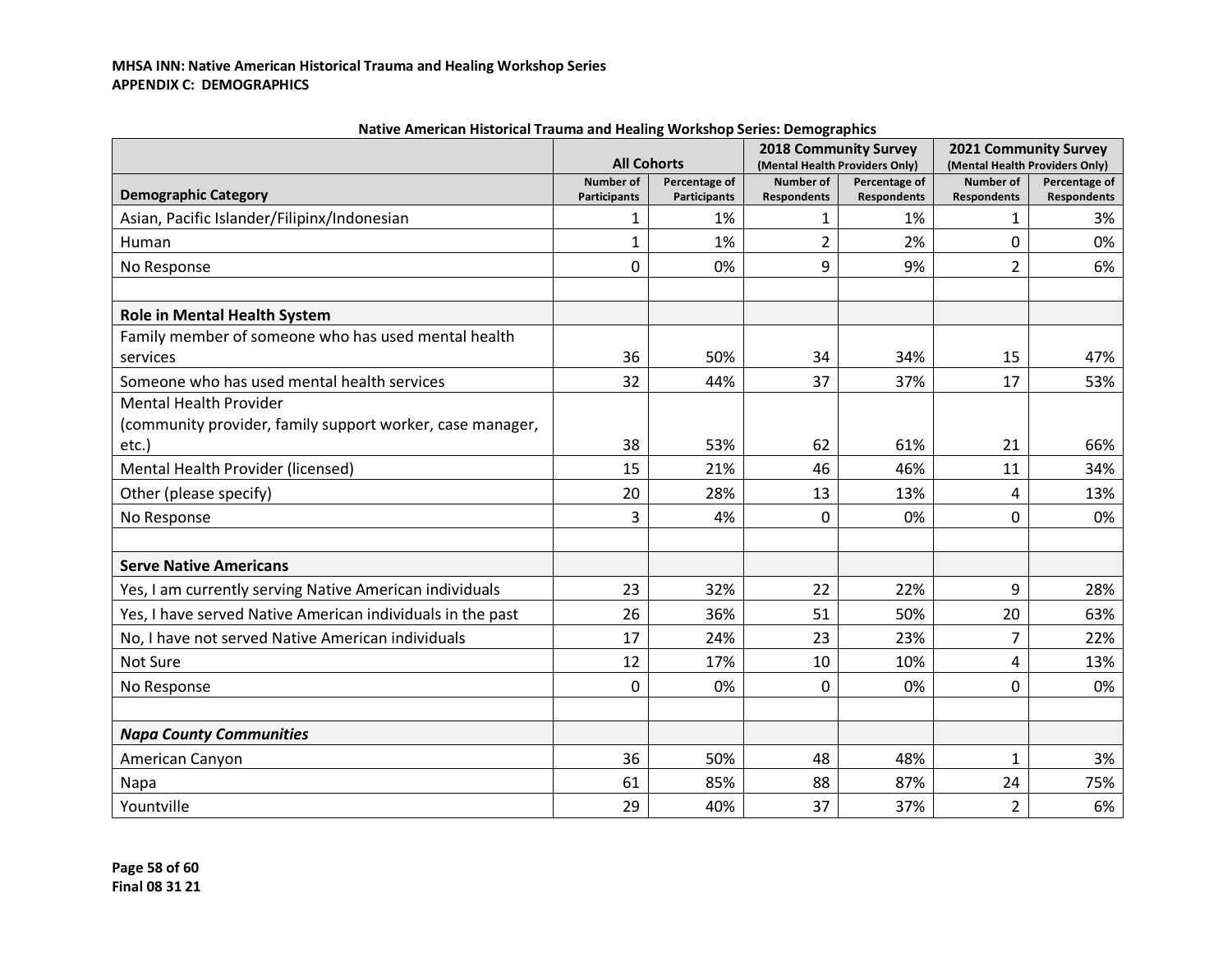**MHSA INN: Native American Historical Trauma and Healing Workshop Series**
**APPENDIX C: DEMOGRAPHICS**

**Native American Historical Trauma and Healing Workshop Series: Demographics**

| | All Cohorts | | 2018 Community Survey (Mental Health Providers Only) | | 2021 Community Survey (Mental Health Providers Only) | |
|---|---|---|---|---|---|---|
| **Demographic Category** | Number of Participants | Percentage of Participants | Number of Respondents | Percentage of Respondents | Number of Respondents | Percentage of Respondents |
| Asian, Pacific Islander/Filipinx/Indonesian | 1 | 1% | 1 | 1% | 1 | 3% |
| Human | 1 | 1% | 2 | 2% | 0 | 0% |
| No Response | 0 | 0% | 9 | 9% | 2 | 6% |
| | | | | | | |
| **Role in Mental Health System** | | | | | | |
| Family member of someone who has used mental health services | 36 | 50% | 34 | 34% | 15 | 47% |
| Someone who has used mental health services | 32 | 44% | 37 | 37% | 17 | 53% |
| Mental Health Provider (community provider, family support worker, case manager, etc.) | 38 | 53% | 62 | 61% | 21 | 66% |
| Mental Health Provider (licensed) | 15 | 21% | 46 | 46% | 11 | 34% |
| Other (please specify) | 20 | 28% | 13 | 13% | 4 | 13% |
| No Response | 3 | 4% | 0 | 0% | 0 | 0% |
| | | | | | | |
| **Serve Native Americans** | | | | | | |
| Yes, I am currently serving Native American individuals | 23 | 32% | 22 | 22% | 9 | 28% |
| Yes, I have served Native American individuals in the past | 26 | 36% | 51 | 50% | 20 | 63% |
| No, I have not served Native American individuals | 17 | 24% | 23 | 23% | 7 | 22% |
| Not Sure | 12 | 17% | 10 | 10% | 4 | 13% |
| No Response | 0 | 0% | 0 | 0% | 0 | 0% |
| | | | | | | |
| ***Napa County Communities*** | | | | | | |
| American Canyon | 36 | 50% | 48 | 48% | 1 | 3% |
| Napa | 61 | 85% | 88 | 87% | 24 | 75% |
| Yountville | 29 | 40% | 37 | 37% | 2 | 6% |

**Final 08 31 21**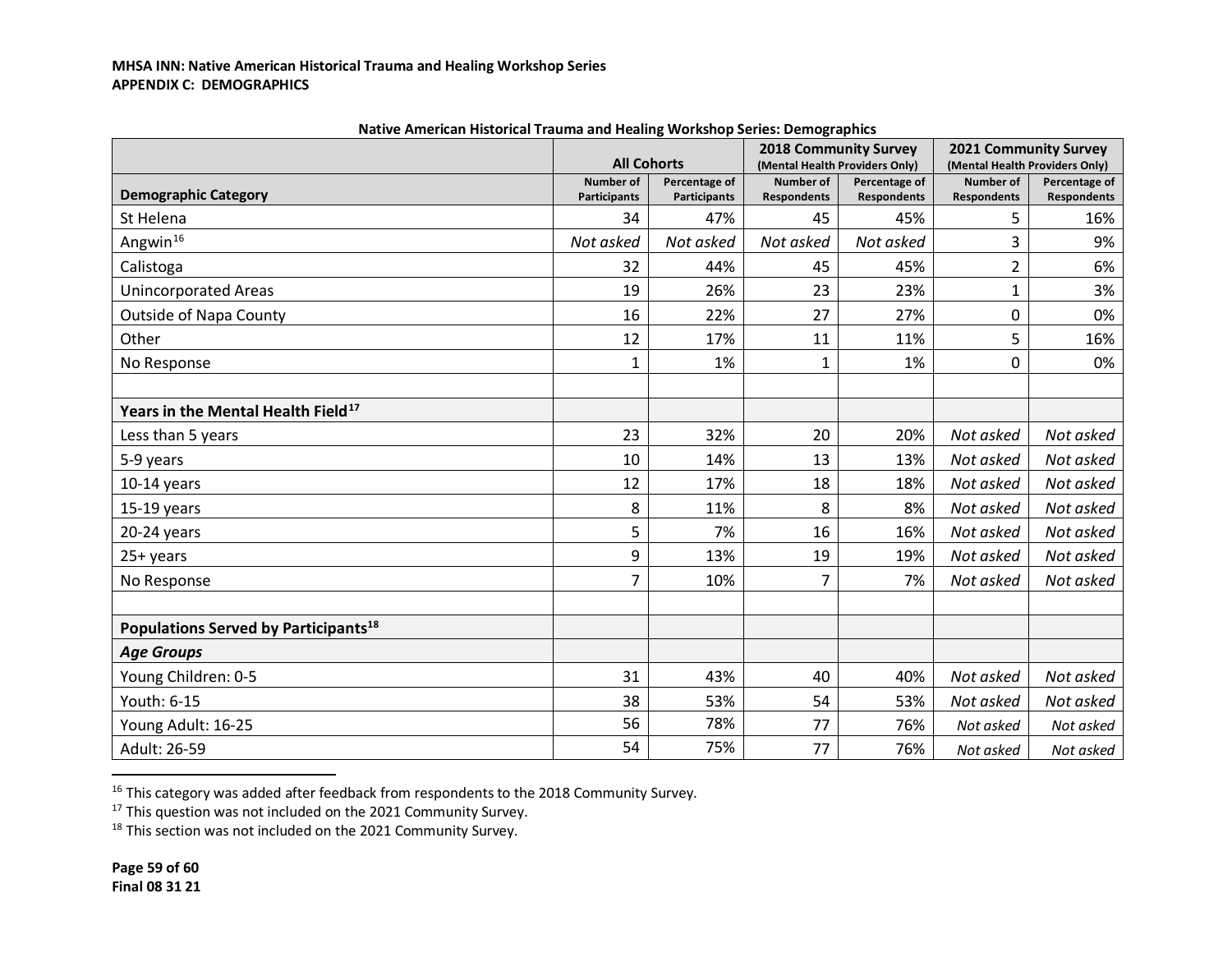**MHSA INN: Native American Historical Trauma and Healing Workshop Series**
**APPENDIX C: DEMOGRAPHICS**

**Native American Historical Trauma and Healing Workshop Series: Demographics**

| | All Cohorts | | 2018 Community Survey (Mental Health Providers Only) | | 2021 Community Survey (Mental Health Providers Only) | |
|---|---|---|---|---|---|---|
| **Demographic Category** | Number of Participants | Percentage of Participants | Number of Respondents | Percentage of Respondents | Number of Respondents | Percentage of Respondents |
| St Helena | 34 | 47% | 45 | 45% | 5 | 16% |
| Angwin[16] | *Not asked* | *Not asked* | *Not asked* | *Not asked* | 3 | 9% |
| Calistoga | 32 | 44% | 45 | 45% | 2 | 6% |
| Unincorporated Areas | 19 | 26% | 23 | 23% | 1 | 3% |
| Outside of Napa County | 16 | 22% | 27 | 27% | 0 | 0% |
| Other | 12 | 17% | 11 | 11% | 5 | 16% |
| No Response | 1 | 1% | 1 | 1% | 0 | 0% |
| | | | | | | |
| **Years in the Mental Health Field[17]** | | | | | | |
| Less than 5 years | 23 | 32% | 20 | 20% | *Not asked* | *Not asked* |
| 5-9 years | 10 | 14% | 13 | 13% | *Not asked* | *Not asked* |
| 10-14 years | 12 | 17% | 18 | 18% | *Not asked* | *Not asked* |
| 15-19 years | 8 | 11% | 8 | 8% | *Not asked* | *Not asked* |
| 20-24 years | 5 | 7% | 16 | 16% | *Not asked* | *Not asked* |
| 25+ years | 9 | 13% | 19 | 19% | *Not asked* | *Not asked* |
| No Response | 7 | 10% | 7 | 7% | *Not asked* | *Not asked* |
| | | | | | | |
| **Populations Served by Participants[18]** | | | | | | |
| ***Age Groups*** | | | | | | |
| Young Children: 0-5 | 31 | 43% | 40 | 40% | *Not asked* | *Not asked* |
| Youth: 6-15 | 38 | 53% | 54 | 53% | *Not asked* | *Not asked* |
| Young Adult: 16-25 | 56 | 78% | 77 | 76% | *Not asked* | *Not asked* |
| Adult: 26-59 | 54 | 75% | 77 | 76% | *Not asked* | *Not asked* |

[16] This category was added after feedback from respondents to the 2018 Community Survey.
[17] This question was not included on the 2021 Community Survey.
[18] This section was not included on the 2021 Community Survey.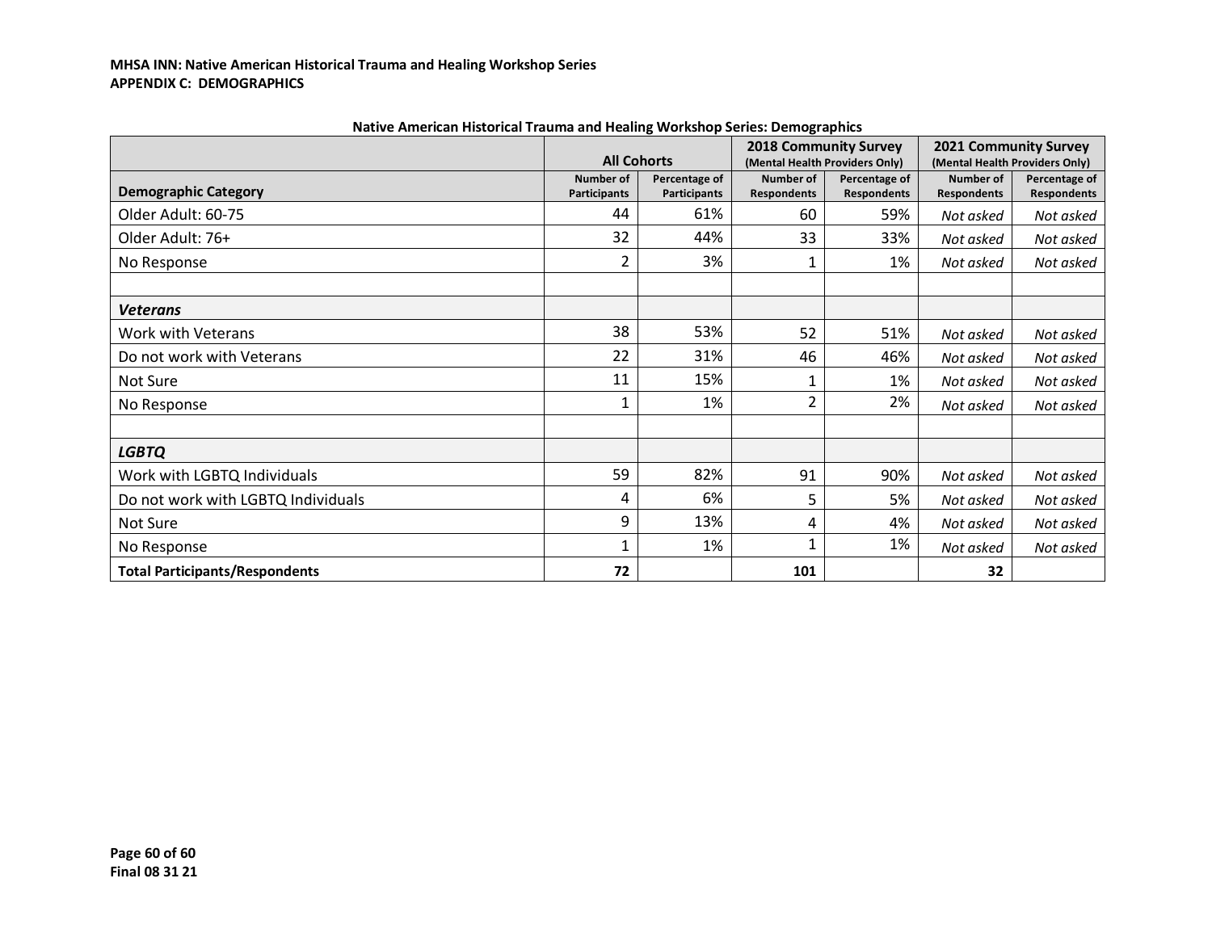**MHSA INN: Native American Historical Trauma and Healing Workshop Series**
**APPENDIX C: DEMOGRAPHICS**

**Native American Historical Trauma and Healing Workshop Series: Demographics**

| | All Cohorts | | 2018 Community Survey (Mental Health Providers Only) | | 2021 Community Survey (Mental Health Providers Only) | |
|---|---|---|---|---|---|---|
| **Demographic Category** | **Number of Participants** | **Percentage of Participants** | **Number of Respondents** | **Percentage of Respondents** | **Number of Respondents** | **Percentage of Respondents** |
| Older Adult: 60-75 | 44 | 61% | 60 | 59% | *Not asked* | *Not asked* |
| Older Adult: 76+ | 32 | 44% | 33 | 33% | *Not asked* | *Not asked* |
| No Response | 2 | 3% | 1 | 1% | *Not asked* | *Not asked* |
| | | | | | | |
| ***Veterans*** | | | | | | |
| Work with Veterans | 38 | 53% | 52 | 51% | *Not asked* | *Not asked* |
| Do not work with Veterans | 22 | 31% | 46 | 46% | *Not asked* | *Not asked* |
| Not Sure | 11 | 15% | 1 | 1% | *Not asked* | *Not asked* |
| No Response | 1 | 1% | 2 | 2% | *Not asked* | *Not asked* |
| | | | | | | |
| ***LGBTQ*** | | | | | | |
| Work with LGBTQ Individuals | 59 | 82% | 91 | 90% | *Not asked* | *Not asked* |
| Do not work with LGBTQ Individuals | 4 | 6% | 5 | 5% | *Not asked* | *Not asked* |
| Not Sure | 9 | 13% | 4 | 4% | *Not asked* | *Not asked* |
| No Response | 1 | 1% | 1 | 1% | *Not asked* | *Not asked* |
| **Total Participants/Respondents** | **72** | | **101** | | **32** | |

**Final 08 31 21**